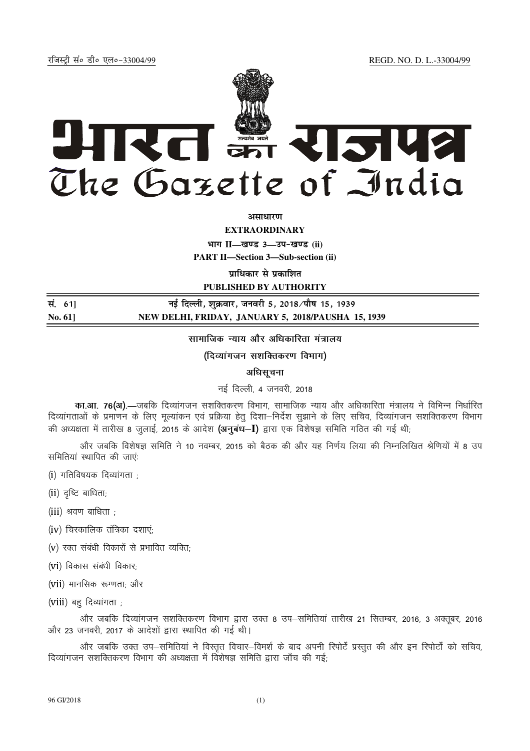रजिस्ट्री सं० डी० एल०-33004/99 REGD. NO. D. L.-33004/99

# भारत का राजपत्र
# The Gazette of India

**असाधारण**

**EXTRAORDINARY**

**भाग II—खण्ड 3—उप-खण्ड (ii)**

**PART II—Section 3—Sub-section (ii)**

**प्राधिकार से प्रकाशित**

**PUBLISHED BY AUTHORITY**

| | |
|---|---|
| **सं. 61]** | **नई दिल्ली, शुक्रवार, जनवरी 5, 2018/पौष 15, 1939** |
| **No. 61]** | **NEW DELHI, FRIDAY, JANUARY 5, 2018/PAUSHA 15, 1939** |

## सामाजिक न्याय और अधिकारिता मंत्रालय

### (दिव्यांगजन सशक्तिकरण विभाग)

### अधिसूचना

नई दिल्ली, 4 जनवरी, 2018

**का.आ. 76(अ).**—जबकि दिव्यांगजन सशक्तिकरण विभाग, सामाजिक न्याय और अधिकारिता मंत्रालय ने विभिन्न निर्धारित दिव्यांगताओं के प्रमाणन के लिए मूल्यांकन एवं प्रक्रिया हेतु दिशा–निर्देश सुझाने के लिए सचिव, दिव्यांगजन सशक्तिकरण विभाग की अध्यक्षता में तारीख 8 जुलाई, 2015 के आदेश **(अनुबंध–I)** द्वारा एक विशेषज्ञ समिति गठित की गई थी;

और जबकि विशेषज्ञ समिति ने 10 नवम्बर, 2015 को बैठक की और यह निर्णय लिया की निम्नलिखित श्रेणियों में 8 उप समितियां स्थापित की जाएं:

(i) गतिविषयक दिव्यांगता ;

(ii) दृष्टि बाधिता;

(iii) श्रवण बाधिता ;

(iv) चिरकालिक तंत्रिका दशाएं;

(v) रक्त संबंधी विकारों से प्रभावित व्यक्ति;

(vi) विकास संबंधी विकार;

(vii) मानसिक रूग्णता; और

(viii) बहु दिव्यांगता ;

और जबकि दिव्यांगजन सशक्तिकरण विभाग द्वारा उक्त 8 उप–समितियां तारीख 21 सितम्बर, 2016, 3 अक्तूबर, 2016 और 23 जनवरी, 2017 के आदेशों द्वारा स्थापित की गई थी।

और जबकि उक्त उप–समितियां ने विस्तृत विचार–विमर्श के बाद अपनी रिपोर्टें प्रस्तुत की और इन रिपोर्टों को सचिव, दिव्यांगजन सशक्तिकरण विभाग की अध्यक्षता में विशेषज्ञ समिति द्वारा जाँच की गई;

96 GI/2018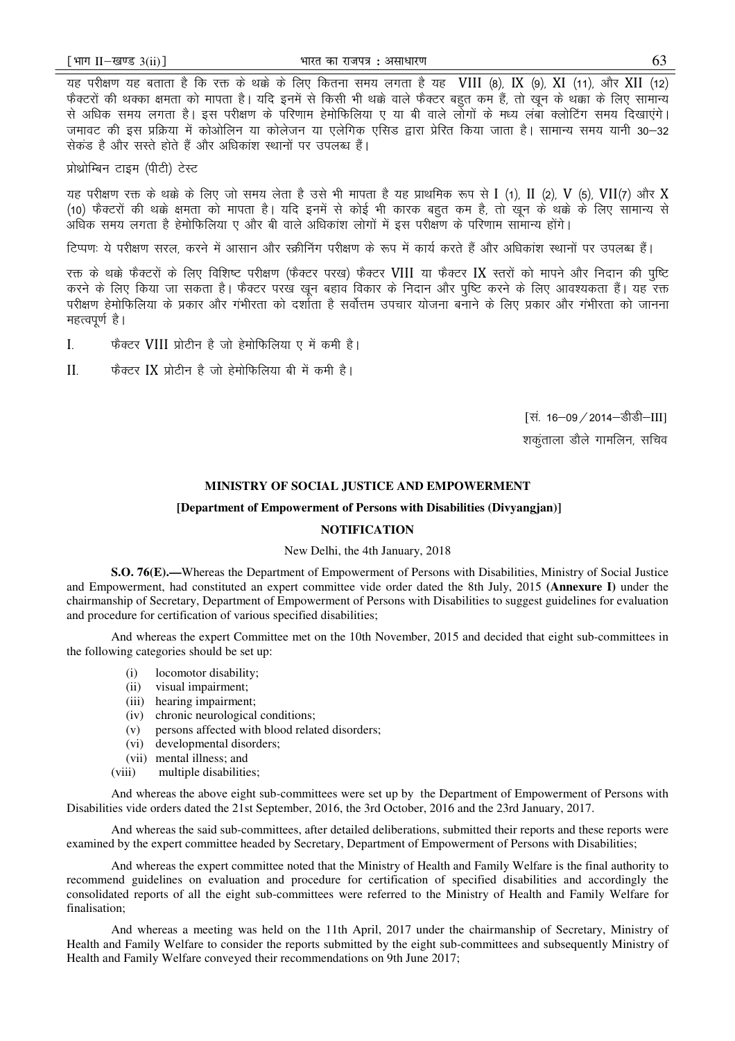यह परीक्षण यह बताता है कि रक्त के थक्के के लिए कितना समय लगता है यह VIII (8), IX (9), XI (11), और XII (12) फैक्टरों की थक्का क्षमता को मापता है। यदि इनमें से किसी भी थक्के वाले फैक्टर बहुत कम हैं, तो खून के थक्का के लिए सामान्य से अधिक समय लगता है। इस परीक्षण के परिणाम हेमोफिलिया ए या बी वाले लोगों के मध्य लंबा क्लोटिंग समय दिखाएंगे। जमावट की इस प्रक्रिया में कोओलिन या कोलेजन या एलेगिक एसिड द्वारा प्रेरित किया जाता है। सामान्य समय यानी 30–32 सेकंड है और सस्ते होते हैं और अधिकांश स्थानों पर उपलब्ध हैं।

प्रोथ्रोम्बिन टाइम (पीटी) टेस्ट

यह परीक्षण रक्त के थक्के के लिए जो समय लेता है उसे भी मापता है यह प्राथमिक रूप से I (1), II (2), V (5), VII(7) और X (10) फैक्टरों की थक्के क्षमता को मापता है। यदि इनमें से कोई भी कारक बहुत कम है, तो खून के थक्के के लिए सामान्य से अधिक समय लगता है हेमोफिलिया ए और बी वाले अधिकांश लोगों में इस परीक्षण के परिणाम सामान्य होंगे।

टिप्पणः ये परीक्षण सरल, करने में आसान और स्क्रीनिंग परीक्षण के रूप में कार्य करते हैं और अधिकांश स्थानों पर उपलब्ध हैं।

रक्त के थक्के फैक्टरों के लिए विशिष्ट परीक्षण (फैक्टर परख) फैक्टर VIII या फैक्टर IX स्तरों को मापने और निदान की पुष्टि करने के लिए किया जा सकता है। फैक्टर परख खून बहाव विकार के निदान और पुष्टि करने के लिए आवश्यकता हैं। यह रक्त परीक्षण हेमोफिलिया के प्रकार और गंभीरता को दर्शाता है सर्वोत्तम उपचार योजना बनाने के लिए प्रकार और गंभीरता को जानना महत्वपूर्ण है।

I. फैक्टर VIII प्रोटीन है जो हेमोफिलिया ए में कमी है।

II. फैक्टर IX प्रोटीन है जो हेमोफिलिया बी में कमी है।

[सं. 16–09/2014–डीडी–III]

शकुंताला डौले गामलिन, सचिव

## MINISTRY OF SOCIAL JUSTICE AND EMPOWERMENT

### [Department of Empowerment of Persons with Disabilities (Divyangjan)]

### NOTIFICATION

New Delhi, the 4th January, 2018

**S.O. 76(E).—**Whereas the Department of Empowerment of Persons with Disabilities, Ministry of Social Justice and Empowerment, had constituted an expert committee vide order dated the 8th July, 2015 **(Annexure I)** under the chairmanship of Secretary, Department of Empowerment of Persons with Disabilities to suggest guidelines for evaluation and procedure for certification of various specified disabilities;

And whereas the expert Committee met on the 10th November, 2015 and decided that eight sub-committees in the following categories should be set up:

(i) locomotor disability;
(ii) visual impairment;
(iii) hearing impairment;
(iv) chronic neurological conditions;
(v) persons affected with blood related disorders;
(vi) developmental disorders;
(vii) mental illness; and
(viii) multiple disabilities;

And whereas the above eight sub-committees were set up by the Department of Empowerment of Persons with Disabilities vide orders dated the 21st September, 2016, the 3rd October, 2016 and the 23rd January, 2017.

And whereas the said sub-committees, after detailed deliberations, submitted their reports and these reports were examined by the expert committee headed by Secretary, Department of Empowerment of Persons with Disabilities;

And whereas the expert committee noted that the Ministry of Health and Family Welfare is the final authority to recommend guidelines on evaluation and procedure for certification of specified disabilities and accordingly the consolidated reports of all the eight sub-committees were referred to the Ministry of Health and Family Welfare for finalisation;

And whereas a meeting was held on the 11th April, 2017 under the chairmanship of Secretary, Ministry of Health and Family Welfare to consider the reports submitted by the eight sub-committees and subsequently Ministry of Health and Family Welfare conveyed their recommendations on 9th June 2017;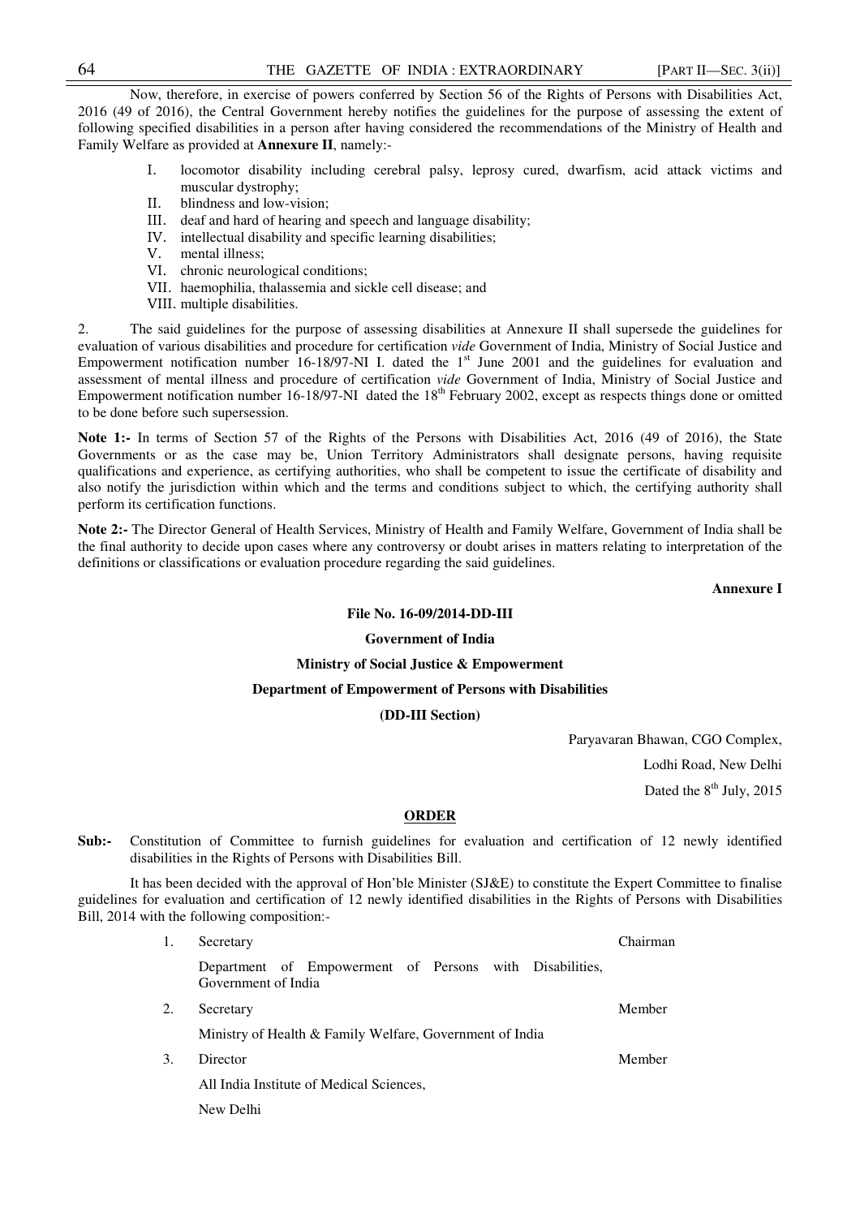Now, therefore, in exercise of powers conferred by Section 56 of the Rights of Persons with Disabilities Act, 2016 (49 of 2016), the Central Government hereby notifies the guidelines for the purpose of assessing the extent of following specified disabilities in a person after having considered the recommendations of the Ministry of Health and Family Welfare as provided at **Annexure II**, namely:-

- I. locomotor disability including cerebral palsy, leprosy cured, dwarfism, acid attack victims and muscular dystrophy;
- II. blindness and low-vision;
- III. deaf and hard of hearing and speech and language disability;
- IV. intellectual disability and specific learning disabilities;
- V. mental illness;
- VI. chronic neurological conditions;
- VII. haemophilia, thalassemia and sickle cell disease; and
- VIII. multiple disabilities.

2. The said guidelines for the purpose of assessing disabilities at Annexure II shall supersede the guidelines for evaluation of various disabilities and procedure for certification *vide* Government of India, Ministry of Social Justice and Empowerment notification number 16-18/97-NI I. dated the 1st June 2001 and the guidelines for evaluation and assessment of mental illness and procedure of certification *vide* Government of India, Ministry of Social Justice and Empowerment notification number 16-18/97-NI dated the 18th February 2002, except as respects things done or omitted to be done before such supersession.

**Note 1:-** In terms of Section 57 of the Rights of the Persons with Disabilities Act, 2016 (49 of 2016), the State Governments or as the case may be, Union Territory Administrators shall designate persons, having requisite qualifications and experience, as certifying authorities, who shall be competent to issue the certificate of disability and also notify the jurisdiction within which and the terms and conditions subject to which, the certifying authority shall perform its certification functions.

**Note 2:-** The Director General of Health Services, Ministry of Health and Family Welfare, Government of India shall be the final authority to decide upon cases where any controversy or doubt arises in matters relating to interpretation of the definitions or classifications or evaluation procedure regarding the said guidelines.

**Annexure I**

**File No. 16-09/2014-DD-III**

**Government of India**

**Ministry of Social Justice & Empowerment**

**Department of Empowerment of Persons with Disabilities**

**(DD-III Section)**

Paryavaran Bhawan, CGO Complex,

Lodhi Road, New Delhi

Dated the 8th July, 2015

**ORDER**

**Sub:-** Constitution of Committee to furnish guidelines for evaluation and certification of 12 newly identified disabilities in the Rights of Persons with Disabilities Bill.

It has been decided with the approval of Hon'ble Minister (SJ&E) to constitute the Expert Committee to finalise guidelines for evaluation and certification of 12 newly identified disabilities in the Rights of Persons with Disabilities Bill, 2014 with the following composition:-

| | | |
|---|---|---|
| 1. | Secretary<br>Department of Empowerment of Persons with Disabilities, Government of India | Chairman |
| 2. | Secretary<br>Ministry of Health & Family Welfare, Government of India | Member |
| 3. | Director<br>All India Institute of Medical Sciences,<br>New Delhi | Member |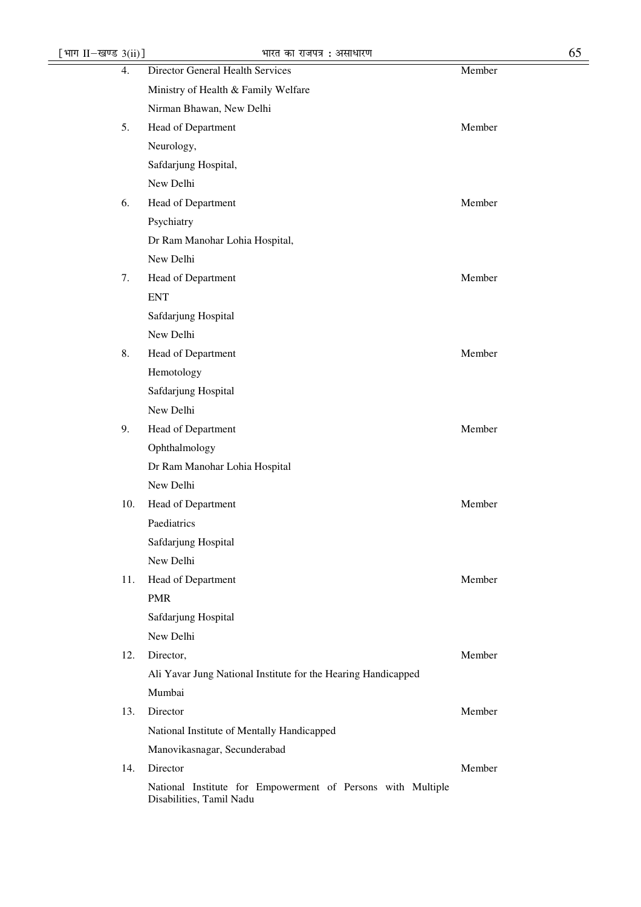| | | |
|---|---|---|
| 4. | Director General Health Services<br>Ministry of Health & Family Welfare<br>Nirman Bhawan, New Delhi | Member |
| 5. | Head of Department<br>Neurology,<br>Safdarjung Hospital,<br>New Delhi | Member |
| 6. | Head of Department<br>Psychiatry<br>Dr Ram Manohar Lohia Hospital,<br>New Delhi | Member |
| 7. | Head of Department<br>ENT<br>Safdarjung Hospital<br>New Delhi | Member |
| 8. | Head of Department<br>Hemotology<br>Safdarjung Hospital<br>New Delhi | Member |
| 9. | Head of Department<br>Ophthalmology<br>Dr Ram Manohar Lohia Hospital<br>New Delhi | Member |
| 10. | Head of Department<br>Paediatrics<br>Safdarjung Hospital<br>New Delhi | Member |
| 11. | Head of Department<br>PMR<br>Safdarjung Hospital<br>New Delhi | Member |
| 12. | Director,<br>Ali Yavar Jung National Institute for the Hearing Handicapped<br>Mumbai | Member |
| 13. | Director<br>National Institute of Mentally Handicapped<br>Manovikasnagar, Secunderabad | Member |
| 14. | Director<br>National Institute for Empowerment of Persons with Multiple Disabilities, Tamil Nadu | Member |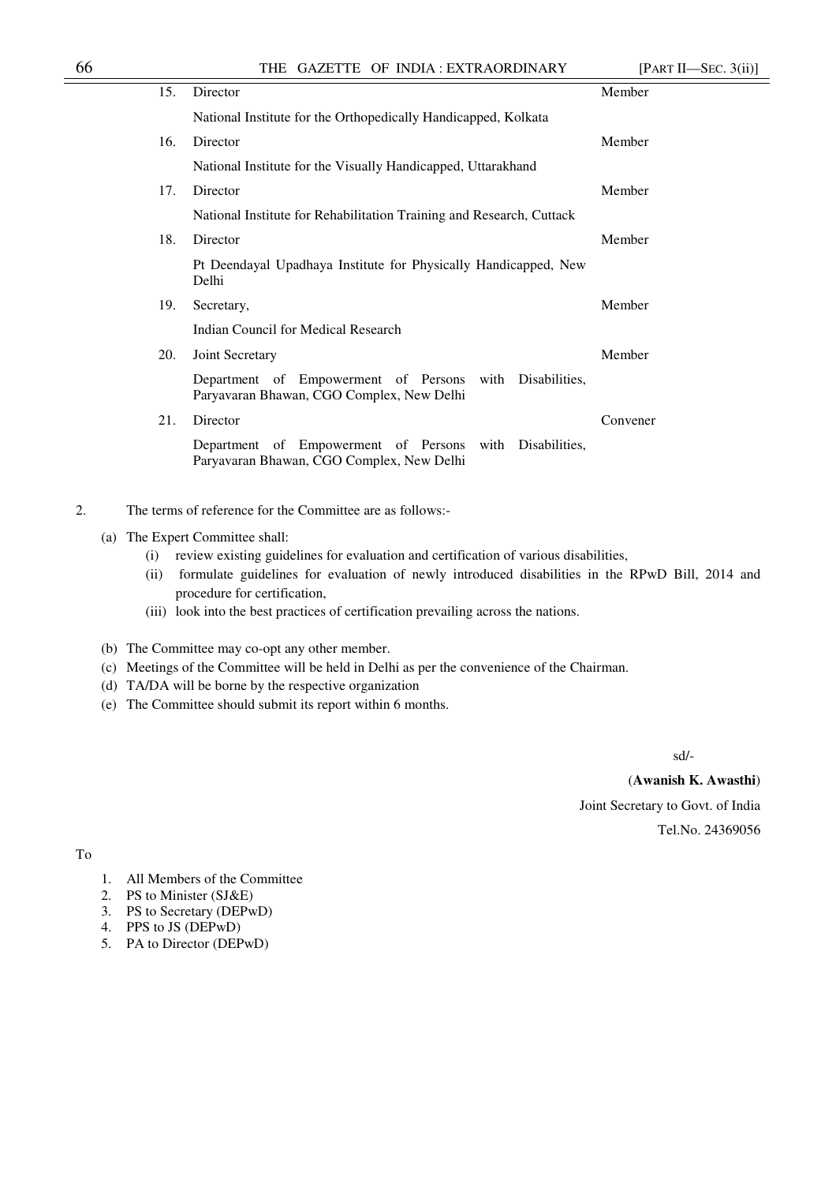| | | |
|---|---|---|
| 15. | Director<br>National Institute for the Orthopedically Handicapped, Kolkata | Member |
| 16. | Director<br>National Institute for the Visually Handicapped, Uttarakhand | Member |
| 17. | Director<br>National Institute for Rehabilitation Training and Research, Cuttack | Member |
| 18. | Director<br>Pt Deendayal Upadhaya Institute for Physically Handicapped, New Delhi | Member |
| 19. | Secretary,<br>Indian Council for Medical Research | Member |
| 20. | Joint Secretary<br>Department of Empowerment of Persons with Disabilities, Paryavaran Bhawan, CGO Complex, New Delhi | Member |
| 21. | Director<br>Department of Empowerment of Persons with Disabilities, Paryavaran Bhawan, CGO Complex, New Delhi | Convener |

2. The terms of reference for the Committee are as follows:-

(a) The Expert Committee shall:

(i) review existing guidelines for evaluation and certification of various disabilities,

(ii) formulate guidelines for evaluation of newly introduced disabilities in the RPwD Bill, 2014 and procedure for certification,

(iii) look into the best practices of certification prevailing across the nations.

(b) The Committee may co-opt any other member.

(c) Meetings of the Committee will be held in Delhi as per the convenience of the Chairman.

(d) TA/DA will be borne by the respective organization

(e) The Committee should submit its report within 6 months.

sd/-

(**Awanish K. Awasthi**)

Joint Secretary to Govt. of India

Tel.No. 24369056

To

1. All Members of the Committee
2. PS to Minister (SJ&E)
3. PS to Secretary (DEPwD)
4. PPS to JS (DEPwD)
5. PA to Director (DEPwD)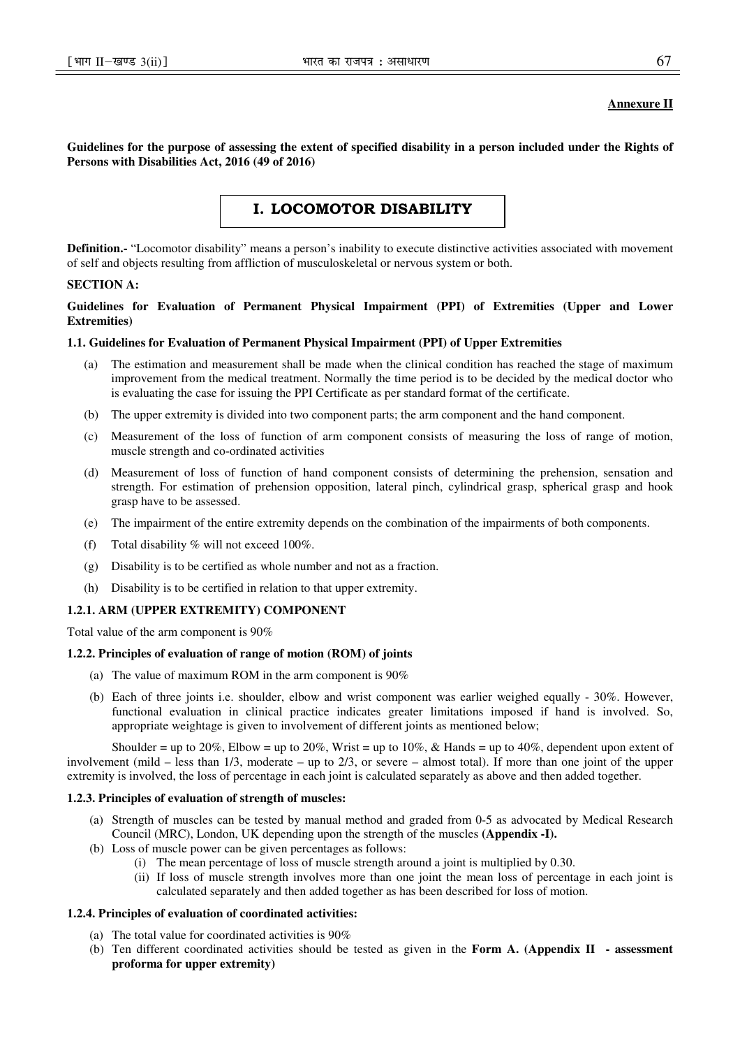**Annexure II**

**Guidelines for the purpose of assessing the extent of specified disability in a person included under the Rights of Persons with Disabilities Act, 2016 (49 of 2016)**

# I. LOCOMOTOR DISABILITY

**Definition.-** "Locomotor disability" means a person's inability to execute distinctive activities associated with movement of self and objects resulting from affliction of musculoskeletal or nervous system or both.

**SECTION A:**

**Guidelines for Evaluation of Permanent Physical Impairment (PPI) of Extremities (Upper and Lower Extremities)**

**1.1. Guidelines for Evaluation of Permanent Physical Impairment (PPI) of Upper Extremities**

(a) The estimation and measurement shall be made when the clinical condition has reached the stage of maximum improvement from the medical treatment. Normally the time period is to be decided by the medical doctor who is evaluating the case for issuing the PPI Certificate as per standard format of the certificate.

(b) The upper extremity is divided into two component parts; the arm component and the hand component.

(c) Measurement of the loss of function of arm component consists of measuring the loss of range of motion, muscle strength and co-ordinated activities

(d) Measurement of loss of function of hand component consists of determining the prehension, sensation and strength. For estimation of prehension opposition, lateral pinch, cylindrical grasp, spherical grasp and hook grasp have to be assessed.

(e) The impairment of the entire extremity depends on the combination of the impairments of both components.

(f) Total disability % will not exceed 100%.

(g) Disability is to be certified as whole number and not as a fraction.

(h) Disability is to be certified in relation to that upper extremity.

**1.2.1. ARM (UPPER EXTREMITY) COMPONENT**

Total value of the arm component is 90%

**1.2.2. Principles of evaluation of range of motion (ROM) of joints**

(a) The value of maximum ROM in the arm component is 90%

(b) Each of three joints i.e. shoulder, elbow and wrist component was earlier weighed equally - 30%. However, functional evaluation in clinical practice indicates greater limitations imposed if hand is involved. So, appropriate weightage is given to involvement of different joints as mentioned below;

Shoulder = up to 20%, Elbow = up to 20%, Wrist = up to 10%, & Hands = up to 40%, dependent upon extent of involvement (mild – less than 1/3, moderate – up to 2/3, or severe – almost total). If more than one joint of the upper extremity is involved, the loss of percentage in each joint is calculated separately as above and then added together.

**1.2.3. Principles of evaluation of strength of muscles:**

(a) Strength of muscles can be tested by manual method and graded from 0-5 as advocated by Medical Research Council (MRC), London, UK depending upon the strength of the muscles **(Appendix -I).**

(b) Loss of muscle power can be given percentages as follows:

  (i) The mean percentage of loss of muscle strength around a joint is multiplied by 0.30.

  (ii) If loss of muscle strength involves more than one joint the mean loss of percentage in each joint is calculated separately and then added together as has been described for loss of motion.

**1.2.4. Principles of evaluation of coordinated activities:**

(a) The total value for coordinated activities is 90%

(b) Ten different coordinated activities should be tested as given in the **Form A. (Appendix II - assessment proforma for upper extremity)**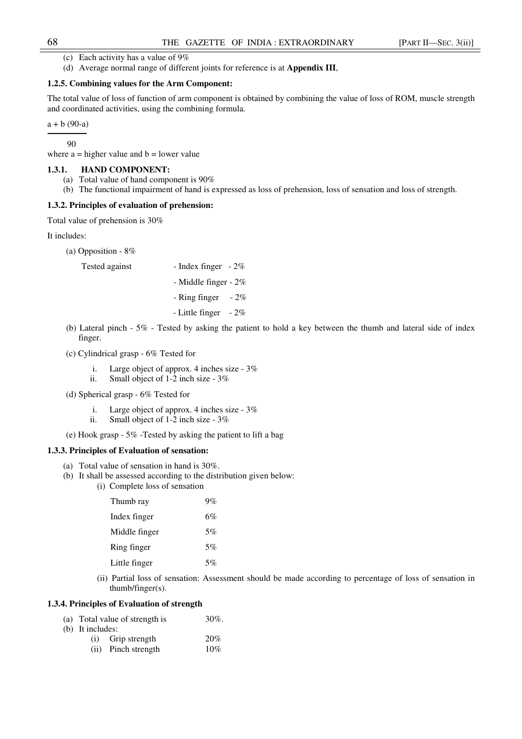(c) Each activity has a value of 9%

(d) Average normal range of different joints for reference is at **Appendix III**,

**1.2.5. Combining values for the Arm Component:**

The total value of loss of function of arm component is obtained by combining the value of loss of ROM, muscle strength and coordinated activities, using the combining formula.

$$\frac{a + b\,(90-a)}{90}$$

where a = higher value and b = lower value

**1.3.1. HAND COMPONENT:**

(a) Total value of hand component is 90%

(b) The functional impairment of hand is expressed as loss of prehension, loss of sensation and loss of strength.

**1.3.2. Principles of evaluation of prehension:**

Total value of prehension is 30%

It includes:

(a) Opposition - 8%

Tested against
- Index finger - 2%
- Middle finger - 2%
- Ring finger - 2%
- Little finger - 2%

(b) Lateral pinch - 5% - Tested by asking the patient to hold a key between the thumb and lateral side of index finger.

(c) Cylindrical grasp - 6% Tested for

i. Large object of approx. 4 inches size - 3%

ii. Small object of 1-2 inch size - 3%

(d) Spherical grasp - 6% Tested for

i. Large object of approx. 4 inches size - 3%

ii. Small object of 1-2 inch size - 3%

(e) Hook grasp - 5% -Tested by asking the patient to lift a bag

**1.3.3. Principles of Evaluation of sensation:**

(a) Total value of sensation in hand is 30%.

(b) It shall be assessed according to the distribution given below:

(i) Complete loss of sensation

| | |
|---|---|
| Thumb ray | 9% |
| Index finger | 6% |
| Middle finger | 5% |
| Ring finger | 5% |
| Little finger | 5% |

(ii) Partial loss of sensation: Assessment should be made according to percentage of loss of sensation in thumb/finger(s).

**1.3.4. Principles of Evaluation of strength**

(a) Total value of strength is 30%.

(b) It includes:

(i) Grip strength 20%

(ii) Pinch strength 10%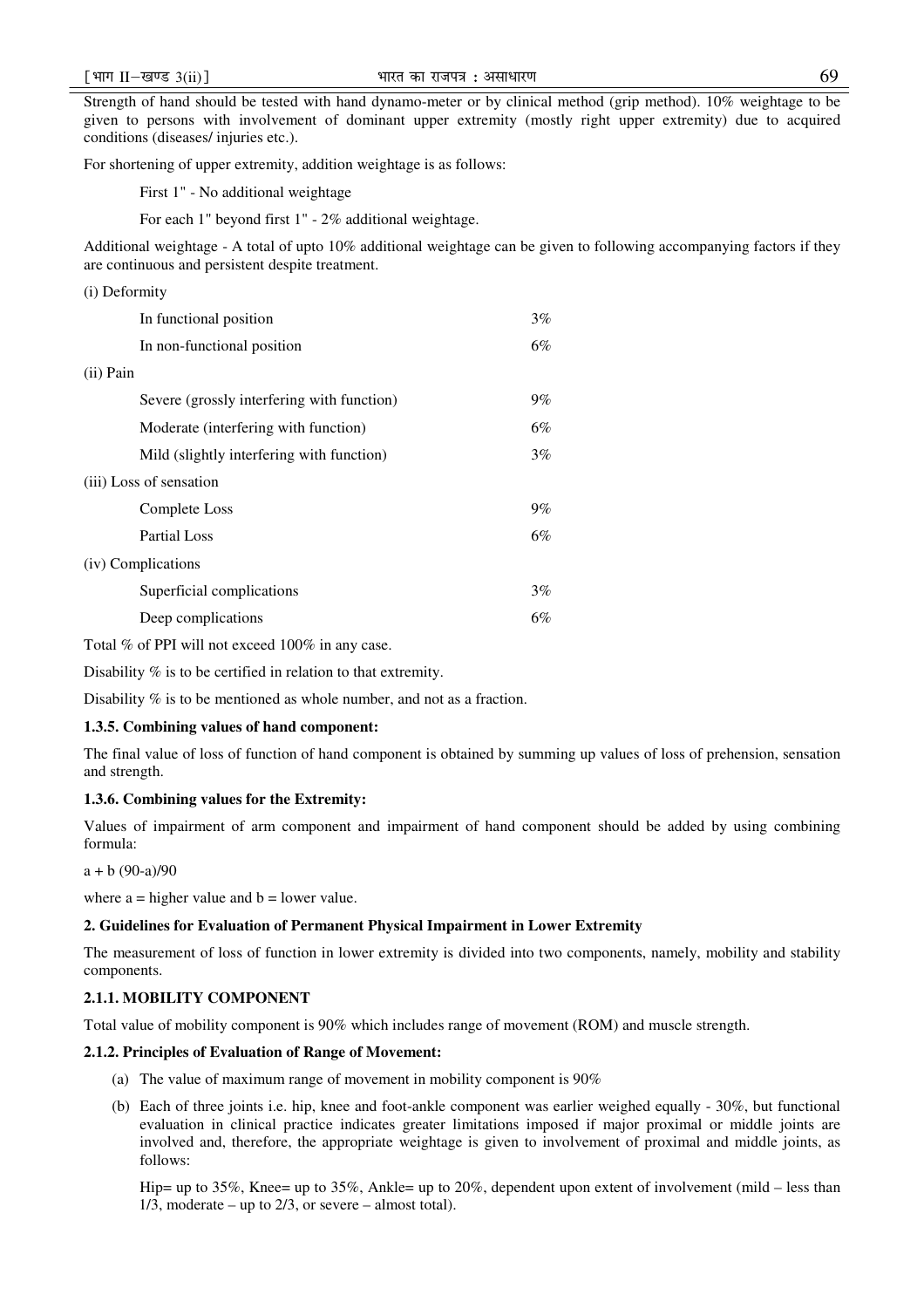Strength of hand should be tested with hand dynamo-meter or by clinical method (grip method). 10% weightage to be given to persons with involvement of dominant upper extremity (mostly right upper extremity) due to acquired conditions (diseases/ injuries etc.).

For shortening of upper extremity, addition weightage is as follows:

First 1" - No additional weightage

For each 1" beyond first 1" - 2% additional weightage.

Additional weightage - A total of upto 10% additional weightage can be given to following accompanying factors if they are continuous and persistent despite treatment.

(i) Deformity

| | |
|---|---|
| In functional position | 3% |
| In non-functional position | 6% |

(ii) Pain

| | |
|---|---|
| Severe (grossly interfering with function) | 9% |
| Moderate (interfering with function) | 6% |
| Mild (slightly interfering with function) | 3% |

(iii) Loss of sensation

| | |
|---|---|
| Complete Loss | 9% |
| Partial Loss | 6% |

(iv) Complications

| | |
|---|---|
| Superficial complications | 3% |
| Deep complications | 6% |

Total % of PPI will not exceed 100% in any case.

Disability % is to be certified in relation to that extremity.

Disability % is to be mentioned as whole number, and not as a fraction.

#### 1.3.5. Combining values of hand component:

The final value of loss of function of hand component is obtained by summing up values of loss of prehension, sensation and strength.

#### 1.3.6. Combining values for the Extremity:

Values of impairment of arm component and impairment of hand component should be added by using combining formula:

$a + b\,(90-a)/90$

where a = higher value and b = lower value.

## 2. Guidelines for Evaluation of Permanent Physical Impairment in Lower Extremity

The measurement of loss of function in lower extremity is divided into two components, namely, mobility and stability components.

### 2.1.1. MOBILITY COMPONENT

Total value of mobility component is 90% which includes range of movement (ROM) and muscle strength.

### 2.1.2. Principles of Evaluation of Range of Movement:

(a) The value of maximum range of movement in mobility component is 90%

(b) Each of three joints i.e. hip, knee and foot-ankle component was earlier weighed equally - 30%, but functional evaluation in clinical practice indicates greater limitations imposed if major proximal or middle joints are involved and, therefore, the appropriate weightage is given to involvement of proximal and middle joints, as follows:

Hip= up to 35%, Knee= up to 35%, Ankle= up to 20%, dependent upon extent of involvement (mild – less than 1/3, moderate – up to 2/3, or severe – almost total).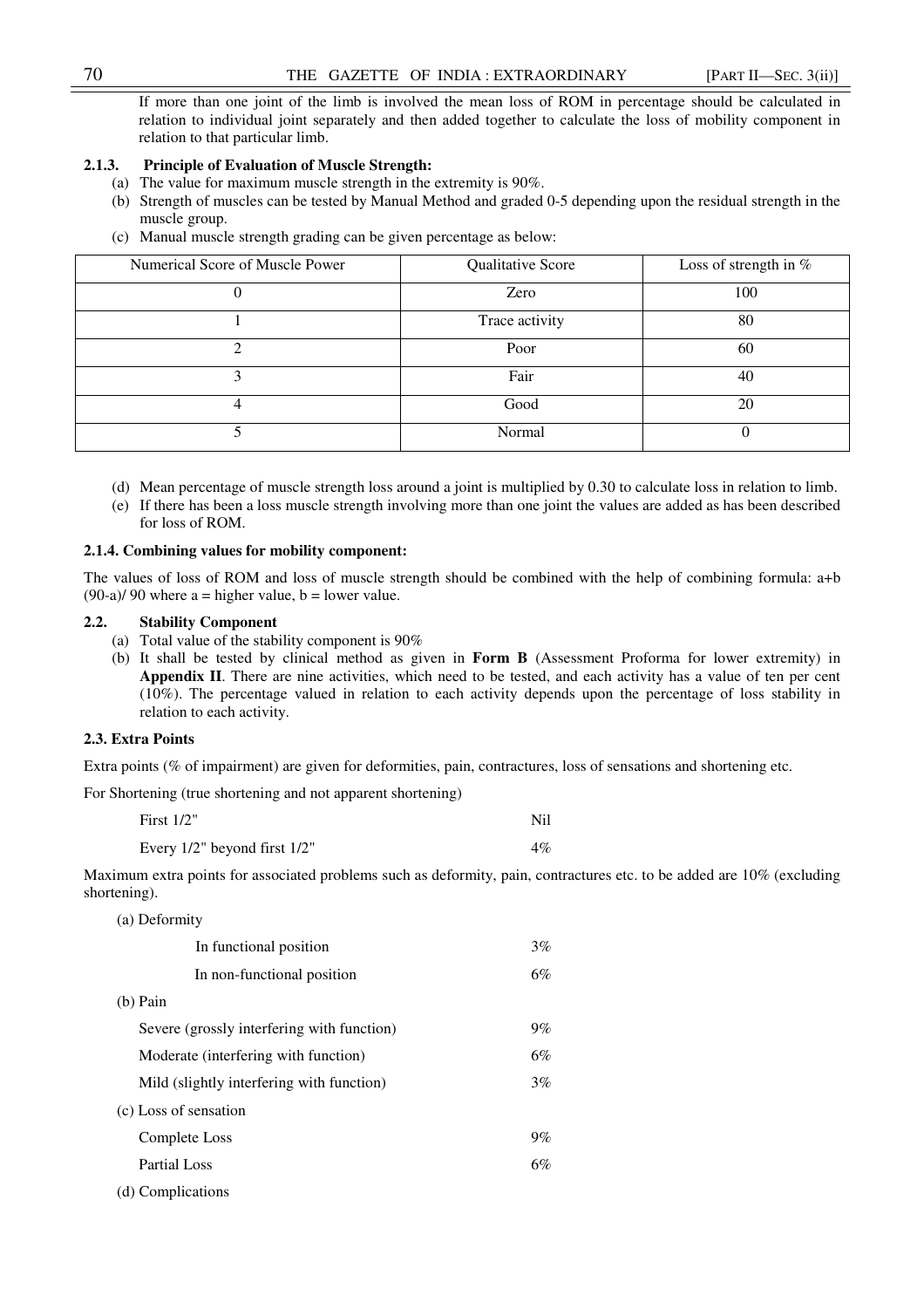If more than one joint of the limb is involved the mean loss of ROM in percentage should be calculated in relation to individual joint separately and then added together to calculate the loss of mobility component in relation to that particular limb.

### 2.1.3. Principle of Evaluation of Muscle Strength:

(a) The value for maximum muscle strength in the extremity is 90%.

(b) Strength of muscles can be tested by Manual Method and graded 0-5 depending upon the residual strength in the muscle group.

(c) Manual muscle strength grading can be given percentage as below:

| Numerical Score of Muscle Power | Qualitative Score | Loss of strength in % |
|---|---|---|
| 0 | Zero | 100 |
| 1 | Trace activity | 80 |
| 2 | Poor | 60 |
| 3 | Fair | 40 |
| 4 | Good | 20 |
| 5 | Normal | 0 |

(d) Mean percentage of muscle strength loss around a joint is multiplied by 0.30 to calculate loss in relation to limb.

(e) If there has been a loss muscle strength involving more than one joint the values are added as has been described for loss of ROM.

### 2.1.4. Combining values for mobility component:

The values of loss of ROM and loss of muscle strength should be combined with the help of combining formula: $a+b(90-a)/90$ where a = higher value, b = lower value.

## 2.2. Stability Component

(a) Total value of the stability component is 90%

(b) It shall be tested by clinical method as given in **Form B** (Assessment Proforma for lower extremity) in **Appendix II**. There are nine activities, which need to be tested, and each activity has a value of ten per cent (10%). The percentage valued in relation to each activity depends upon the percentage of loss stability in relation to each activity.

## 2.3. Extra Points

Extra points (% of impairment) are given for deformities, pain, contractures, loss of sensations and shortening etc.

For Shortening (true shortening and not apparent shortening)

| | |
|---|---|
| First 1/2" | Nil |
| Every 1/2" beyond first 1/2" | 4% |

Maximum extra points for associated problems such as deformity, pain, contractures etc. to be added are 10% (excluding shortening).

(a) Deformity

| | |
|---|---|
| In functional position | 3% |
| In non-functional position | 6% |

(b) Pain

| | |
|---|---|
| Severe (grossly interfering with function) | 9% |
| Moderate (interfering with function) | 6% |
| Mild (slightly interfering with function) | 3% |

(c) Loss of sensation

| | |
|---|---|
| Complete Loss | 9% |
| Partial Loss | 6% |

(d) Complications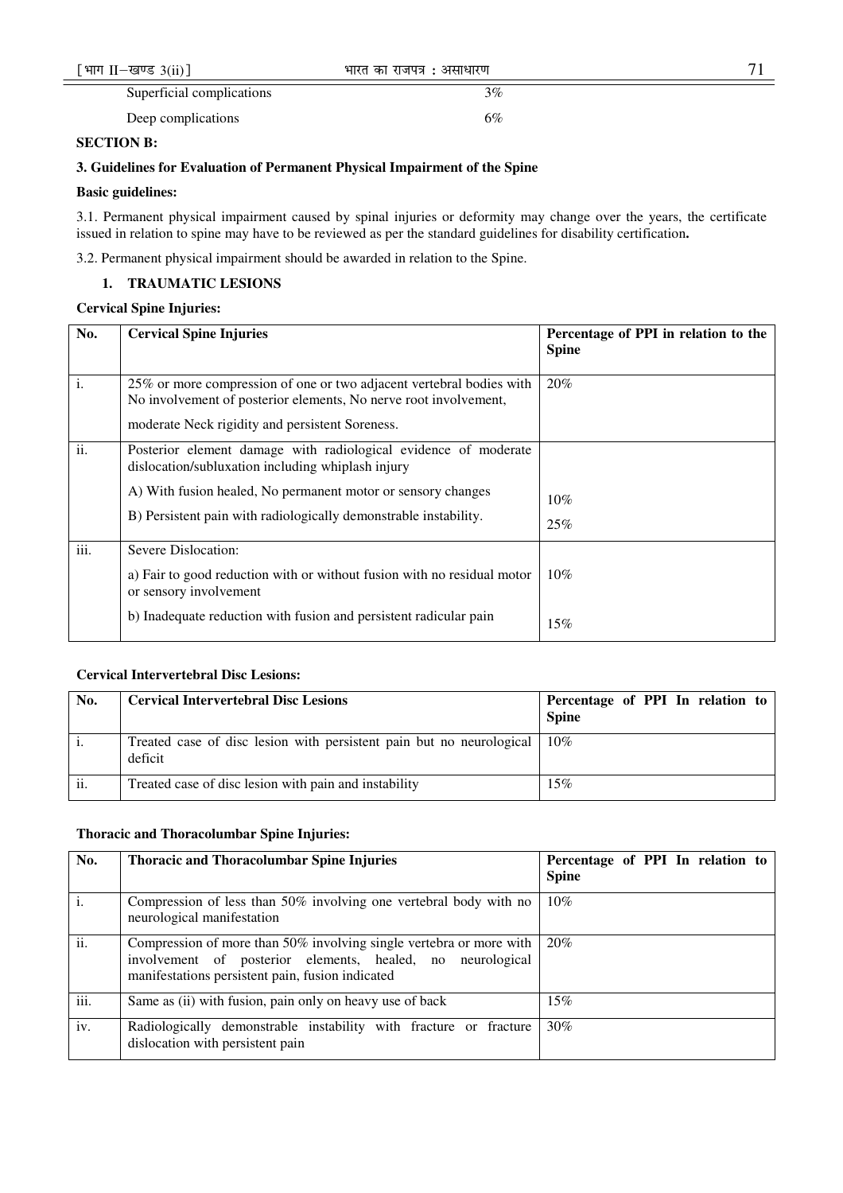Superficial complications 3%

Deep complications 6%

**SECTION B:**

**3. Guidelines for Evaluation of Permanent Physical Impairment of the Spine**

**Basic guidelines:**

3.1. Permanent physical impairment caused by spinal injuries or deformity may change over the years, the certificate issued in relation to spine may have to be reviewed as per the standard guidelines for disability certification**.**

3.2. Permanent physical impairment should be awarded in relation to the Spine.

**1. TRAUMATIC LESIONS**

**Cervical Spine Injuries:**

| No. | Cervical Spine Injuries | Percentage of PPI in relation to the Spine |
|---|---|---|
| i. | 25% or more compression of one or two adjacent vertebral bodies with No involvement of posterior elements, No nerve root involvement, moderate Neck rigidity and persistent Soreness. | 20% |
| ii. | Posterior element damage with radiological evidence of moderate dislocation/subluxation including whiplash injury<br>A) With fusion healed, No permanent motor or sensory changes<br>B) Persistent pain with radiologically demonstrable instability. | <br>10%<br>25% |
| iii. | Severe Dislocation:<br>a) Fair to good reduction with or without fusion with no residual motor or sensory involvement<br>b) Inadequate reduction with fusion and persistent radicular pain | <br>10%<br>15% |

**Cervical Intervertebral Disc Lesions:**

| No. | Cervical Intervertebral Disc Lesions | Percentage of PPI In relation to Spine |
|---|---|---|
| i. | Treated case of disc lesion with persistent pain but no neurological deficit | 10% |
| ii. | Treated case of disc lesion with pain and instability | 15% |

**Thoracic and Thoracolumbar Spine Injuries:**

| No. | Thoracic and Thoracolumbar Spine Injuries | Percentage of PPI In relation to Spine |
|---|---|---|
| i. | Compression of less than 50% involving one vertebral body with no neurological manifestation | 10% |
| ii. | Compression of more than 50% involving single vertebra or more with involvement of posterior elements, healed, no neurological manifestations persistent pain, fusion indicated | 20% |
| iii. | Same as (ii) with fusion, pain only on heavy use of back | 15% |
| iv. | Radiologically demonstrable instability with fracture or fracture dislocation with persistent pain | 30% |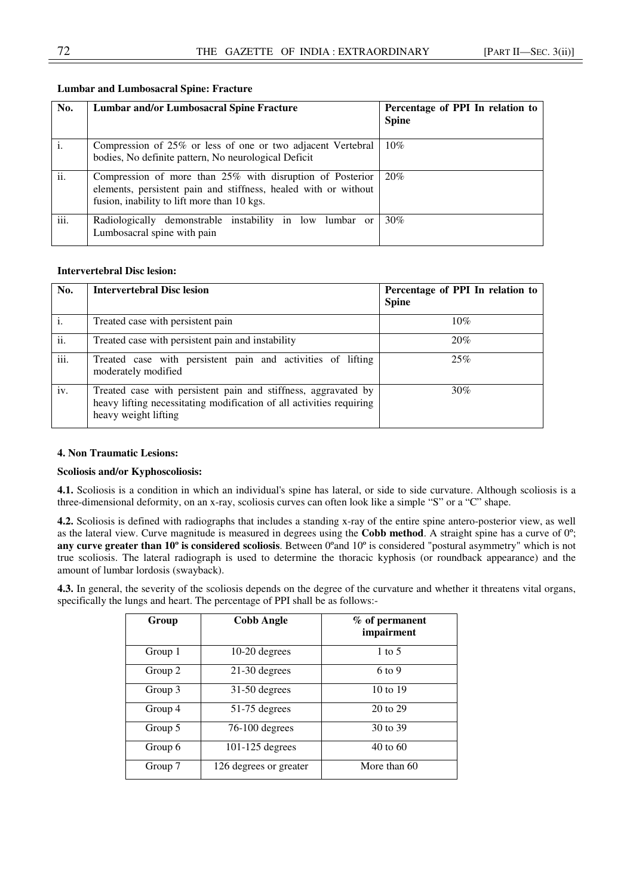**Lumbar and Lumbosacral Spine: Fracture**

| No. | Lumbar and/or Lumbosacral Spine Fracture | Percentage of PPI In relation to Spine |
|---|---|---|
| i. | Compression of 25% or less of one or two adjacent Vertebral bodies, No definite pattern, No neurological Deficit | 10% |
| ii. | Compression of more than 25% with disruption of Posterior elements, persistent pain and stiffness, healed with or without fusion, inability to lift more than 10 kgs. | 20% |
| iii. | Radiologically demonstrable instability in low lumbar or Lumbosacral spine with pain | 30% |

**Intervertebral Disc lesion:**

| No. | Intervertebral Disc lesion | Percentage of PPI In relation to Spine |
|---|---|---|
| i. | Treated case with persistent pain | 10% |
| ii. | Treated case with persistent pain and instability | 20% |
| iii. | Treated case with persistent pain and activities of lifting moderately modified | 25% |
| iv. | Treated case with persistent pain and stiffness, aggravated by heavy lifting necessitating modification of all activities requiring heavy weight lifting | 30% |

**4. Non Traumatic Lesions:**

**Scoliosis and/or Kyphoscoliosis:**

**4.1.** Scoliosis is a condition in which an individual's spine has lateral, or side to side curvature. Although scoliosis is a three-dimensional deformity, on an x-ray, scoliosis curves can often look like a simple "S" or a "C" shape.

**4.2.** Scoliosis is defined with radiographs that includes a standing x-ray of the entire spine antero-posterior view, as well as the lateral view. Curve magnitude is measured in degrees using the **Cobb method**. A straight spine has a curve of 0º; **any curve greater than 10º is considered scoliosis**. Between 0ºand 10º is considered "postural asymmetry" which is not true scoliosis. The lateral radiograph is used to determine the thoracic kyphosis (or roundback appearance) and the amount of lumbar lordosis (swayback).

**4.3.** In general, the severity of the scoliosis depends on the degree of the curvature and whether it threatens vital organs, specifically the lungs and heart. The percentage of PPI shall be as follows:-

| Group | Cobb Angle | % of permanent impairment |
|---|---|---|
| Group 1 | 10-20 degrees | 1 to 5 |
| Group 2 | 21-30 degrees | 6 to 9 |
| Group 3 | 31-50 degrees | 10 to 19 |
| Group 4 | 51-75 degrees | 20 to 29 |
| Group 5 | 76-100 degrees | 30 to 39 |
| Group 6 | 101-125 degrees | 40 to 60 |
| Group 7 | 126 degrees or greater | More than 60 |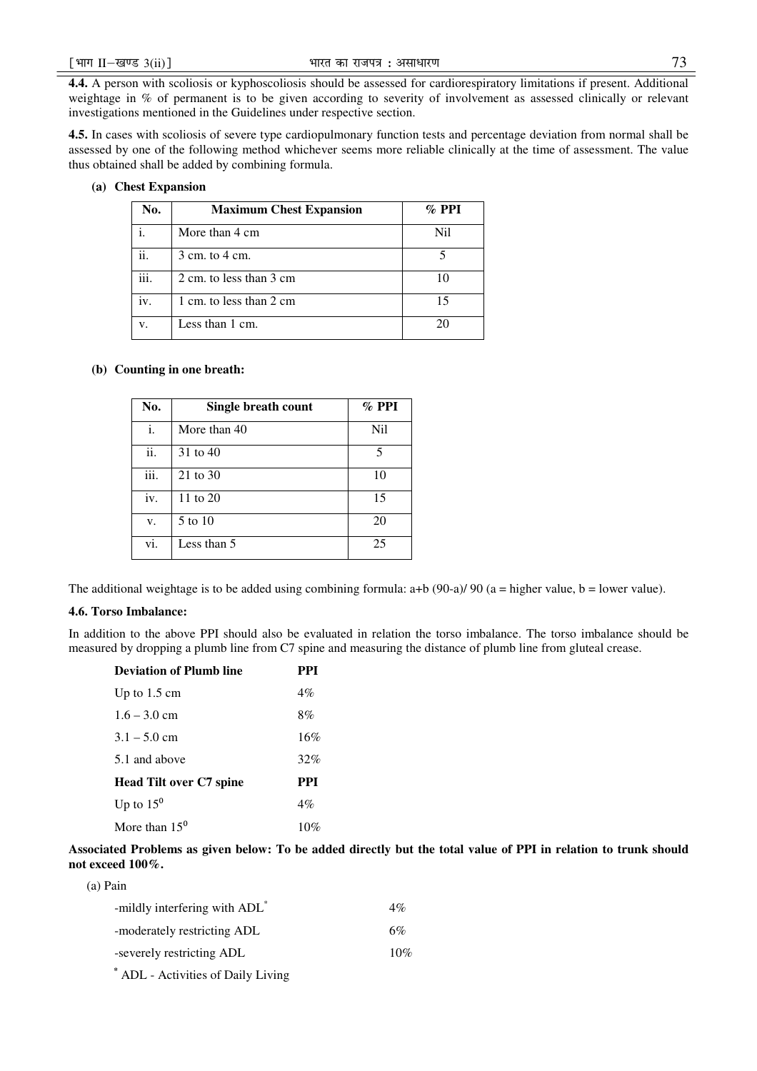**4.4.** A person with scoliosis or kyphoscoliosis should be assessed for cardiorespiratory limitations if present. Additional weightage in % of permanent is to be given according to severity of involvement as assessed clinically or relevant investigations mentioned in the Guidelines under respective section.

**4.5.** In cases with scoliosis of severe type cardiopulmonary function tests and percentage deviation from normal shall be assessed by one of the following method whichever seems more reliable clinically at the time of assessment. The value thus obtained shall be added by combining formula.

**(a) Chest Expansion**

| No. | Maximum Chest Expansion | % PPI |
|---|---|---|
| i. | More than 4 cm | Nil |
| ii. | 3 cm. to 4 cm. | 5 |
| iii. | 2 cm. to less than 3 cm | 10 |
| iv. | 1 cm. to less than 2 cm | 15 |
| v. | Less than 1 cm. | 20 |

**(b) Counting in one breath:**

| No. | Single breath count | % PPI |
|---|---|---|
| i. | More than 40 | Nil |
| ii. | 31 to 40 | 5 |
| iii. | 21 to 30 | 10 |
| iv. | 11 to 20 | 15 |
| v. | 5 to 10 | 20 |
| vi. | Less than 5 | 25 |

The additional weightage is to be added using combining formula: $a+b\,(90-a)/\,90$ (a = higher value, b = lower value).

**4.6. Torso Imbalance:**

In addition to the above PPI should also be evaluated in relation the torso imbalance. The torso imbalance should be measured by dropping a plumb line from C7 spine and measuring the distance of plumb line from gluteal crease.

| **Deviation of Plumb line** | **PPI** |
|---|---|
| Up to 1.5 cm | 4% |
| 1.6 – 3.0 cm | 8% |
| 3.1 – 5.0 cm | 16% |
| 5.1 and above | 32% |
| **Head Tilt over C7 spine** | **PPI** |
| Up to $15^0$ | 4% |
| More than $15^0$ | 10% |

**Associated Problems as given below: To be added directly but the total value of PPI in relation to trunk should not exceed 100%.**

(a) Pain

| | |
|---|---|
| -mildly interfering with ADL* | 4% |
| -moderately restricting ADL | 6% |
| -severely restricting ADL | 10% |

\* ADL - Activities of Daily Living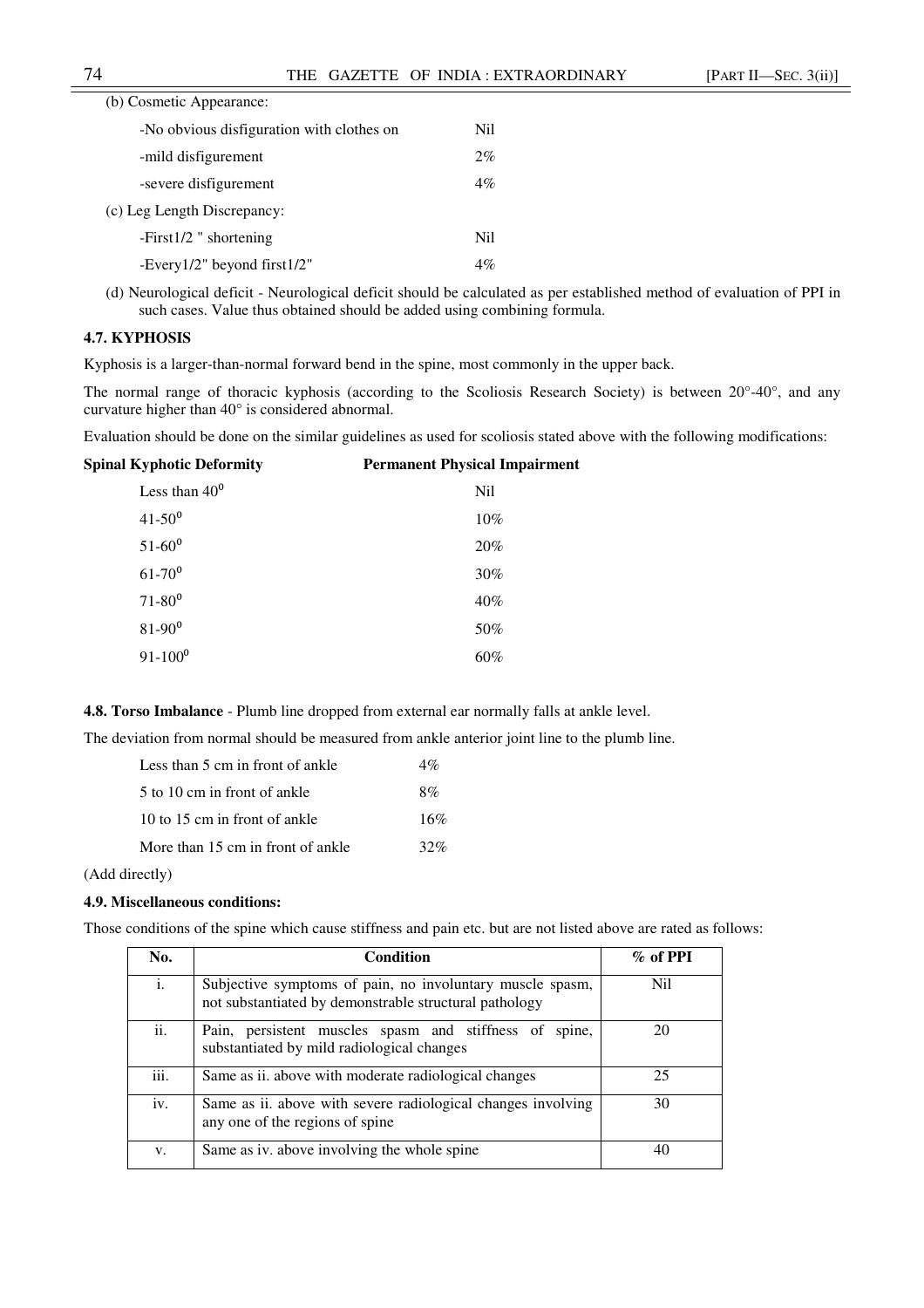(b) Cosmetic Appearance:

| | |
|---|---|
| -No obvious disfiguration with clothes on | Nil |
| -mild disfigurement | 2% |
| -severe disfigurement | 4% |

(c) Leg Length Discrepancy:

| | |
|---|---|
| -First1/2 " shortening | Nil |
| -Every1/2" beyond first1/2" | 4% |

(d) Neurological deficit - Neurological deficit should be calculated as per established method of evaluation of PPI in such cases. Value thus obtained should be added using combining formula.

**4.7. KYPHOSIS**

Kyphosis is a larger-than-normal forward bend in the spine, most commonly in the upper back.

The normal range of thoracic kyphosis (according to the Scoliosis Research Society) is between 20°-40°, and any curvature higher than 40° is considered abnormal.

Evaluation should be done on the similar guidelines as used for scoliosis stated above with the following modifications:

| Spinal Kyphotic Deformity | Permanent Physical Impairment |
|---|---|
| Less than $40^0$ | Nil |
| $41\text{-}50^0$ | 10% |
| $51\text{-}60^0$ | 20% |
| $61\text{-}70^0$ | 30% |
| $71\text{-}80^0$ | 40% |
| $81\text{-}90^0$ | 50% |
| $91\text{-}100^0$ | 60% |

**4.8. Torso Imbalance** - Plumb line dropped from external ear normally falls at ankle level.

The deviation from normal should be measured from ankle anterior joint line to the plumb line.

| | |
|---|---|
| Less than 5 cm in front of ankle | 4% |
| 5 to 10 cm in front of ankle | 8% |
| 10 to 15 cm in front of ankle | 16% |
| More than 15 cm in front of ankle | 32% |

(Add directly)

**4.9. Miscellaneous conditions:**

Those conditions of the spine which cause stiffness and pain etc. but are not listed above are rated as follows:

| No. | Condition | % of PPI |
|---|---|---|
| i. | Subjective symptoms of pain, no involuntary muscle spasm, not substantiated by demonstrable structural pathology | Nil |
| ii. | Pain, persistent muscles spasm and stiffness of spine, substantiated by mild radiological changes | 20 |
| iii. | Same as ii. above with moderate radiological changes | 25 |
| iv. | Same as ii. above with severe radiological changes involving any one of the regions of spine | 30 |
| v. | Same as iv. above involving the whole spine | 40 |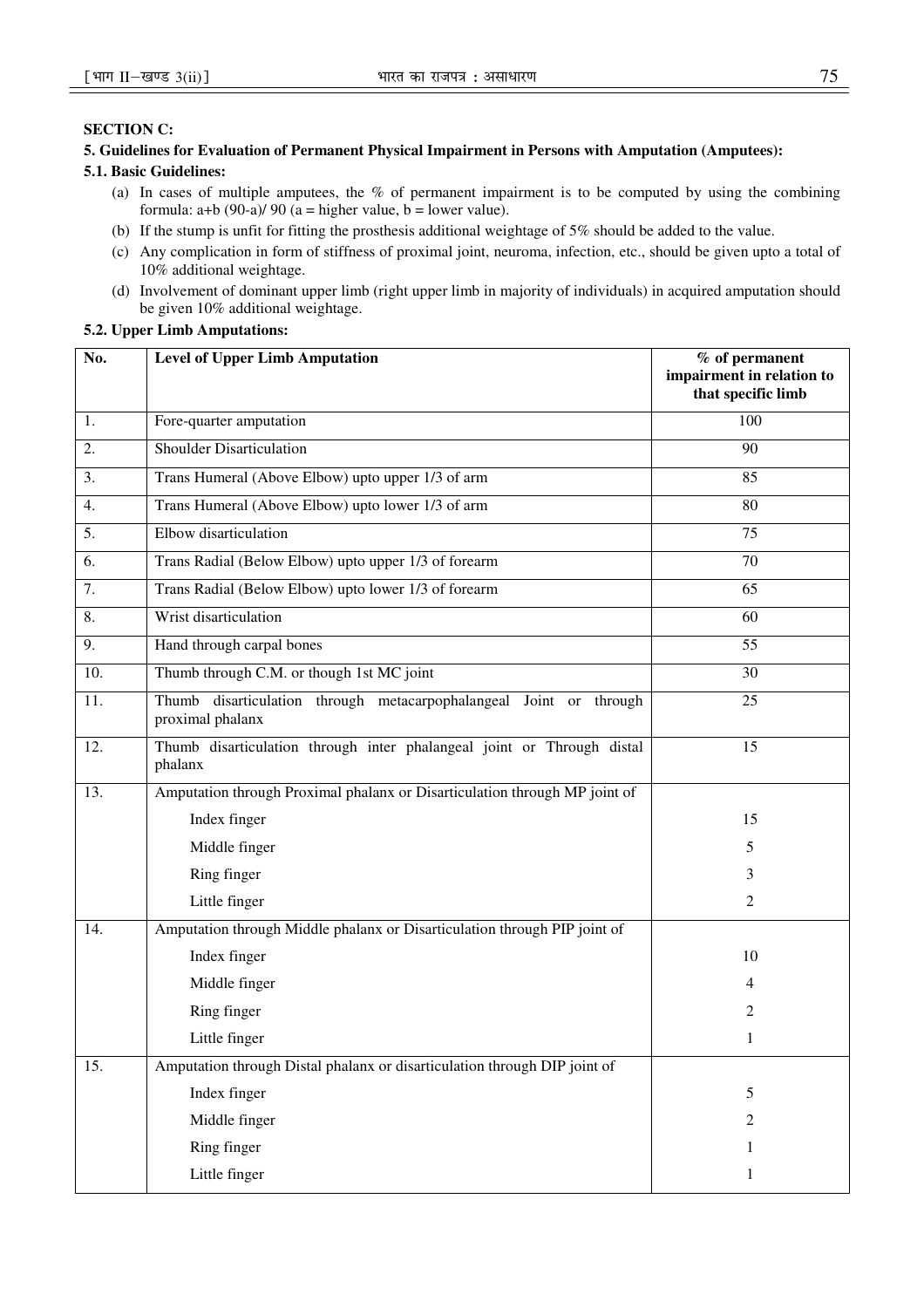**SECTION C:**

**5. Guidelines for Evaluation of Permanent Physical Impairment in Persons with Amputation (Amputees):**

**5.1. Basic Guidelines:**

(a) In cases of multiple amputees, the % of permanent impairment is to be computed by using the combining formula: a+b (90-a)/ 90 (a = higher value, b = lower value).

(b) If the stump is unfit for fitting the prosthesis additional weightage of 5% should be added to the value.

(c) Any complication in form of stiffness of proximal joint, neuroma, infection, etc., should be given upto a total of 10% additional weightage.

(d) Involvement of dominant upper limb (right upper limb in majority of individuals) in acquired amputation should be given 10% additional weightage.

**5.2. Upper Limb Amputations:**

| No. | Level of Upper Limb Amputation | % of permanent impairment in relation to that specific limb |
|---|---|---|
| 1. | Fore-quarter amputation | 100 |
| 2. | Shoulder Disarticulation | 90 |
| 3. | Trans Humeral (Above Elbow) upto upper 1/3 of arm | 85 |
| 4. | Trans Humeral (Above Elbow) upto lower 1/3 of arm | 80 |
| 5. | Elbow disarticulation | 75 |
| 6. | Trans Radial (Below Elbow) upto upper 1/3 of forearm | 70 |
| 7. | Trans Radial (Below Elbow) upto lower 1/3 of forearm | 65 |
| 8. | Wrist disarticulation | 60 |
| 9. | Hand through carpal bones | 55 |
| 10. | Thumb through C.M. or though 1st MC joint | 30 |
| 11. | Thumb disarticulation through metacarpophalangeal Joint or through proximal phalanx | 25 |
| 12. | Thumb disarticulation through inter phalangeal joint or Through distal phalanx | 15 |
| 13. | Amputation through Proximal phalanx or Disarticulation through MP joint of | |
| | Index finger | 15 |
| | Middle finger | 5 |
| | Ring finger | 3 |
| | Little finger | 2 |
| 14. | Amputation through Middle phalanx or Disarticulation through PIP joint of | |
| | Index finger | 10 |
| | Middle finger | 4 |
| | Ring finger | 2 |
| | Little finger | 1 |
| 15. | Amputation through Distal phalanx or disarticulation through DIP joint of | |
| | Index finger | 5 |
| | Middle finger | 2 |
| | Ring finger | 1 |
| | Little finger | 1 |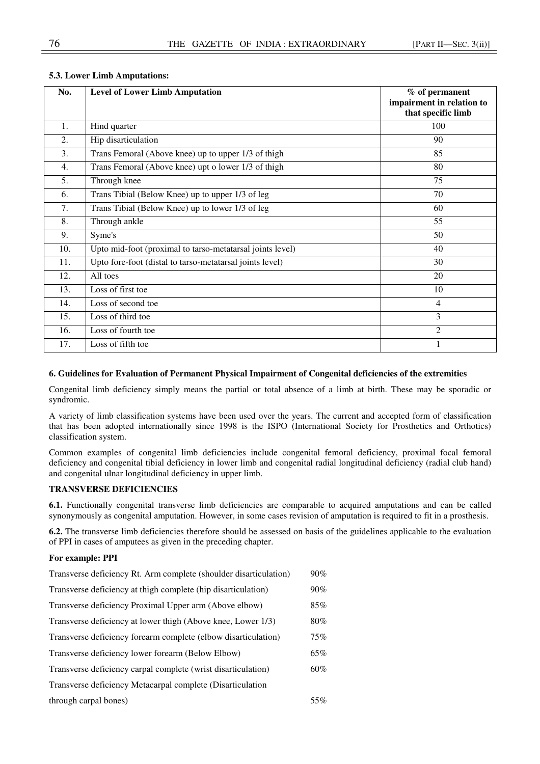**5.3. Lower Limb Amputations:**

| No. | Level of Lower Limb Amputation | % of permanent impairment in relation to that specific limb |
|---|---|---|
| 1. | Hind quarter | 100 |
| 2. | Hip disarticulation | 90 |
| 3. | Trans Femoral (Above knee) up to upper 1/3 of thigh | 85 |
| 4. | Trans Femoral (Above knee) upt o lower 1/3 of thigh | 80 |
| 5. | Through knee | 75 |
| 6. | Trans Tibial (Below Knee) up to upper 1/3 of leg | 70 |
| 7. | Trans Tibial (Below Knee) up to lower 1/3 of leg | 60 |
| 8. | Through ankle | 55 |
| 9. | Syme's | 50 |
| 10. | Upto mid-foot (proximal to tarso-metatarsal joints level) | 40 |
| 11. | Upto fore-foot (distal to tarso-metatarsal joints level) | 30 |
| 12. | All toes | 20 |
| 13. | Loss of first toe | 10 |
| 14. | Loss of second toe | 4 |
| 15. | Loss of third toe | 3 |
| 16. | Loss of fourth toe | 2 |
| 17. | Loss of fifth toe | 1 |

**6. Guidelines for Evaluation of Permanent Physical Impairment of Congenital deficiencies of the extremities**

Congenital limb deficiency simply means the partial or total absence of a limb at birth. These may be sporadic or syndromic.

A variety of limb classification systems have been used over the years. The current and accepted form of classification that has been adopted internationally since 1998 is the ISPO (International Society for Prosthetics and Orthotics) classification system.

Common examples of congenital limb deficiencies include congenital femoral deficiency, proximal focal femoral deficiency and congenital tibial deficiency in lower limb and congenital radial longitudinal deficiency (radial club hand) and congenital ulnar longitudinal deficiency in upper limb.

**TRANSVERSE DEFICIENCIES**

**6.1.** Functionally congenital transverse limb deficiencies are comparable to acquired amputations and can be called synonymously as congenital amputation. However, in some cases revision of amputation is required to fit in a prosthesis.

**6.2.** The transverse limb deficiencies therefore should be assessed on basis of the guidelines applicable to the evaluation of PPI in cases of amputees as given in the preceding chapter.

**For example: PPI**

| | |
|---|---|
| Transverse deficiency Rt. Arm complete (shoulder disarticulation) | 90% |
| Transverse deficiency at thigh complete (hip disarticulation) | 90% |
| Transverse deficiency Proximal Upper arm (Above elbow) | 85% |
| Transverse deficiency at lower thigh (Above knee, Lower 1/3) | 80% |
| Transverse deficiency forearm complete (elbow disarticulation) | 75% |
| Transverse deficiency lower forearm (Below Elbow) | 65% |
| Transverse deficiency carpal complete (wrist disarticulation) | 60% |
| Transverse deficiency Metacarpal complete (Disarticulation through carpal bones) | 55% |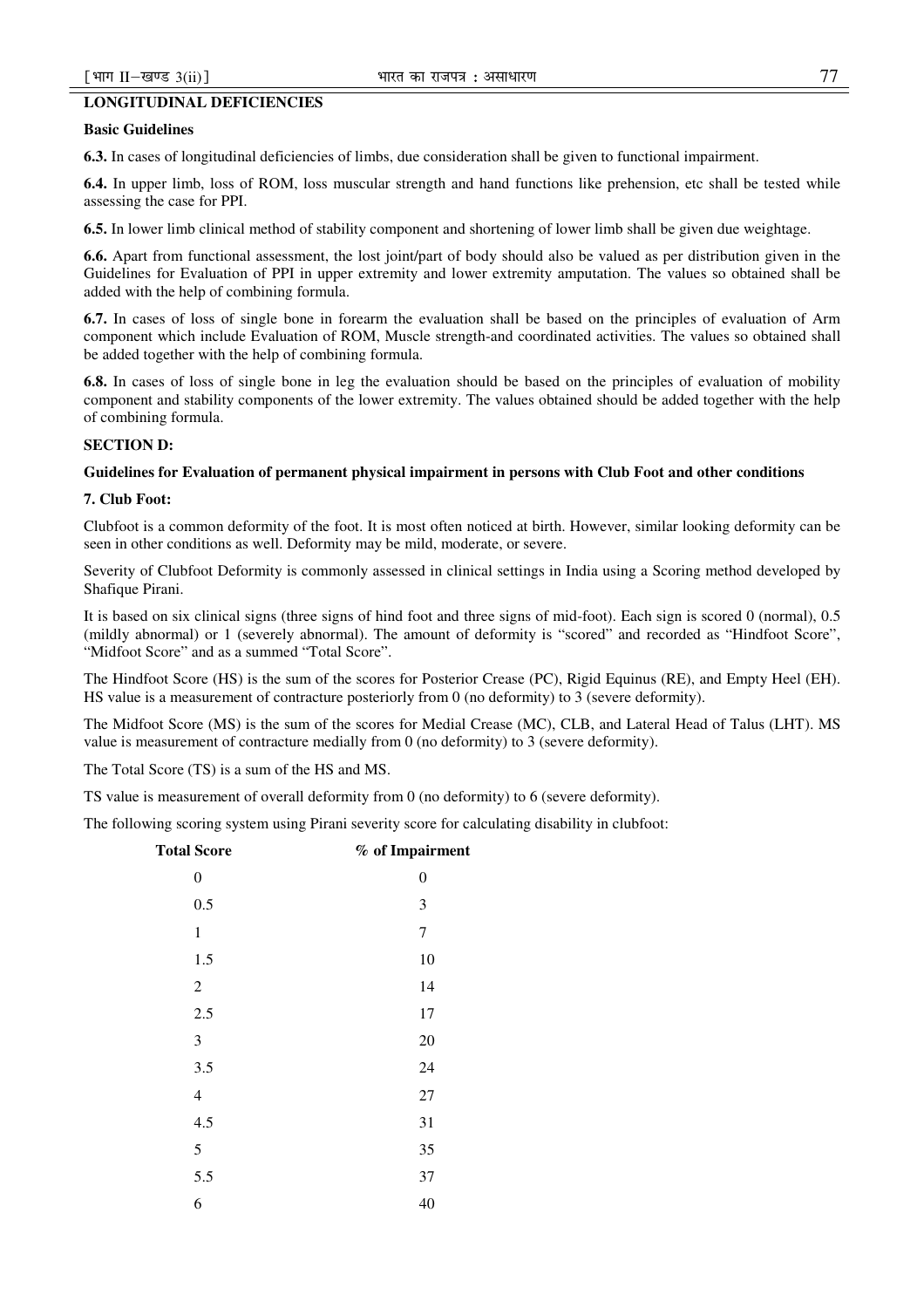**LONGITUDINAL DEFICIENCIES**

**Basic Guidelines**

**6.3.** In cases of longitudinal deficiencies of limbs, due consideration shall be given to functional impairment.

**6.4.** In upper limb, loss of ROM, loss muscular strength and hand functions like prehension, etc shall be tested while assessing the case for PPI.

**6.5.** In lower limb clinical method of stability component and shortening of lower limb shall be given due weightage.

**6.6.** Apart from functional assessment, the lost joint/part of body should also be valued as per distribution given in the Guidelines for Evaluation of PPI in upper extremity and lower extremity amputation. The values so obtained shall be added with the help of combining formula.

**6.7.** In cases of loss of single bone in forearm the evaluation shall be based on the principles of evaluation of Arm component which include Evaluation of ROM, Muscle strength-and coordinated activities. The values so obtained shall be added together with the help of combining formula.

**6.8.** In cases of loss of single bone in leg the evaluation should be based on the principles of evaluation of mobility component and stability components of the lower extremity. The values obtained should be added together with the help of combining formula.

**SECTION D:**

**Guidelines for Evaluation of permanent physical impairment in persons with Club Foot and other conditions**

**7. Club Foot:**

Clubfoot is a common deformity of the foot. It is most often noticed at birth. However, similar looking deformity can be seen in other conditions as well. Deformity may be mild, moderate, or severe.

Severity of Clubfoot Deformity is commonly assessed in clinical settings in India using a Scoring method developed by Shafique Pirani.

It is based on six clinical signs (three signs of hind foot and three signs of mid-foot). Each sign is scored 0 (normal), 0.5 (mildly abnormal) or 1 (severely abnormal). The amount of deformity is "scored" and recorded as "Hindfoot Score", "Midfoot Score" and as a summed "Total Score".

The Hindfoot Score (HS) is the sum of the scores for Posterior Crease (PC), Rigid Equinus (RE), and Empty Heel (EH). HS value is a measurement of contracture posteriorly from 0 (no deformity) to 3 (severe deformity).

The Midfoot Score (MS) is the sum of the scores for Medial Crease (MC), CLB, and Lateral Head of Talus (LHT). MS value is measurement of contracture medially from 0 (no deformity) to 3 (severe deformity).

The Total Score (TS) is a sum of the HS and MS.

TS value is measurement of overall deformity from 0 (no deformity) to 6 (severe deformity).

The following scoring system using Pirani severity score for calculating disability in clubfoot:

| Total Score | % of Impairment |
|---|---|
| 0 | 0 |
| 0.5 | 3 |
| 1 | 7 |
| 1.5 | 10 |
| 2 | 14 |
| 2.5 | 17 |
| 3 | 20 |
| 3.5 | 24 |
| 4 | 27 |
| 4.5 | 31 |
| 5 | 35 |
| 5.5 | 37 |
| 6 | 40 |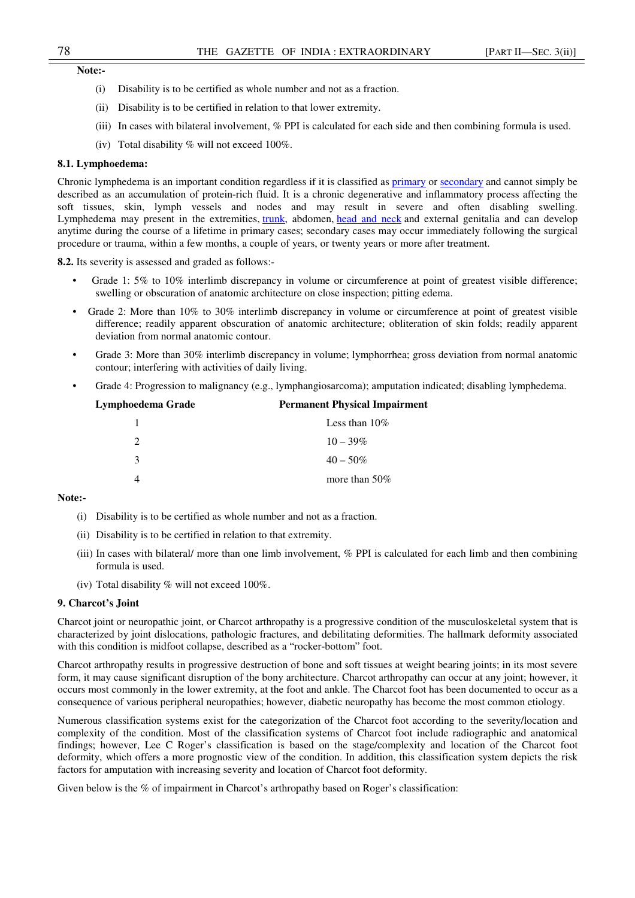**Note:-**

(i) Disability is to be certified as whole number and not as a fraction.

(ii) Disability is to be certified in relation to that lower extremity.

(iii) In cases with bilateral involvement, % PPI is calculated for each side and then combining formula is used.

(iv) Total disability % will not exceed 100%.

**8.1. Lymphoedema:**

Chronic lymphedema is an important condition regardless if it is classified as primary or secondary and cannot simply be described as an accumulation of protein-rich fluid. It is a chronic degenerative and inflammatory process affecting the soft tissues, skin, lymph vessels and nodes and may result in severe and often disabling swelling. Lymphedema may present in the extremities, trunk, abdomen, head and neck and external genitalia and can develop anytime during the course of a lifetime in primary cases; secondary cases may occur immediately following the surgical procedure or trauma, within a few months, a couple of years, or twenty years or more after treatment.

**8.2.** Its severity is assessed and graded as follows:-

- Grade 1: 5% to 10% interlimb discrepancy in volume or circumference at point of greatest visible difference; swelling or obscuration of anatomic architecture on close inspection; pitting edema.
- Grade 2: More than 10% to 30% interlimb discrepancy in volume or circumference at point of greatest visible difference; readily apparent obscuration of anatomic architecture; obliteration of skin folds; readily apparent deviation from normal anatomic contour.
- Grade 3: More than 30% interlimb discrepancy in volume; lymphorrhea; gross deviation from normal anatomic contour; interfering with activities of daily living.
- Grade 4: Progression to malignancy (e.g., lymphangiosarcoma); amputation indicated; disabling lymphedema.

| Lymphoedema Grade | Permanent Physical Impairment |
|---|---|
| 1 | Less than 10% |
| 2 | 10 – 39% |
| 3 | 40 – 50% |
| 4 | more than 50% |

**Note:-**

(i) Disability is to be certified as whole number and not as a fraction.

(ii) Disability is to be certified in relation to that extremity.

(iii) In cases with bilateral/ more than one limb involvement, % PPI is calculated for each limb and then combining formula is used.

(iv) Total disability % will not exceed 100%.

**9. Charcot's Joint**

Charcot joint or neuropathic joint, or Charcot arthropathy is a progressive condition of the musculoskeletal system that is characterized by joint dislocations, pathologic fractures, and debilitating deformities. The hallmark deformity associated with this condition is midfoot collapse, described as a "rocker-bottom" foot.

Charcot arthropathy results in progressive destruction of bone and soft tissues at weight bearing joints; in its most severe form, it may cause significant disruption of the bony architecture. Charcot arthropathy can occur at any joint; however, it occurs most commonly in the lower extremity, at the foot and ankle. The Charcot foot has been documented to occur as a consequence of various peripheral neuropathies; however, diabetic neuropathy has become the most common etiology.

Numerous classification systems exist for the categorization of the Charcot foot according to the severity/location and complexity of the condition. Most of the classification systems of Charcot foot include radiographic and anatomical findings; however, Lee C Roger's classification is based on the stage/complexity and location of the Charcot foot deformity, which offers a more prognostic view of the condition. In addition, this classification system depicts the risk factors for amputation with increasing severity and location of Charcot foot deformity.

Given below is the % of impairment in Charcot's arthropathy based on Roger's classification: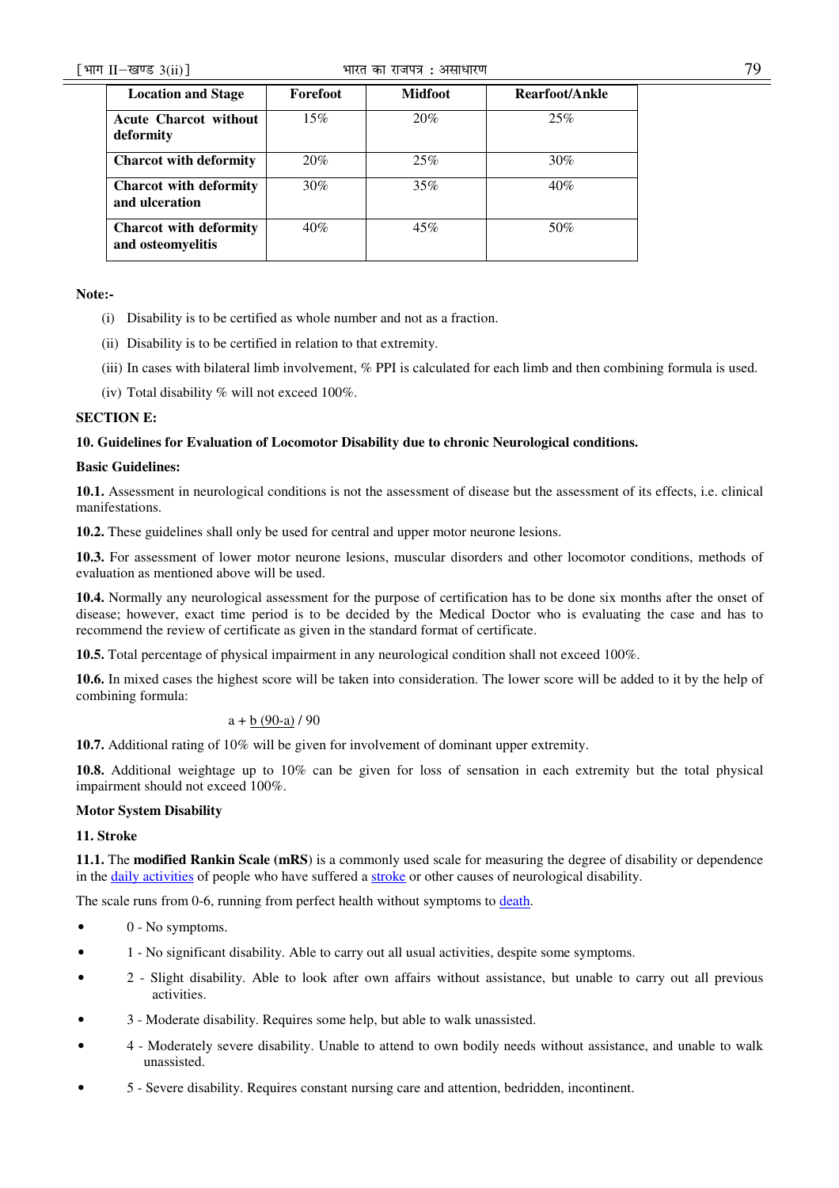| Location and Stage | Forefoot | Midfoot | Rearfoot/Ankle |
|---|---|---|---|
| **Acute Charcot without deformity** | 15% | 20% | 25% |
| **Charcot with deformity** | 20% | 25% | 30% |
| **Charcot with deformity and ulceration** | 30% | 35% | 40% |
| **Charcot with deformity and osteomyelitis** | 40% | 45% | 50% |

**Note:-**

(i) Disability is to be certified as whole number and not as a fraction.

(ii) Disability is to be certified in relation to that extremity.

(iii) In cases with bilateral limb involvement, % PPI is calculated for each limb and then combining formula is used.

(iv) Total disability % will not exceed 100%.

**SECTION E:**

**10. Guidelines for Evaluation of Locomotor Disability due to chronic Neurological conditions.**

**Basic Guidelines:**

**10.1.** Assessment in neurological conditions is not the assessment of disease but the assessment of its effects, i.e. clinical manifestations.

**10.2.** These guidelines shall only be used for central and upper motor neurone lesions.

**10.3.** For assessment of lower motor neurone lesions, muscular disorders and other locomotor conditions, methods of evaluation as mentioned above will be used.

**10.4.** Normally any neurological assessment for the purpose of certification has to be done six months after the onset of disease; however, exact time period is to be decided by the Medical Doctor who is evaluating the case and has to recommend the review of certificate as given in the standard format of certificate.

**10.5.** Total percentage of physical impairment in any neurological condition shall not exceed 100%.

**10.6.** In mixed cases the highest score will be taken into consideration. The lower score will be added to it by the help of combining formula:

$$a + \underline{b\,(90-a)}\,/\,90$$

**10.7.** Additional rating of 10% will be given for involvement of dominant upper extremity.

**10.8.** Additional weightage up to 10% can be given for loss of sensation in each extremity but the total physical impairment should not exceed 100%.

**Motor System Disability**

**11. Stroke**

**11.1.** The **modified Rankin Scale (mRS**) is a commonly used scale for measuring the degree of disability or dependence in the daily activities of people who have suffered a stroke or other causes of neurological disability.

The scale runs from 0-6, running from perfect health without symptoms to death.

- 0 - No symptoms.
- 1 - No significant disability. Able to carry out all usual activities, despite some symptoms.
- 2 - Slight disability. Able to look after own affairs without assistance, but unable to carry out all previous activities.
- 3 - Moderate disability. Requires some help, but able to walk unassisted.
- 4 - Moderately severe disability. Unable to attend to own bodily needs without assistance, and unable to walk unassisted.
- 5 - Severe disability. Requires constant nursing care and attention, bedridden, incontinent.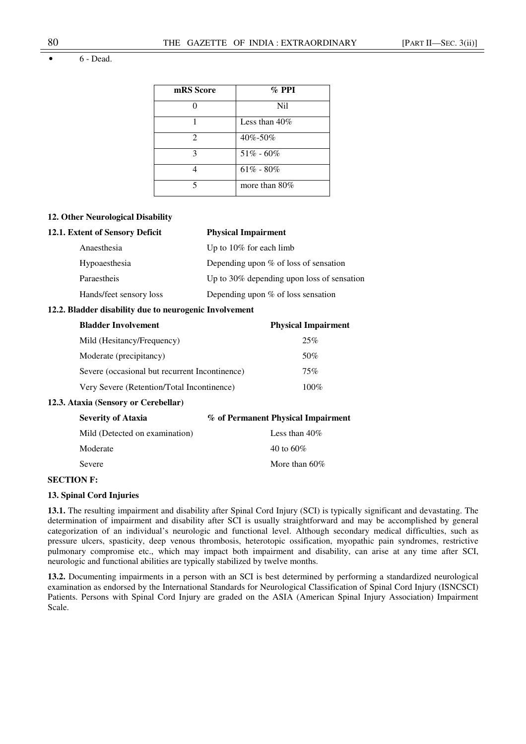- 6 - Dead.

| mRS Score | % PPI |
|---|---|
| 0 | Nil |
| 1 | Less than 40% |
| 2 | 40%-50% |
| 3 | 51% - 60% |
| 4 | 61% - 80% |
| 5 | more than 80% |

**12. Other Neurological Disability**

**12.1. Extent of Sensory Deficit**

| Extent of Sensory Deficit | Physical Impairment |
|---|---|
| Anaesthesia | Up to 10% for each limb |
| Hypoaesthesia | Depending upon % of loss of sensation |
| Paraestheis | Up to 30% depending upon loss of sensation |
| Hands/feet sensory loss | Depending upon % of loss sensation |

**12.2. Bladder disability due to neurogenic Involvement**

| Bladder Involvement | Physical Impairment |
|---|---|
| Mild (Hesitancy/Frequency) | 25% |
| Moderate (precipitancy) | 50% |
| Severe (occasional but recurrent Incontinence) | 75% |
| Very Severe (Retention/Total Incontinence) | 100% |

**12.3. Ataxia (Sensory or Cerebellar)**

| Severity of Ataxia | % of Permanent Physical Impairment |
|---|---|
| Mild (Detected on examination) | Less than 40% |
| Moderate | 40 to 60% |
| Severe | More than 60% |

**SECTION F:**

**13. Spinal Cord Injuries**

**13.1.** The resulting impairment and disability after Spinal Cord Injury (SCI) is typically significant and devastating. The determination of impairment and disability after SCI is usually straightforward and may be accomplished by general categorization of an individual's neurologic and functional level. Although secondary medical difficulties, such as pressure ulcers, spasticity, deep venous thrombosis, heterotopic ossification, myopathic pain syndromes, restrictive pulmonary compromise etc., which may impact both impairment and disability, can arise at any time after SCI, neurologic and functional abilities are typically stabilized by twelve months.

**13.2.** Documenting impairments in a person with an SCI is best determined by performing a standardized neurological examination as endorsed by the International Standards for Neurological Classification of Spinal Cord Injury (ISNCSCI) Patients. Persons with Spinal Cord Injury are graded on the ASIA (American Spinal Injury Association) Impairment Scale.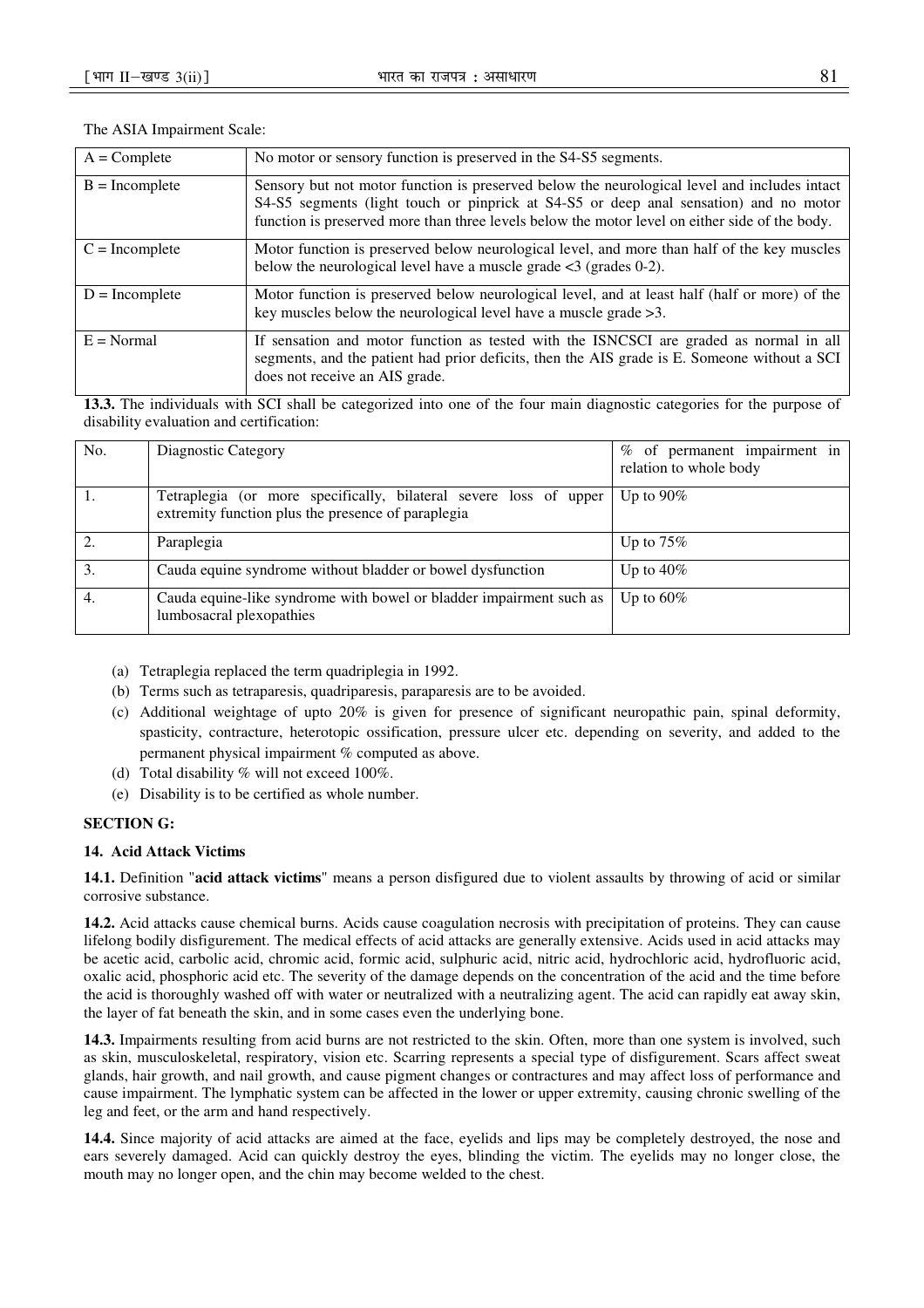The ASIA Impairment Scale:

| | |
|---|---|
| A = Complete | No motor or sensory function is preserved in the S4-S5 segments. |
| B = Incomplete | Sensory but not motor function is preserved below the neurological level and includes intact S4-S5 segments (light touch or pinprick at S4-S5 or deep anal sensation) and no motor function is preserved more than three levels below the motor level on either side of the body. |
| C = Incomplete | Motor function is preserved below neurological level, and more than half of the key muscles below the neurological level have a muscle grade <3 (grades 0-2). |
| D = Incomplete | Motor function is preserved below neurological level, and at least half (half or more) of the key muscles below the neurological level have a muscle grade >3. |
| E = Normal | If sensation and motor function as tested with the ISNCSCI are graded as normal in all segments, and the patient had prior deficits, then the AIS grade is E. Someone without a SCI does not receive an AIS grade. |

**13.3.** The individuals with SCI shall be categorized into one of the four main diagnostic categories for the purpose of disability evaluation and certification:

| No. | Diagnostic Category | % of permanent impairment in relation to whole body |
|---|---|---|
| 1. | Tetraplegia (or more specifically, bilateral severe loss of upper extremity function plus the presence of paraplegia | Up to 90% |
| 2. | Paraplegia | Up to 75% |
| 3. | Cauda equine syndrome without bladder or bowel dysfunction | Up to 40% |
| 4. | Cauda equine-like syndrome with bowel or bladder impairment such as lumbosacral plexopathies | Up to 60% |

(a) Tetraplegia replaced the term quadriplegia in 1992.

(b) Terms such as tetraparesis, quadriparesis, paraparesis are to be avoided.

(c) Additional weightage of upto 20% is given for presence of significant neuropathic pain, spinal deformity, spasticity, contracture, heterotopic ossification, pressure ulcer etc. depending on severity, and added to the permanent physical impairment % computed as above.

(d) Total disability % will not exceed 100%.

(e) Disability is to be certified as whole number.

**SECTION G:**

**14. Acid Attack Victims**

**14.1.** Definition "**acid attack victims**" means a person disfigured due to violent assaults by throwing of acid or similar corrosive substance.

**14.2.** Acid attacks cause chemical burns. Acids cause coagulation necrosis with precipitation of proteins. They can cause lifelong bodily disfigurement. The medical effects of acid attacks are generally extensive. Acids used in acid attacks may be acetic acid, carbolic acid, chromic acid, formic acid, sulphuric acid, nitric acid, hydrochloric acid, hydrofluoric acid, oxalic acid, phosphoric acid etc. The severity of the damage depends on the concentration of the acid and the time before the acid is thoroughly washed off with water or neutralized with a neutralizing agent. The acid can rapidly eat away skin, the layer of fat beneath the skin, and in some cases even the underlying bone.

**14.3.** Impairments resulting from acid burns are not restricted to the skin. Often, more than one system is involved, such as skin, musculoskeletal, respiratory, vision etc. Scarring represents a special type of disfigurement. Scars affect sweat glands, hair growth, and nail growth, and cause pigment changes or contractures and may affect loss of performance and cause impairment. The lymphatic system can be affected in the lower or upper extremity, causing chronic swelling of the leg and feet, or the arm and hand respectively.

**14.4.** Since majority of acid attacks are aimed at the face, eyelids and lips may be completely destroyed, the nose and ears severely damaged. Acid can quickly destroy the eyes, blinding the victim. The eyelids may no longer close, the mouth may no longer open, and the chin may become welded to the chest.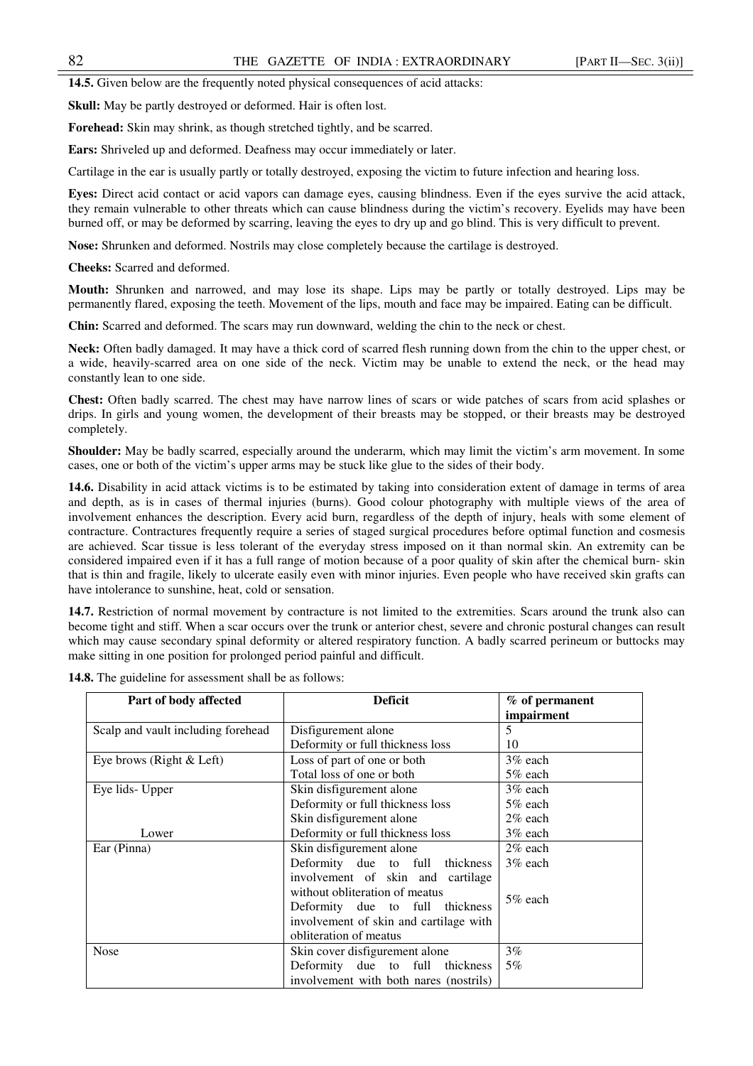**14.5.** Given below are the frequently noted physical consequences of acid attacks:

**Skull:** May be partly destroyed or deformed. Hair is often lost.

**Forehead:** Skin may shrink, as though stretched tightly, and be scarred.

**Ears:** Shriveled up and deformed. Deafness may occur immediately or later.

Cartilage in the ear is usually partly or totally destroyed, exposing the victim to future infection and hearing loss.

**Eyes:** Direct acid contact or acid vapors can damage eyes, causing blindness. Even if the eyes survive the acid attack, they remain vulnerable to other threats which can cause blindness during the victim's recovery. Eyelids may have been burned off, or may be deformed by scarring, leaving the eyes to dry up and go blind. This is very difficult to prevent.

**Nose:** Shrunken and deformed. Nostrils may close completely because the cartilage is destroyed.

**Cheeks:** Scarred and deformed.

**Mouth:** Shrunken and narrowed, and may lose its shape. Lips may be partly or totally destroyed. Lips may be permanently flared, exposing the teeth. Movement of the lips, mouth and face may be impaired. Eating can be difficult.

**Chin:** Scarred and deformed. The scars may run downward, welding the chin to the neck or chest.

**Neck:** Often badly damaged. It may have a thick cord of scarred flesh running down from the chin to the upper chest, or a wide, heavily-scarred area on one side of the neck. Victim may be unable to extend the neck, or the head may constantly lean to one side.

**Chest:** Often badly scarred. The chest may have narrow lines of scars or wide patches of scars from acid splashes or drips. In girls and young women, the development of their breasts may be stopped, or their breasts may be destroyed completely.

**Shoulder:** May be badly scarred, especially around the underarm, which may limit the victim's arm movement. In some cases, one or both of the victim's upper arms may be stuck like glue to the sides of their body.

**14.6.** Disability in acid attack victims is to be estimated by taking into consideration extent of damage in terms of area and depth, as is in cases of thermal injuries (burns). Good colour photography with multiple views of the area of involvement enhances the description. Every acid burn, regardless of the depth of injury, heals with some element of contracture. Contractures frequently require a series of staged surgical procedures before optimal function and cosmesis are achieved. Scar tissue is less tolerant of the everyday stress imposed on it than normal skin. An extremity can be considered impaired even if it has a full range of motion because of a poor quality of skin after the chemical burn- skin that is thin and fragile, likely to ulcerate easily even with minor injuries. Even people who have received skin grafts can have intolerance to sunshine, heat, cold or sensation.

**14.7.** Restriction of normal movement by contracture is not limited to the extremities. Scars around the trunk also can become tight and stiff. When a scar occurs over the trunk or anterior chest, severe and chronic postural changes can result which may cause secondary spinal deformity or altered respiratory function. A badly scarred perineum or buttocks may make sitting in one position for prolonged period painful and difficult.

**14.8.** The guideline for assessment shall be as follows:

| Part of body affected | Deficit | % of permanent impairment |
|---|---|---|
| Scalp and vault including forehead | Disfigurement alone | 5 |
| | Deformity or full thickness loss | 10 |
| Eye brows (Right & Left) | Loss of part of one or both | 3% each |
| | Total loss of one or both | 5% each |
| Eye lids- Upper | Skin disfigurement alone | 3% each |
| | Deformity or full thickness loss | 5% each |
| Lower | Skin disfigurement alone | 2% each |
| | Deformity or full thickness loss | 3% each |
| Ear (Pinna) | Skin disfigurement alone | 2% each |
| | Deformity due to full thickness involvement of skin and cartilage without obliteration of meatus | 3% each |
| | Deformity due to full thickness involvement of skin and cartilage with obliteration of meatus | 5% each |
| Nose | Skin cover disfigurement alone | 3% |
| | Deformity due to full thickness involvement with both nares (nostrils) | 5% |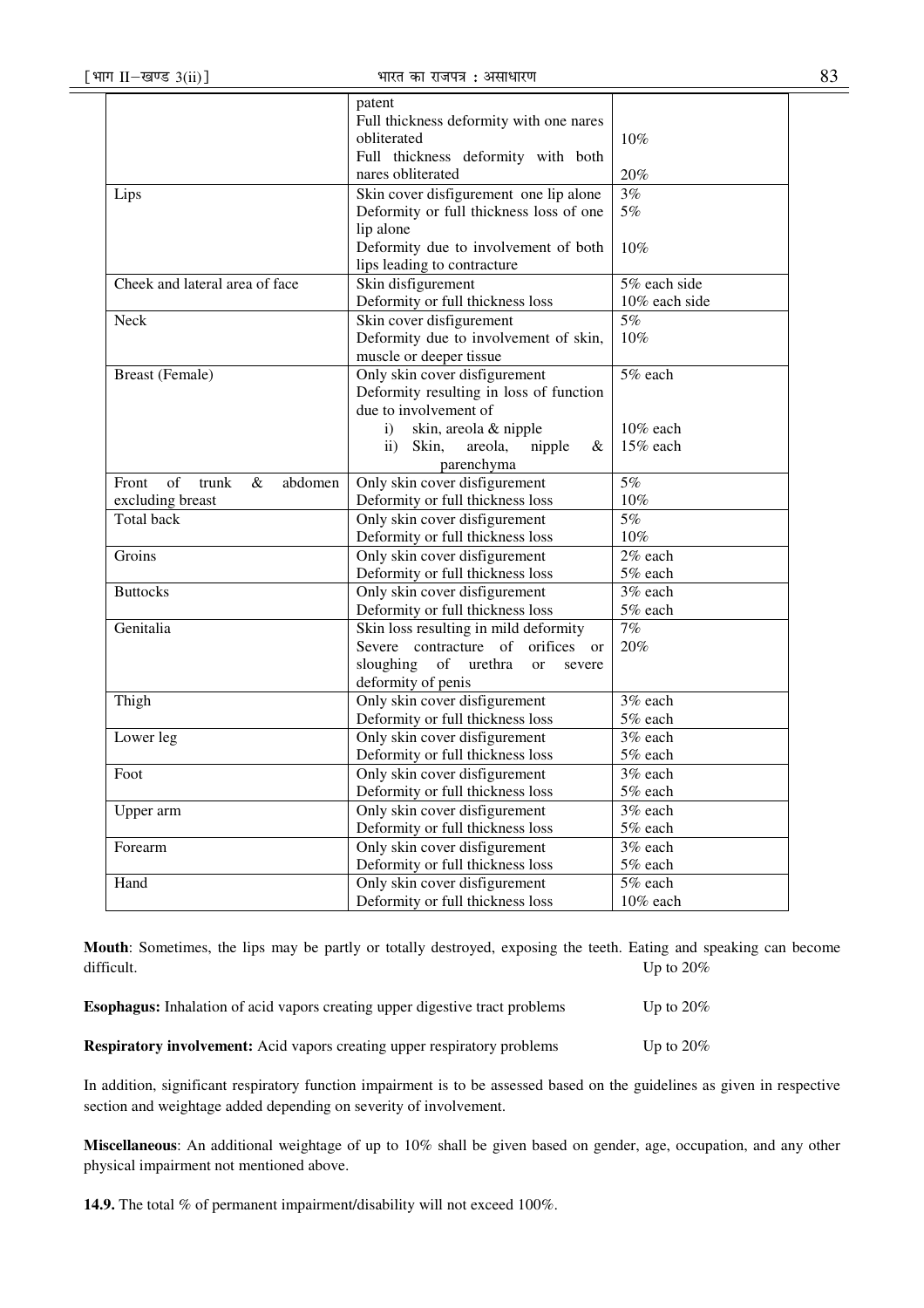| | | |
|---|---|---|
| | patent<br>Full thickness deformity with one nares obliterated<br>Full thickness deformity with both nares obliterated | <br>10%<br>20% |
| Lips | Skin cover disfigurement one lip alone<br>Deformity or full thickness loss of one lip alone<br>Deformity due to involvement of both lips leading to contracture | 3%<br>5%<br>10% |
| Cheek and lateral area of face | Skin disfigurement<br>Deformity or full thickness loss | 5% each side<br>10% each side |
| Neck | Skin cover disfigurement<br>Deformity due to involvement of skin, muscle or deeper tissue | 5%<br>10% |
| Breast (Female) | Only skin cover disfigurement<br>Deformity resulting in loss of function due to involvement of<br>i) skin, areola & nipple<br>ii) Skin, areola, nipple & parenchyma | 5% each<br><br>10% each<br>15% each |
| Front of trunk & abdomen excluding breast | Only skin cover disfigurement<br>Deformity or full thickness loss | 5%<br>10% |
| Total back | Only skin cover disfigurement<br>Deformity or full thickness loss | 5%<br>10% |
| Groins | Only skin cover disfigurement<br>Deformity or full thickness loss | 2% each<br>5% each |
| Buttocks | Only skin cover disfigurement<br>Deformity or full thickness loss | 3% each<br>5% each |
| Genitalia | Skin loss resulting in mild deformity<br>Severe contracture of orifices or sloughing of urethra or severe deformity of penis | 7%<br>20% |
| Thigh | Only skin cover disfigurement<br>Deformity or full thickness loss | 3% each<br>5% each |
| Lower leg | Only skin cover disfigurement<br>Deformity or full thickness loss | 3% each<br>5% each |
| Foot | Only skin cover disfigurement<br>Deformity or full thickness loss | 3% each<br>5% each |
| Upper arm | Only skin cover disfigurement<br>Deformity or full thickness loss | 3% each<br>5% each |
| Forearm | Only skin cover disfigurement<br>Deformity or full thickness loss | 3% each<br>5% each |
| Hand | Only skin cover disfigurement<br>Deformity or full thickness loss | 5% each<br>10% each |

**Mouth**: Sometimes, the lips may be partly or totally destroyed, exposing the teeth. Eating and speaking can become difficult. Up to 20%

**Esophagus:** Inhalation of acid vapors creating upper digestive tract problems Up to 20%

**Respiratory involvement:** Acid vapors creating upper respiratory problems Up to 20%

In addition, significant respiratory function impairment is to be assessed based on the guidelines as given in respective section and weightage added depending on severity of involvement.

**Miscellaneous**: An additional weightage of up to 10% shall be given based on gender, age, occupation, and any other physical impairment not mentioned above.

**14.9.** The total % of permanent impairment/disability will not exceed 100%.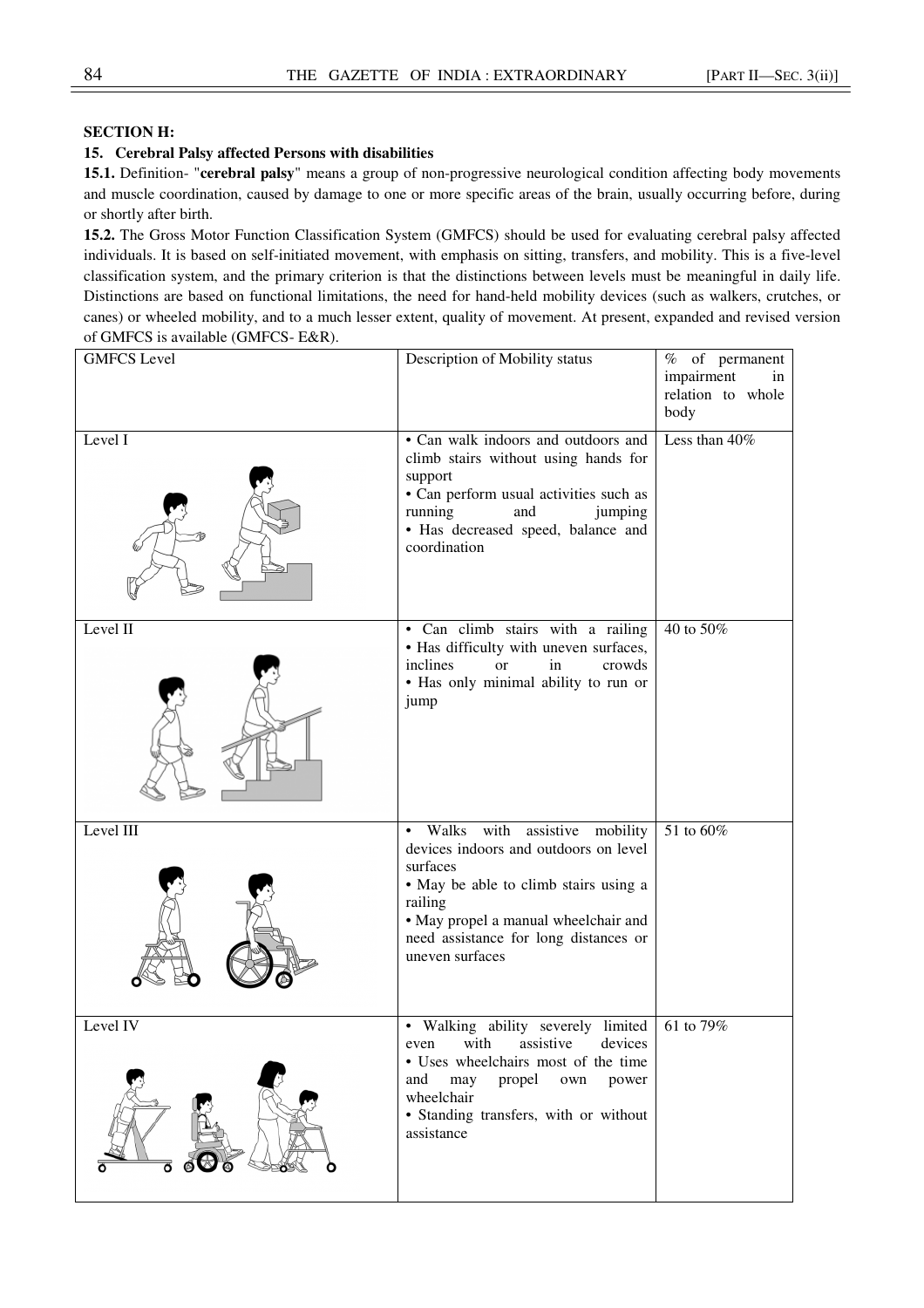**SECTION H:**

**15. Cerebral Palsy affected Persons with disabilities**

**15.1.** Definition- "**cerebral palsy**" means a group of non-progressive neurological condition affecting body movements and muscle coordination, caused by damage to one or more specific areas of the brain, usually occurring before, during or shortly after birth.

**15.2.** The Gross Motor Function Classification System (GMFCS) should be used for evaluating cerebral palsy affected individuals. It is based on self-initiated movement, with emphasis on sitting, transfers, and mobility. This is a five-level classification system, and the primary criterion is that the distinctions between levels must be meaningful in daily life. Distinctions are based on functional limitations, the need for hand-held mobility devices (such as walkers, crutches, or canes) or wheeled mobility, and to a much lesser extent, quality of movement. At present, expanded and revised version of GMFCS is available (GMFCS- E&R).

| GMFCS Level | Description of Mobility status | % of permanent impairment in relation to whole body |
|---|---|---|
| Level I | • Can walk indoors and outdoors and climb stairs without using hands for support<br>• Can perform usual activities such as running and jumping<br>• Has decreased speed, balance and coordination | Less than 40% |
| Level II | • Can climb stairs with a railing<br>• Has difficulty with uneven surfaces, inclines or in crowds<br>• Has only minimal ability to run or jump | 40 to 50% |
| Level III | • Walks with assistive mobility devices indoors and outdoors on level surfaces<br>• May be able to climb stairs using a railing<br>• May propel a manual wheelchair and need assistance for long distances or uneven surfaces | 51 to 60% |
| Level IV | • Walking ability severely limited even with assistive devices<br>• Uses wheelchairs most of the time and may propel own power wheelchair<br>• Standing transfers, with or without assistance | 61 to 79% |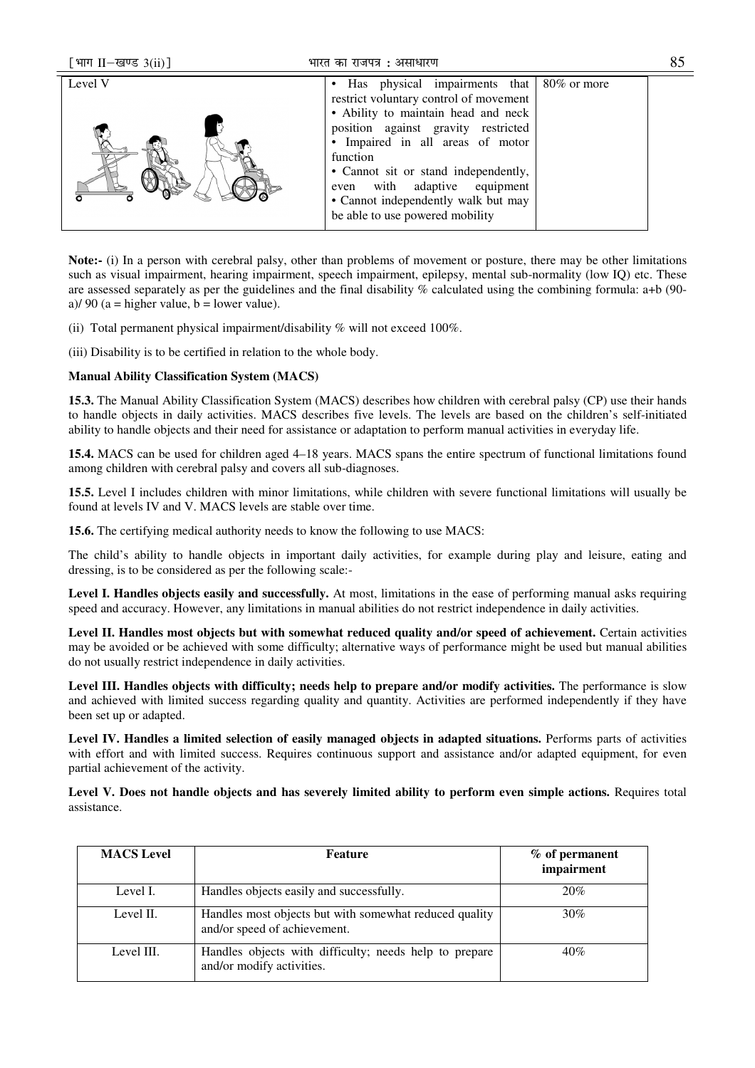| Level V | • Has physical impairments that restrict voluntary control of movement<br>• Ability to maintain head and neck position against gravity restricted<br>• Impaired in all areas of motor function<br>• Cannot sit or stand independently, even with adaptive equipment<br>• Cannot independently walk but may be able to use powered mobility | 80% or more |
|---|---|---|

**Note:-** (i) In a person with cerebral palsy, other than problems of movement or posture, there may be other limitations such as visual impairment, hearing impairment, speech impairment, epilepsy, mental sub-normality (low IQ) etc. These are assessed separately as per the guidelines and the final disability % calculated using the combining formula: a+b (90-a)/ 90 (a = higher value, b = lower value).

(ii) Total permanent physical impairment/disability % will not exceed 100%.

(iii) Disability is to be certified in relation to the whole body.

**Manual Ability Classification System (MACS)**

**15.3.** The Manual Ability Classification System (MACS) describes how children with cerebral palsy (CP) use their hands to handle objects in daily activities. MACS describes five levels. The levels are based on the children's self-initiated ability to handle objects and their need for assistance or adaptation to perform manual activities in everyday life.

**15.4.** MACS can be used for children aged 4–18 years. MACS spans the entire spectrum of functional limitations found among children with cerebral palsy and covers all sub-diagnoses.

**15.5.** Level I includes children with minor limitations, while children with severe functional limitations will usually be found at levels IV and V. MACS levels are stable over time.

**15.6.** The certifying medical authority needs to know the following to use MACS:

The child's ability to handle objects in important daily activities, for example during play and leisure, eating and dressing, is to be considered as per the following scale:-

**Level I. Handles objects easily and successfully.** At most, limitations in the ease of performing manual asks requiring speed and accuracy. However, any limitations in manual abilities do not restrict independence in daily activities.

**Level II. Handles most objects but with somewhat reduced quality and/or speed of achievement.** Certain activities may be avoided or be achieved with some difficulty; alternative ways of performance might be used but manual abilities do not usually restrict independence in daily activities.

**Level III. Handles objects with difficulty; needs help to prepare and/or modify activities.** The performance is slow and achieved with limited success regarding quality and quantity. Activities are performed independently if they have been set up or adapted.

**Level IV. Handles a limited selection of easily managed objects in adapted situations.** Performs parts of activities with effort and with limited success. Requires continuous support and assistance and/or adapted equipment, for even partial achievement of the activity.

**Level V. Does not handle objects and has severely limited ability to perform even simple actions.** Requires total assistance.

| MACS Level | Feature | % of permanent impairment |
|---|---|---|
| Level I. | Handles objects easily and successfully. | 20% |
| Level II. | Handles most objects but with somewhat reduced quality and/or speed of achievement. | 30% |
| Level III. | Handles objects with difficulty; needs help to prepare and/or modify activities. | 40% |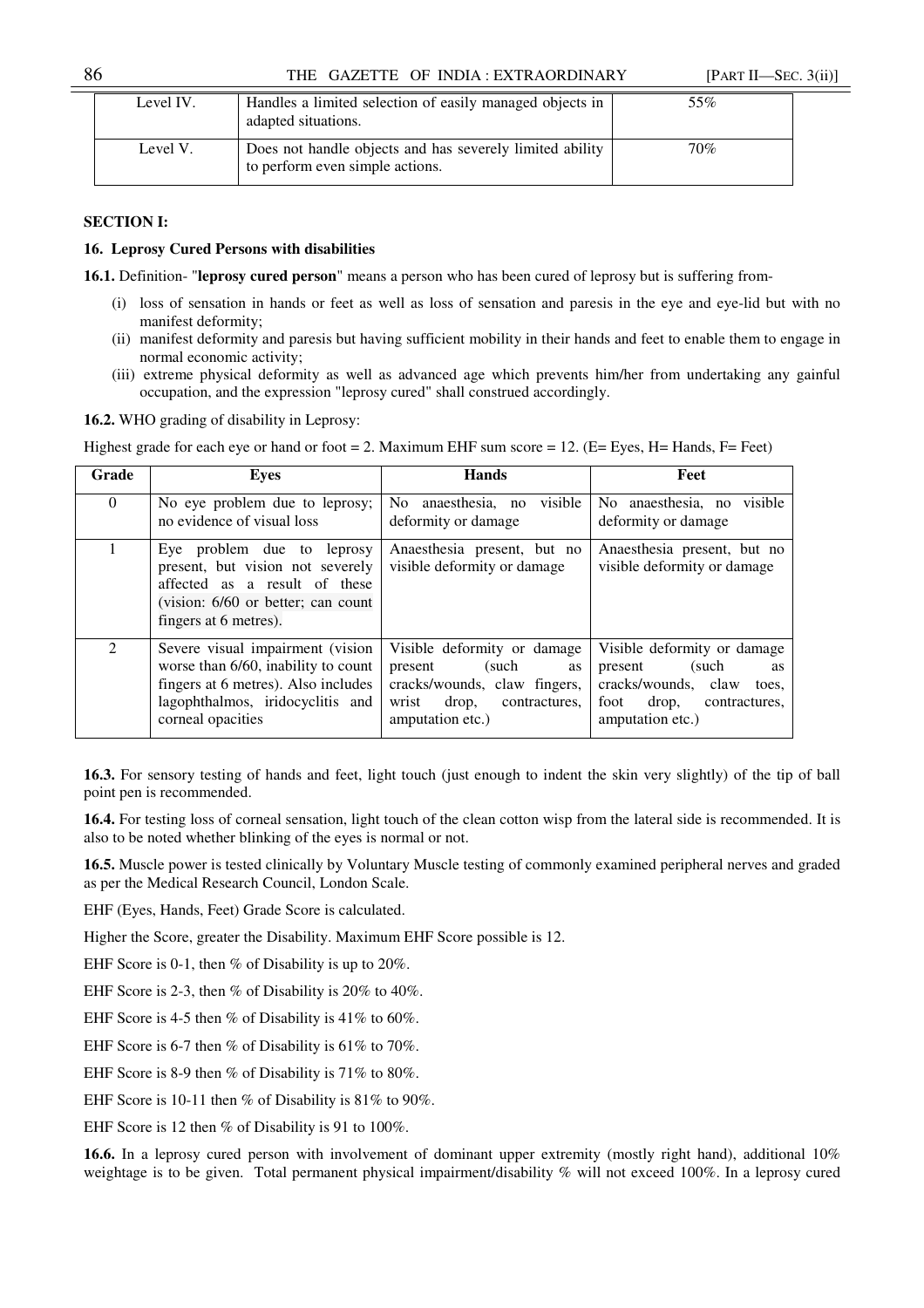| Level IV. | Handles a limited selection of easily managed objects in adapted situations. | 55% |
|---|---|---|
| Level V. | Does not handle objects and has severely limited ability to perform even simple actions. | 70% |

**SECTION I:**

**16. Leprosy Cured Persons with disabilities**

**16.1.** Definition- "**leprosy cured person**" means a person who has been cured of leprosy but is suffering from-

(i) loss of sensation in hands or feet as well as loss of sensation and paresis in the eye and eye-lid but with no manifest deformity;

(ii) manifest deformity and paresis but having sufficient mobility in their hands and feet to enable them to engage in normal economic activity;

(iii) extreme physical deformity as well as advanced age which prevents him/her from undertaking any gainful occupation, and the expression "leprosy cured" shall construed accordingly.

**16.2.** WHO grading of disability in Leprosy:

Highest grade for each eye or hand or foot = 2. Maximum EHF sum score = 12. (E= Eyes, H= Hands, F= Feet)

| Grade | Eyes | Hands | Feet |
|---|---|---|---|
| 0 | No eye problem due to leprosy; no evidence of visual loss | No anaesthesia, no visible deformity or damage | No anaesthesia, no visible deformity or damage |
| 1 | Eye problem due to leprosy present, but vision not severely affected as a result of these (vision: 6/60 or better; can count fingers at 6 metres). | Anaesthesia present, but no visible deformity or damage | Anaesthesia present, but no visible deformity or damage |
| 2 | Severe visual impairment (vision worse than 6/60, inability to count fingers at 6 metres). Also includes lagophthalmos, iridocyclitis and corneal opacities | Visible deformity or damage present (such as cracks/wounds, claw fingers, wrist drop, contractures, amputation etc.) | Visible deformity or damage present (such as cracks/wounds, claw toes, foot drop, contractures, amputation etc.) |

**16.3.** For sensory testing of hands and feet, light touch (just enough to indent the skin very slightly) of the tip of ball point pen is recommended.

**16.4.** For testing loss of corneal sensation, light touch of the clean cotton wisp from the lateral side is recommended. It is also to be noted whether blinking of the eyes is normal or not.

**16.5.** Muscle power is tested clinically by Voluntary Muscle testing of commonly examined peripheral nerves and graded as per the Medical Research Council, London Scale.

EHF (Eyes, Hands, Feet) Grade Score is calculated.

Higher the Score, greater the Disability. Maximum EHF Score possible is 12.

EHF Score is 0-1, then % of Disability is up to 20%.

EHF Score is 2-3, then % of Disability is 20% to 40%.

EHF Score is 4-5 then % of Disability is 41% to 60%.

EHF Score is 6-7 then % of Disability is 61% to 70%.

EHF Score is 8-9 then % of Disability is 71% to 80%.

EHF Score is 10-11 then % of Disability is 81% to 90%.

EHF Score is 12 then % of Disability is 91 to 100%.

**16.6.** In a leprosy cured person with involvement of dominant upper extremity (mostly right hand), additional 10% weightage is to be given. Total permanent physical impairment/disability % will not exceed 100%. In a leprosy cured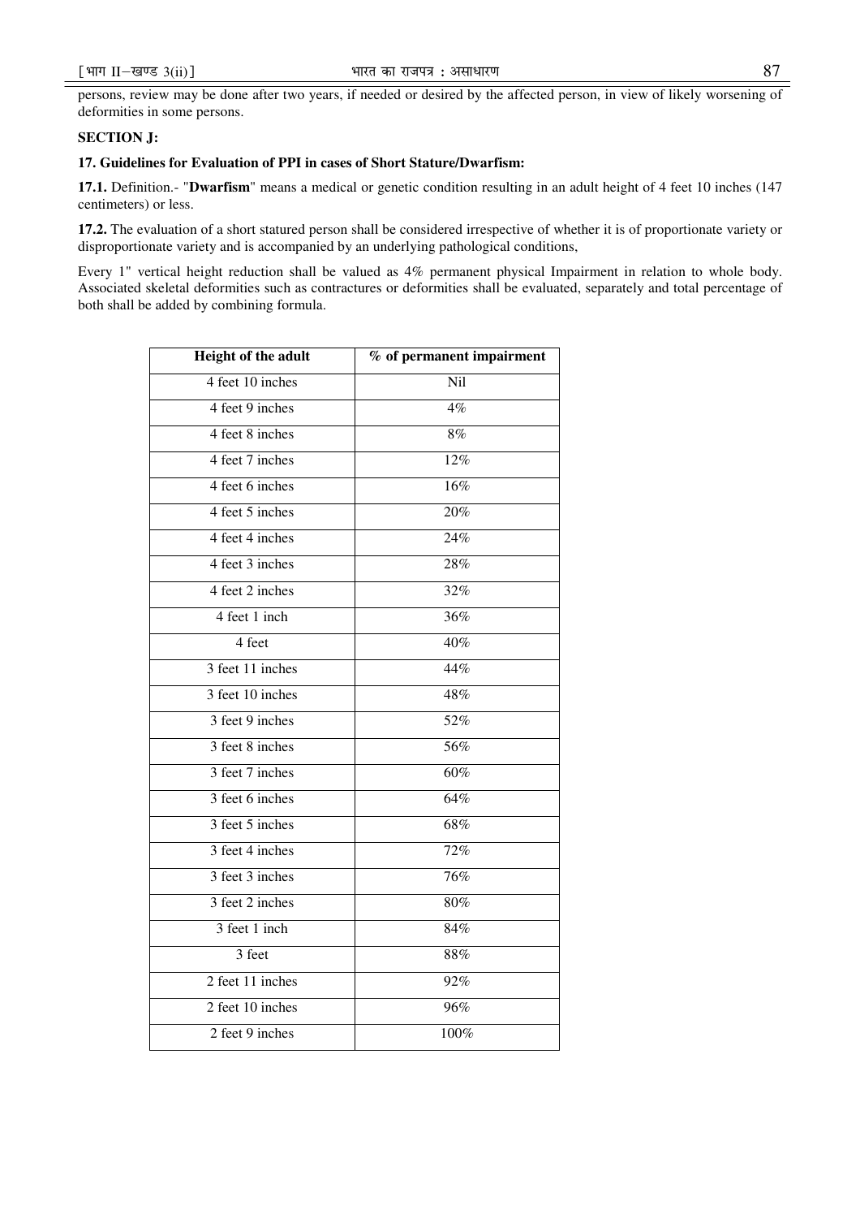persons, review may be done after two years, if needed or desired by the affected person, in view of likely worsening of deformities in some persons.

**SECTION J:**

**17. Guidelines for Evaluation of PPI in cases of Short Stature/Dwarfism:**

**17.1.** Definition.- "**Dwarfism**" means a medical or genetic condition resulting in an adult height of 4 feet 10 inches (147 centimeters) or less.

**17.2.** The evaluation of a short statured person shall be considered irrespective of whether it is of proportionate variety or disproportionate variety and is accompanied by an underlying pathological conditions,

Every 1" vertical height reduction shall be valued as 4% permanent physical Impairment in relation to whole body. Associated skeletal deformities such as contractures or deformities shall be evaluated, separately and total percentage of both shall be added by combining formula.

| Height of the adult | % of permanent impairment |
|---|---|
| 4 feet 10 inches | Nil |
| 4 feet 9 inches | 4% |
| 4 feet 8 inches | 8% |
| 4 feet 7 inches | 12% |
| 4 feet 6 inches | 16% |
| 4 feet 5 inches | 20% |
| 4 feet 4 inches | 24% |
| 4 feet 3 inches | 28% |
| 4 feet 2 inches | 32% |
| 4 feet 1 inch | 36% |
| 4 feet | 40% |
| 3 feet 11 inches | 44% |
| 3 feet 10 inches | 48% |
| 3 feet 9 inches | 52% |
| 3 feet 8 inches | 56% |
| 3 feet 7 inches | 60% |
| 3 feet 6 inches | 64% |
| 3 feet 5 inches | 68% |
| 3 feet 4 inches | 72% |
| 3 feet 3 inches | 76% |
| 3 feet 2 inches | 80% |
| 3 feet 1 inch | 84% |
| 3 feet | 88% |
| 2 feet 11 inches | 92% |
| 2 feet 10 inches | 96% |
| 2 feet 9 inches | 100% |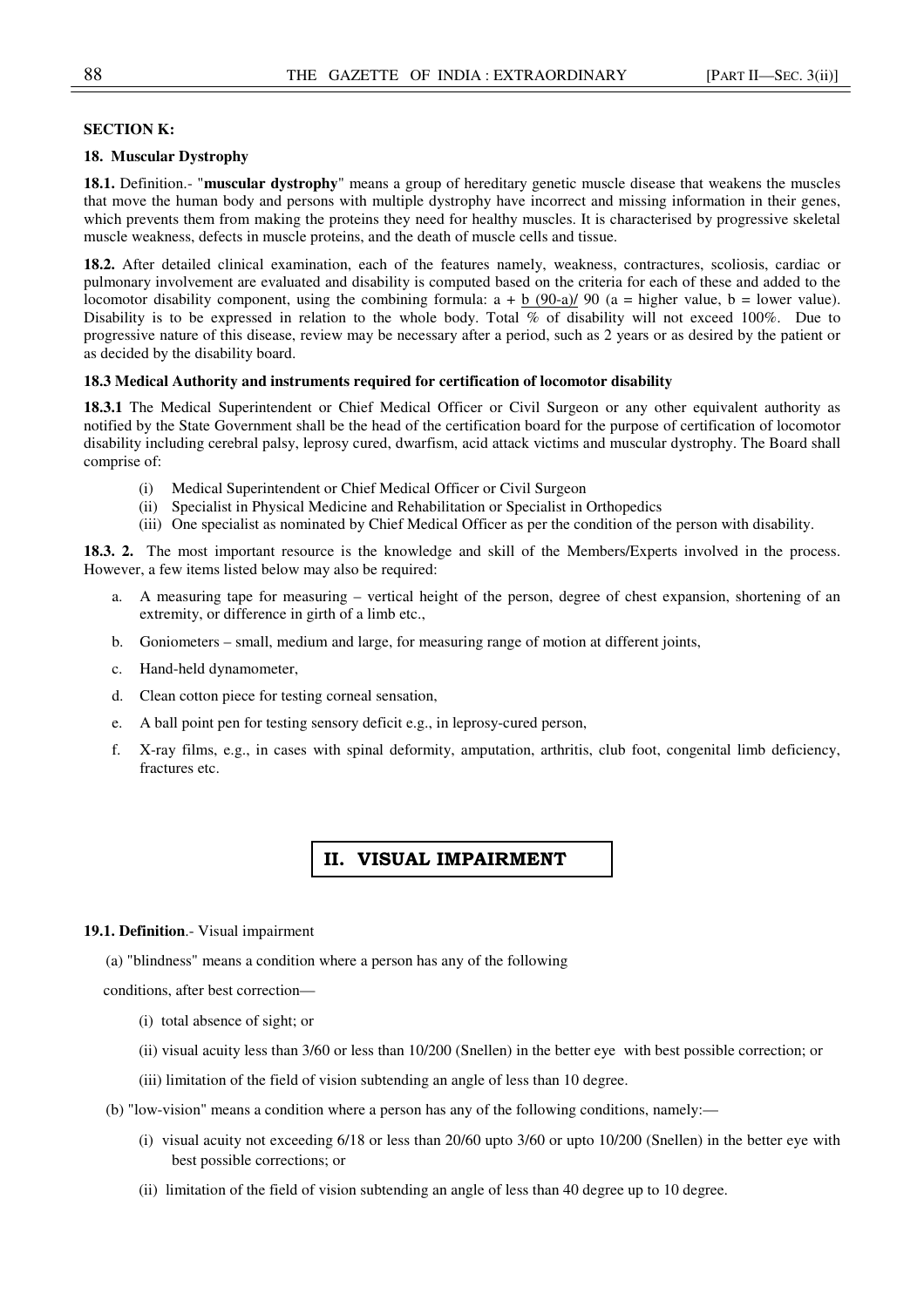**SECTION K:**

**18. Muscular Dystrophy**

**18.1.** Definition.- "**muscular dystrophy**" means a group of hereditary genetic muscle disease that weakens the muscles that move the human body and persons with multiple dystrophy have incorrect and missing information in their genes, which prevents them from making the proteins they need for healthy muscles. It is characterised by progressive skeletal muscle weakness, defects in muscle proteins, and the death of muscle cells and tissue.

**18.2.** After detailed clinical examination, each of the features namely, weakness, contractures, scoliosis, cardiac or pulmonary involvement are evaluated and disability is computed based on the criteria for each of these and added to the locomotor disability component, using the combining formula: $a + \underline{b\ (90-a)}/\ 90$ (a = higher value, b = lower value). Disability is to be expressed in relation to the whole body. Total % of disability will not exceed 100%. Due to progressive nature of this disease, review may be necessary after a period, such as 2 years or as desired by the patient or as decided by the disability board.

**18.3 Medical Authority and instruments required for certification of locomotor disability**

**18.3.1** The Medical Superintendent or Chief Medical Officer or Civil Surgeon or any other equivalent authority as notified by the State Government shall be the head of the certification board for the purpose of certification of locomotor disability including cerebral palsy, leprosy cured, dwarfism, acid attack victims and muscular dystrophy. The Board shall comprise of:

(i) Medical Superintendent or Chief Medical Officer or Civil Surgeon
(ii) Specialist in Physical Medicine and Rehabilitation or Specialist in Orthopedics
(iii) One specialist as nominated by Chief Medical Officer as per the condition of the person with disability.

**18.3. 2.** The most important resource is the knowledge and skill of the Members/Experts involved in the process. However, a few items listed below may also be required:

a. A measuring tape for measuring – vertical height of the person, degree of chest expansion, shortening of an extremity, or difference in girth of a limb etc.,
b. Goniometers – small, medium and large, for measuring range of motion at different joints,
c. Hand-held dynamometer,
d. Clean cotton piece for testing corneal sensation,
e. A ball point pen for testing sensory deficit e.g., in leprosy-cured person,
f. X-ray films, e.g., in cases with spinal deformity, amputation, arthritis, club foot, congenital limb deficiency, fractures etc.

## II. VISUAL IMPAIRMENT

**19.1. Definition**.- Visual impairment

(a) "blindness" means a condition where a person has any of the following conditions, after best correction—

(i) total absence of sight; or
(ii) visual acuity less than 3/60 or less than 10/200 (Snellen) in the better eye with best possible correction; or
(iii) limitation of the field of vision subtending an angle of less than 10 degree.

(b) "low-vision" means a condition where a person has any of the following conditions, namely:—

(i) visual acuity not exceeding 6/18 or less than 20/60 upto 3/60 or upto 10/200 (Snellen) in the better eye with best possible corrections; or
(ii) limitation of the field of vision subtending an angle of less than 40 degree up to 10 degree.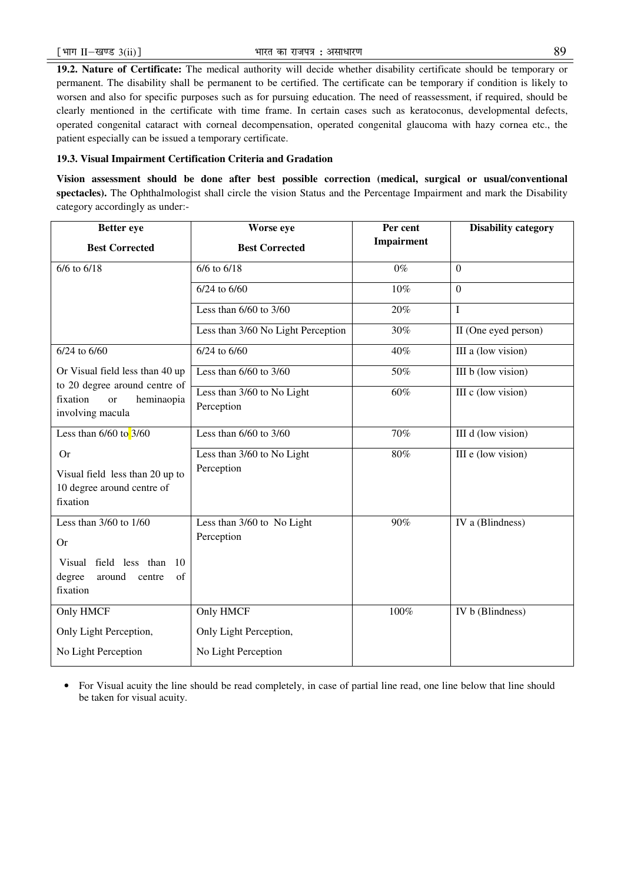**19.2. Nature of Certificate:** The medical authority will decide whether disability certificate should be temporary or permanent. The disability shall be permanent to be certified. The certificate can be temporary if condition is likely to worsen and also for specific purposes such as for pursuing education. The need of reassessment, if required, should be clearly mentioned in the certificate with time frame. In certain cases such as keratoconus, developmental defects, operated congenital cataract with corneal decompensation, operated congenital glaucoma with hazy cornea etc., the patient especially can be issued a temporary certificate.

**19.3. Visual Impairment Certification Criteria and Gradation**

**Vision assessment should be done after best possible correction (medical, surgical or usual/conventional spectacles).** The Ophthalmologist shall circle the vision Status and the Percentage Impairment and mark the Disability category accordingly as under:-

| Better eye<br>Best Corrected | Worse eye<br>Best Corrected | Per cent Impairment | Disability category |
|---|---|---|---|
| 6/6 to 6/18 | 6/6 to 6/18 | 0% | 0 |
| | 6/24 to 6/60 | 10% | 0 |
| | Less than 6/60 to 3/60 | 20% | I |
| | Less than 3/60 No Light Perception | 30% | II (One eyed person) |
| 6/24 to 6/60 | 6/24 to 6/60 | 40% | III a (low vision) |
| Or Visual field less than 40 up to 20 degree around centre of fixation or heminaopia involving macula | Less than 6/60 to 3/60 | 50% | III b (low vision) |
| | Less than 3/60 to No Light Perception | 60% | III c (low vision) |
| Less than 6/60 to 3/60 | Less than 6/60 to 3/60 | 70% | III d (low vision) |
| Or<br>Visual field less than 20 up to 10 degree around centre of fixation | Less than 3/60 to No Light Perception | 80% | III e (low vision) |
| Less than 3/60 to 1/60<br>Or<br>Visual field less than 10 degree around centre of fixation | Less than 3/60 to No Light Perception | 90% | IV a (Blindness) |
| Only HMCF<br>Only Light Perception,<br>No Light Perception | Only HMCF<br>Only Light Perception,<br>No Light Perception | 100% | IV b (Blindness) |

- For Visual acuity the line should be read completely, in case of partial line read, one line below that line should be taken for visual acuity.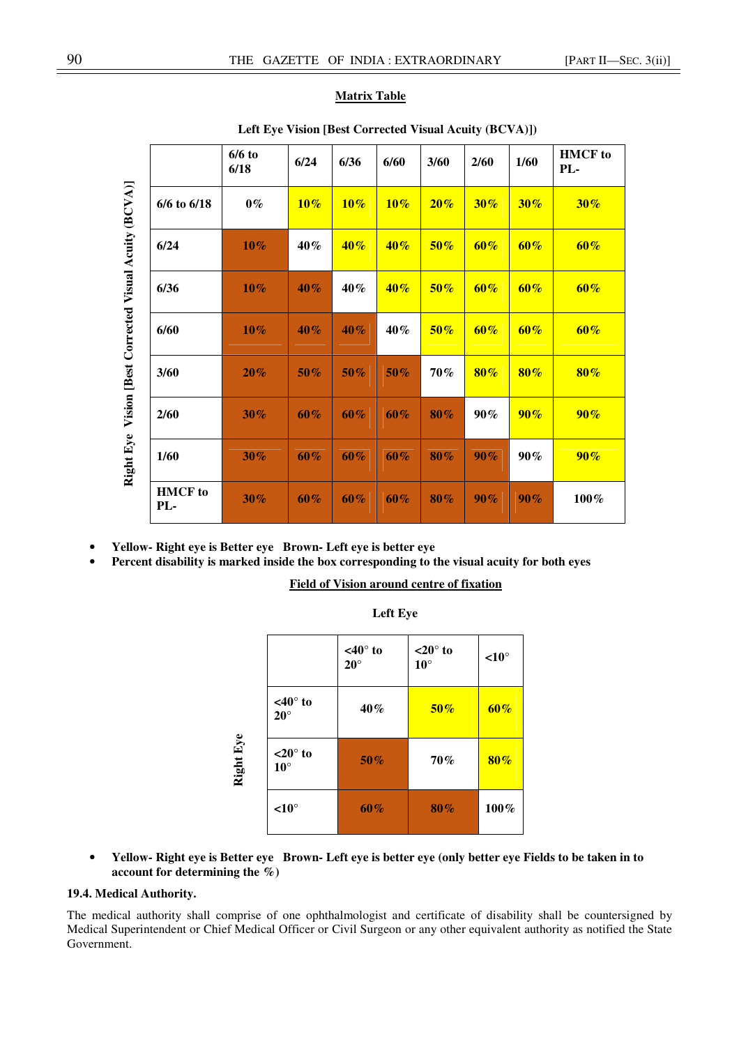**Matrix Table**

**Left Eye Vision [Best Corrected Visual Acuity (BCVA)]**

| Right Eye Vision [Best Corrected Visual Acuity (BCVA)] | 6/6 to 6/18 | 6/24 | 6/36 | 6/60 | 3/60 | 2/60 | 1/60 | HMCF to PL- |
|---|---|---|---|---|---|---|---|---|
| **6/6 to 6/18** | 0% | 10% | 10% | 10% | 20% | 30% | 30% | 30% |
| **6/24** | 10% | 40% | 40% | 40% | 50% | 60% | 60% | 60% |
| **6/36** | 10% | 40% | 40% | 40% | 50% | 60% | 60% | 60% |
| **6/60** | 10% | 40% | 40% | 40% | 50% | 60% | 60% | 60% |
| **3/60** | 20% | 50% | 50% | 50% | 70% | 80% | 80% | 80% |
| **2/60** | 30% | 60% | 60% | 60% | 80% | 90% | 90% | 90% |
| **1/60** | 30% | 60% | 60% | 60% | 80% | 90% | 90% | 90% |
| **HMCF to PL-** | 30% | 60% | 60% | 60% | 80% | 90% | 90% | 100% |

- **Yellow- Right eye is Better eye Brown- Left eye is better eye**
- **Percent disability is marked inside the box corresponding to the visual acuity for both eyes**

**Field of Vision around centre of fixation**

**Left Eye**

| Right Eye | <40° to 20° | <20° to 10° | <10° |
|---|---|---|---|
| **<40° to 20°** | 40% | 50% | 60% |
| **<20° to 10°** | 50% | 70% | 80% |
| **<10°** | 60% | 80% | 100% |

- **Yellow- Right eye is Better eye Brown- Left eye is better eye (only better eye Fields to be taken in to account for determining the %)**

**19.4. Medical Authority.**

The medical authority shall comprise of one ophthalmologist and certificate of disability shall be countersigned by Medical Superintendent or Chief Medical Officer or Civil Surgeon or any other equivalent authority as notified the State Government.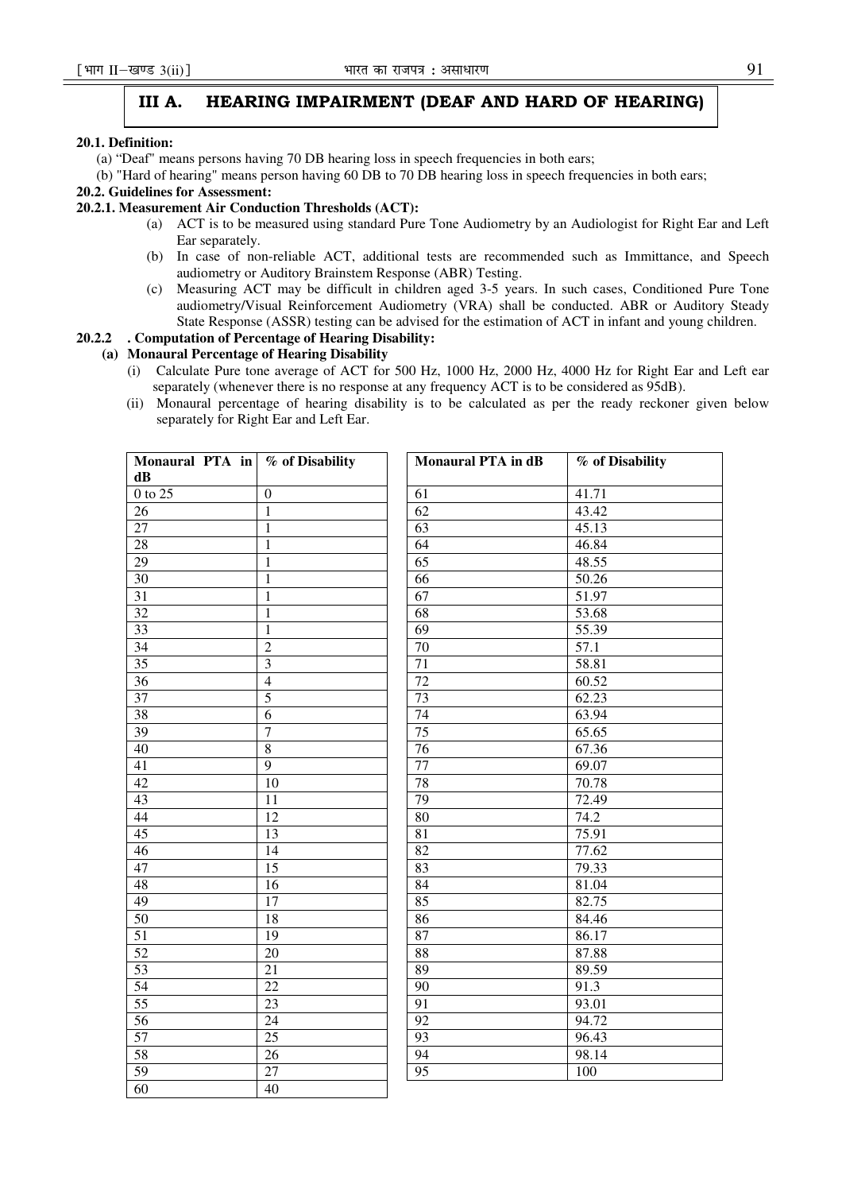## III A. HEARING IMPAIRMENT (DEAF AND HARD OF HEARING)

**20.1. Definition:**

(a) "Deaf" means persons having 70 DB hearing loss in speech frequencies in both ears;

(b) "Hard of hearing" means person having 60 DB to 70 DB hearing loss in speech frequencies in both ears;

**20.2. Guidelines for Assessment:**

**20.2.1. Measurement Air Conduction Thresholds (ACT):**

(a) ACT is to be measured using standard Pure Tone Audiometry by an Audiologist for Right Ear and Left Ear separately.

(b) In case of non-reliable ACT, additional tests are recommended such as Immittance, and Speech audiometry or Auditory Brainstem Response (ABR) Testing.

(c) Measuring ACT may be difficult in children aged 3-5 years. In such cases, Conditioned Pure Tone audiometry/Visual Reinforcement Audiometry (VRA) shall be conducted. ABR or Auditory Steady State Response (ASSR) testing can be advised for the estimation of ACT in infant and young children.

**20.2.2 . Computation of Percentage of Hearing Disability:**

**(a) Monaural Percentage of Hearing Disability**

(i) Calculate Pure tone average of ACT for 500 Hz, 1000 Hz, 2000 Hz, 4000 Hz for Right Ear and Left ear separately (whenever there is no response at any frequency ACT is to be considered as 95dB).

(ii) Monaural percentage of hearing disability is to be calculated as per the ready reckoner given below separately for Right Ear and Left Ear.

| Monaural PTA in dB | % of Disability |
|---|---|
| 0 to 25 | 0 |
| 26 | 1 |
| 27 | 1 |
| 28 | 1 |
| 29 | 1 |
| 30 | 1 |
| 31 | 1 |
| 32 | 1 |
| 33 | 1 |
| 34 | 2 |
| 35 | 3 |
| 36 | 4 |
| 37 | 5 |
| 38 | 6 |
| 39 | 7 |
| 40 | 8 |
| 41 | 9 |
| 42 | 10 |
| 43 | 11 |
| 44 | 12 |
| 45 | 13 |
| 46 | 14 |
| 47 | 15 |
| 48 | 16 |
| 49 | 17 |
| 50 | 18 |
| 51 | 19 |
| 52 | 20 |
| 53 | 21 |
| 54 | 22 |
| 55 | 23 |
| 56 | 24 |
| 57 | 25 |
| 58 | 26 |
| 59 | 27 |
| 60 | 40 |

| Monaural PTA in dB | % of Disability |
|---|---|
| 61 | 41.71 |
| 62 | 43.42 |
| 63 | 45.13 |
| 64 | 46.84 |
| 65 | 48.55 |
| 66 | 50.26 |
| 67 | 51.97 |
| 68 | 53.68 |
| 69 | 55.39 |
| 70 | 57.1 |
| 71 | 58.81 |
| 72 | 60.52 |
| 73 | 62.23 |
| 74 | 63.94 |
| 75 | 65.65 |
| 76 | 67.36 |
| 77 | 69.07 |
| 78 | 70.78 |
| 79 | 72.49 |
| 80 | 74.2 |
| 81 | 75.91 |
| 82 | 77.62 |
| 83 | 79.33 |
| 84 | 81.04 |
| 85 | 82.75 |
| 86 | 84.46 |
| 87 | 86.17 |
| 88 | 87.88 |
| 89 | 89.59 |
| 90 | 91.3 |
| 91 | 93.01 |
| 92 | 94.72 |
| 93 | 96.43 |
| 94 | 98.14 |
| 95 | 100 |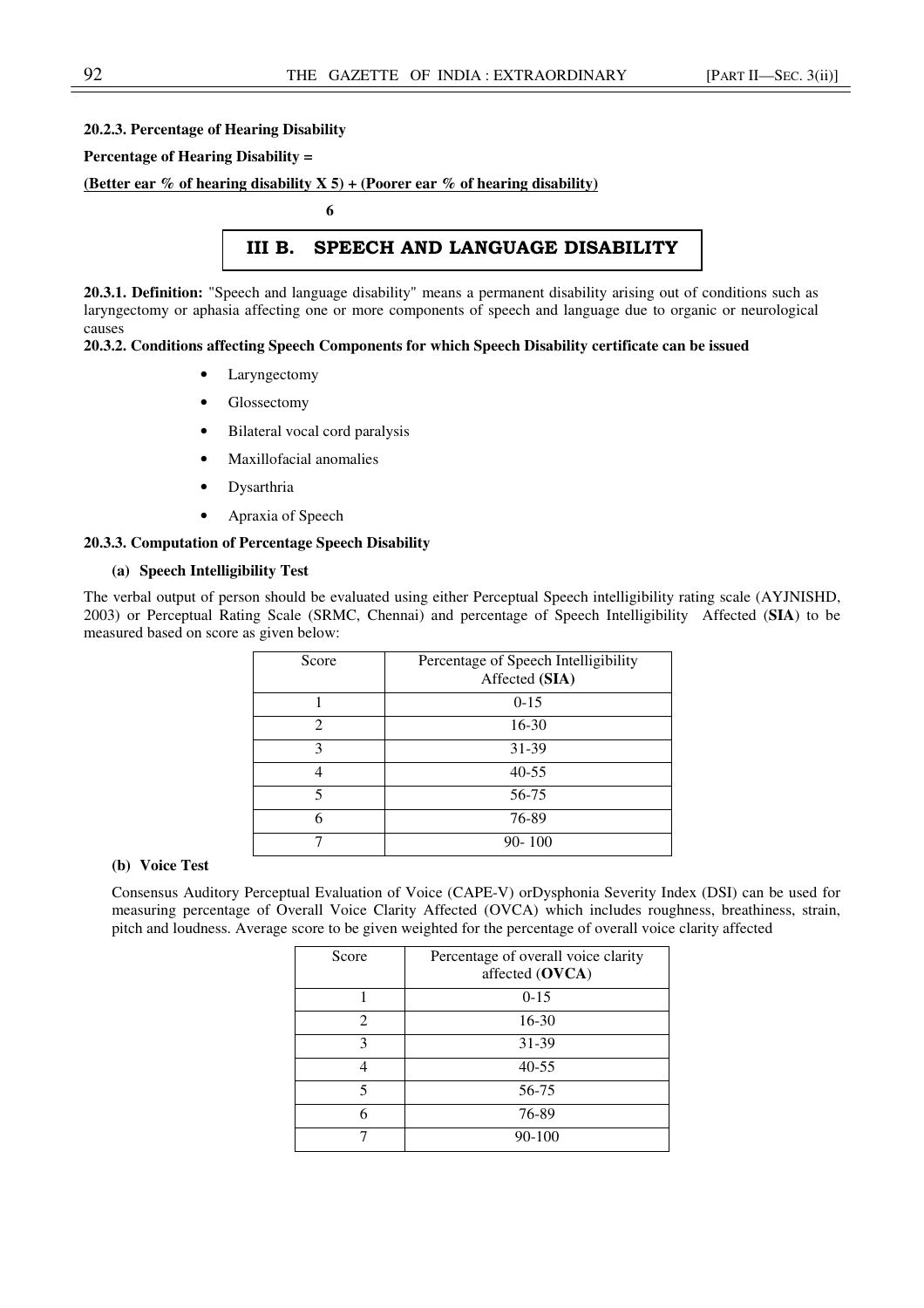**20.2.3. Percentage of Hearing Disability**

**Percentage of Hearing Disability =**

$$\frac{(\text{Better ear \% of hearing disability} \times 5) + (\text{Poorer ear \% of hearing disability})}{6}$$

## III B. SPEECH AND LANGUAGE DISABILITY

**20.3.1. Definition:** "Speech and language disability" means a permanent disability arising out of conditions such as laryngectomy or aphasia affecting one or more components of speech and language due to organic or neurological causes

**20.3.2. Conditions affecting Speech Components for which Speech Disability certificate can be issued**

- Laryngectomy
- Glossectomy
- Bilateral vocal cord paralysis
- Maxillofacial anomalies
- Dysarthria
- Apraxia of Speech

**20.3.3. Computation of Percentage Speech Disability**

**(a) Speech Intelligibility Test**

The verbal output of person should be evaluated using either Perceptual Speech intelligibility rating scale (AYJNISHD, 2003) or Perceptual Rating Scale (SRMC, Chennai) and percentage of Speech Intelligibility Affected (**SIA**) to be measured based on score as given below:

| Score | Percentage of Speech Intelligibility Affected **(SIA)** |
|---|---|
| 1 | 0-15 |
| 2 | 16-30 |
| 3 | 31-39 |
| 4 | 40-55 |
| 5 | 56-75 |
| 6 | 76-89 |
| 7 | 90- 100 |

**(b) Voice Test**

Consensus Auditory Perceptual Evaluation of Voice (CAPE-V) orDysphonia Severity Index (DSI) can be used for measuring percentage of Overall Voice Clarity Affected (OVCA) which includes roughness, breathiness, strain, pitch and loudness. Average score to be given weighted for the percentage of overall voice clarity affected

| Score | Percentage of overall voice clarity affected (**OVCA**) |
|---|---|
| 1 | 0-15 |
| 2 | 16-30 |
| 3 | 31-39 |
| 4 | 40-55 |
| 5 | 56-75 |
| 6 | 76-89 |
| 7 | 90-100 |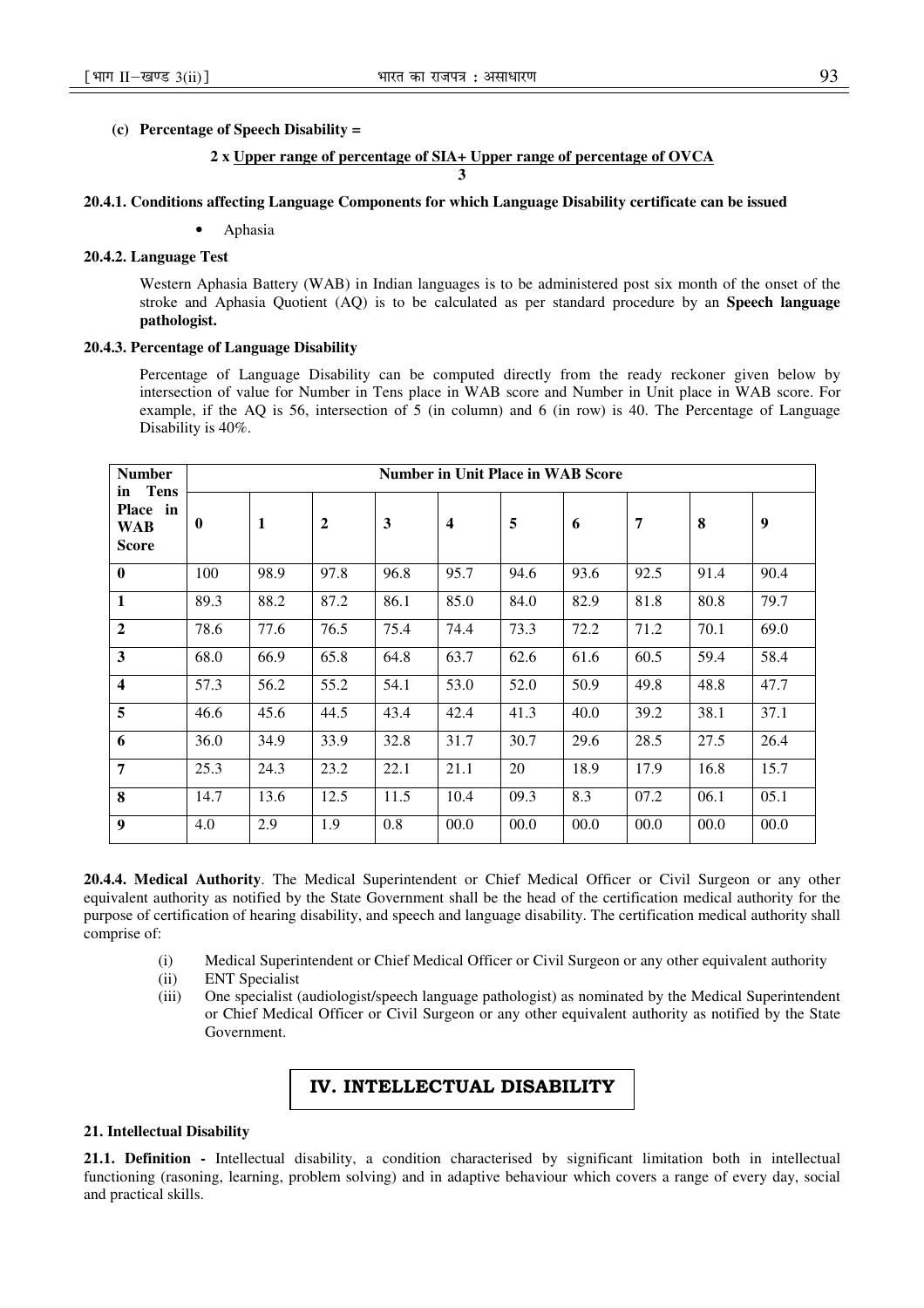**(c) Percentage of Speech Disability =**

$$\frac{2 \times \text{Upper range of percentage of SIA} + \text{Upper range of percentage of OVCA}}{3}$$

**20.4.1. Conditions affecting Language Components for which Language Disability certificate can be issued**

- Aphasia

**20.4.2. Language Test**

Western Aphasia Battery (WAB) in Indian languages is to be administered post six month of the onset of the stroke and Aphasia Quotient (AQ) is to be calculated as per standard procedure by an **Speech language pathologist.**

**20.4.3. Percentage of Language Disability**

Percentage of Language Disability can be computed directly from the ready reckoner given below by intersection of value for Number in Tens place in WAB score and Number in Unit place in WAB score. For example, if the AQ is 56, intersection of 5 (in column) and 6 (in row) is 40. The Percentage of Language Disability is 40%.

| Number in Tens Place in WAB Score | Number in Unit Place in WAB Score | | | | | | | | | |
|---|---|---|---|---|---|---|---|---|---|---|
| | **0** | **1** | **2** | **3** | **4** | **5** | **6** | **7** | **8** | **9** |
| **0** | 100 | 98.9 | 97.8 | 96.8 | 95.7 | 94.6 | 93.6 | 92.5 | 91.4 | 90.4 |
| **1** | 89.3 | 88.2 | 87.2 | 86.1 | 85.0 | 84.0 | 82.9 | 81.8 | 80.8 | 79.7 |
| **2** | 78.6 | 77.6 | 76.5 | 75.4 | 74.4 | 73.3 | 72.2 | 71.2 | 70.1 | 69.0 |
| **3** | 68.0 | 66.9 | 65.8 | 64.8 | 63.7 | 62.6 | 61.6 | 60.5 | 59.4 | 58.4 |
| **4** | 57.3 | 56.2 | 55.2 | 54.1 | 53.0 | 52.0 | 50.9 | 49.8 | 48.8 | 47.7 |
| **5** | 46.6 | 45.6 | 44.5 | 43.4 | 42.4 | 41.3 | 40.0 | 39.2 | 38.1 | 37.1 |
| **6** | 36.0 | 34.9 | 33.9 | 32.8 | 31.7 | 30.7 | 29.6 | 28.5 | 27.5 | 26.4 |
| **7** | 25.3 | 24.3 | 23.2 | 22.1 | 21.1 | 20 | 18.9 | 17.9 | 16.8 | 15.7 |
| **8** | 14.7 | 13.6 | 12.5 | 11.5 | 10.4 | 09.3 | 8.3 | 07.2 | 06.1 | 05.1 |
| **9** | 4.0 | 2.9 | 1.9 | 0.8 | 00.0 | 00.0 | 00.0 | 00.0 | 00.0 | 00.0 |

**20.4.4. Medical Authority**. The Medical Superintendent or Chief Medical Officer or Civil Surgeon or any other equivalent authority as notified by the State Government shall be the head of the certification medical authority for the purpose of certification of hearing disability, and speech and language disability. The certification medical authority shall comprise of:

(i) Medical Superintendent or Chief Medical Officer or Civil Surgeon or any other equivalent authority

(ii) ENT Specialist

(iii) One specialist (audiologist/speech language pathologist) as nominated by the Medical Superintendent or Chief Medical Officer or Civil Surgeon or any other equivalent authority as notified by the State Government.

## IV. INTELLECTUAL DISABILITY

**21. Intellectual Disability**

**21.1. Definition -** Intellectual disability, a condition characterised by significant limitation both in intellectual functioning (rasoning, learning, problem solving) and in adaptive behaviour which covers a range of every day, social and practical skills.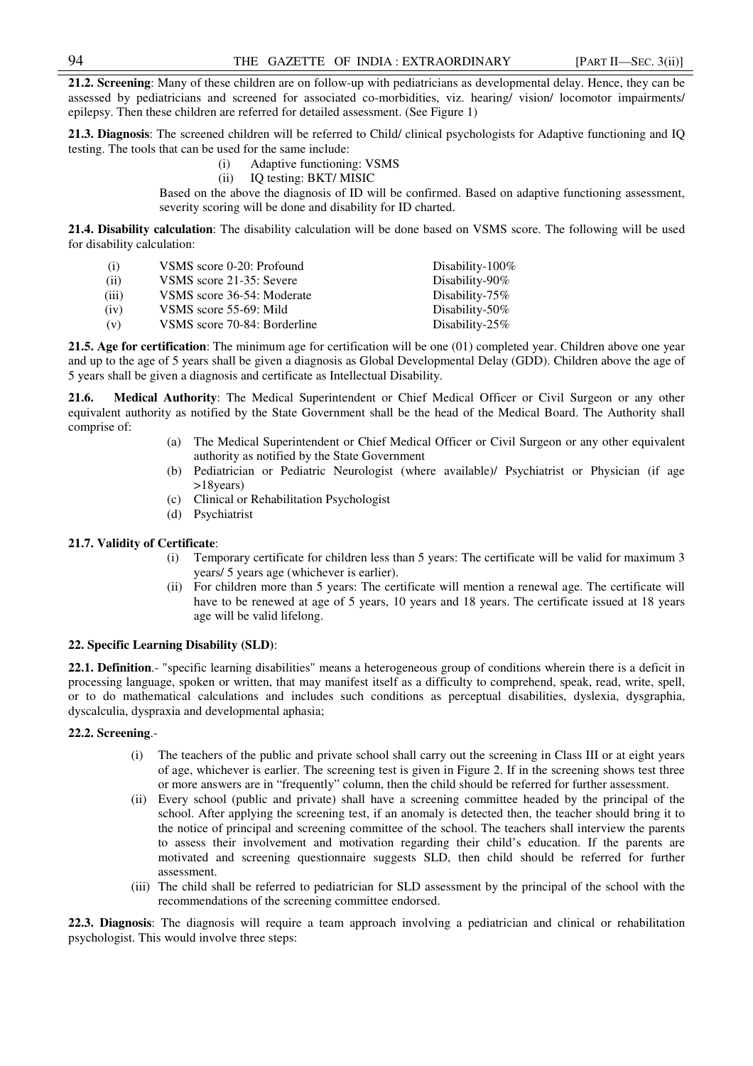**21.2. Screening**: Many of these children are on follow-up with pediatricians as developmental delay. Hence, they can be assessed by pediatricians and screened for associated co-morbidities, viz. hearing/ vision/ locomotor impairments/ epilepsy. Then these children are referred for detailed assessment. (See Figure 1)

**21.3. Diagnosis**: The screened children will be referred to Child/ clinical psychologists for Adaptive functioning and IQ testing. The tools that can be used for the same include:

(i) Adaptive functioning: VSMS
(ii) IQ testing: BKT/ MISIC

Based on the above the diagnosis of ID will be confirmed. Based on adaptive functioning assessment, severity scoring will be done and disability for ID charted.

**21.4. Disability calculation**: The disability calculation will be done based on VSMS score. The following will be used for disability calculation:

| | | |
|---|---|---|
| (i) | VSMS score 0-20: Profound | Disability-100% |
| (ii) | VSMS score 21-35: Severe | Disability-90% |
| (iii) | VSMS score 36-54: Moderate | Disability-75% |
| (iv) | VSMS score 55-69: Mild | Disability-50% |
| (v) | VSMS score 70-84: Borderline | Disability-25% |

**21.5. Age for certification**: The minimum age for certification will be one (01) completed year. Children above one year and up to the age of 5 years shall be given a diagnosis as Global Developmental Delay (GDD). Children above the age of 5 years shall be given a diagnosis and certificate as Intellectual Disability.

**21.6. Medical Authority**: The Medical Superintendent or Chief Medical Officer or Civil Surgeon or any other equivalent authority as notified by the State Government shall be the head of the Medical Board. The Authority shall comprise of:

(a) The Medical Superintendent or Chief Medical Officer or Civil Surgeon or any other equivalent authority as notified by the State Government
(b) Pediatrician or Pediatric Neurologist (where available)/ Psychiatrist or Physician (if age >18years)
(c) Clinical or Rehabilitation Psychologist
(d) Psychiatrist

**21.7. Validity of Certificate**:

(i) Temporary certificate for children less than 5 years: The certificate will be valid for maximum 3 years/ 5 years age (whichever is earlier).
(ii) For children more than 5 years: The certificate will mention a renewal age. The certificate will have to be renewed at age of 5 years, 10 years and 18 years. The certificate issued at 18 years age will be valid lifelong.

**22. Specific Learning Disability (SLD)**:

**22.1. Definition**.- "specific learning disabilities" means a heterogeneous group of conditions wherein there is a deficit in processing language, spoken or written, that may manifest itself as a difficulty to comprehend, speak, read, write, spell, or to do mathematical calculations and includes such conditions as perceptual disabilities, dyslexia, dysgraphia, dyscalculia, dyspraxia and developmental aphasia;

**22.2. Screening**.-

(i) The teachers of the public and private school shall carry out the screening in Class III or at eight years of age, whichever is earlier. The screening test is given in Figure 2. If in the screening shows test three or more answers are in "frequently" column, then the child should be referred for further assessment.
(ii) Every school (public and private) shall have a screening committee headed by the principal of the school. After applying the screening test, if an anomaly is detected then, the teacher should bring it to the notice of principal and screening committee of the school. The teachers shall interview the parents to assess their involvement and motivation regarding their child's education. If the parents are motivated and screening questionnaire suggests SLD, then child should be referred for further assessment.
(iii) The child shall be referred to pediatrician for SLD assessment by the principal of the school with the recommendations of the screening committee endorsed.

**22.3. Diagnosis**: The diagnosis will require a team approach involving a pediatrician and clinical or rehabilitation psychologist. This would involve three steps: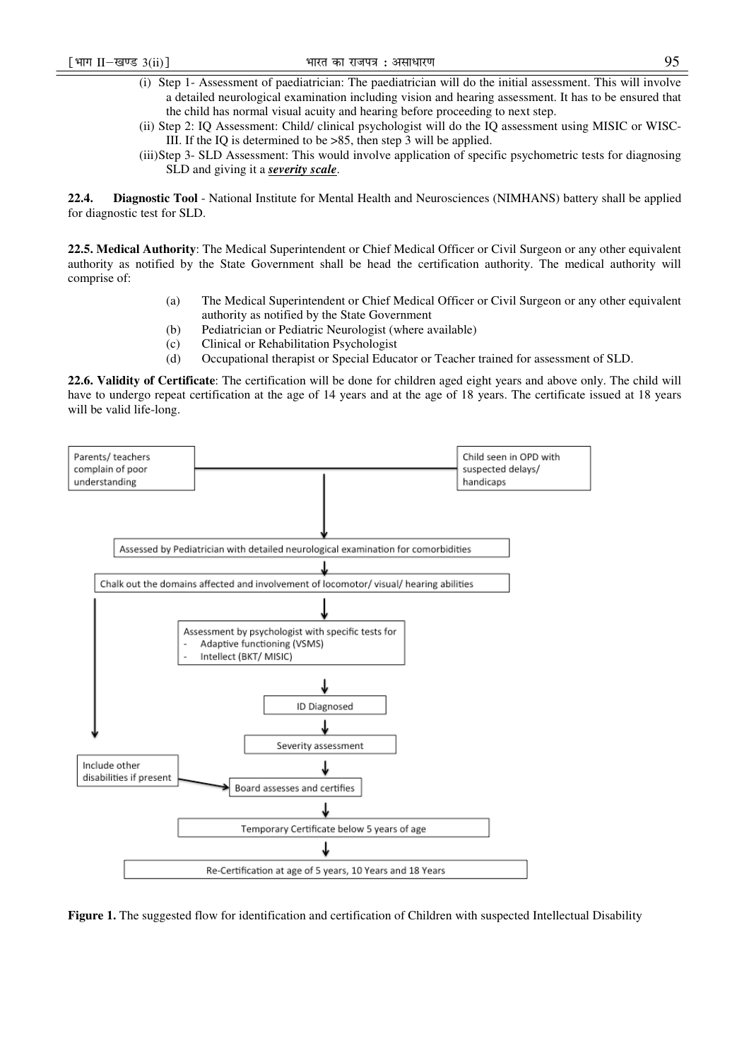(i) Step 1- Assessment of paediatrician: The paediatrician will do the initial assessment. This will involve a detailed neurological examination including vision and hearing assessment. It has to be ensured that the child has normal visual acuity and hearing before proceeding to next step.

(ii) Step 2: IQ Assessment: Child/ clinical psychologist will do the IQ assessment using MISIC or WISC-III. If the IQ is determined to be >85, then step 3 will be applied.

(iii) Step 3- SLD Assessment: This would involve application of specific psychometric tests for diagnosing SLD and giving it a ***severity scale***.

**22.4. Diagnostic Tool** - National Institute for Mental Health and Neurosciences (NIMHANS) battery shall be applied for diagnostic test for SLD.

**22.5. Medical Authority**: The Medical Superintendent or Chief Medical Officer or Civil Surgeon or any other equivalent authority as notified by the State Government shall be head the certification authority. The medical authority will comprise of:

(a) The Medical Superintendent or Chief Medical Officer or Civil Surgeon or any other equivalent authority as notified by the State Government

(b) Pediatrician or Pediatric Neurologist (where available)

(c) Clinical or Rehabilitation Psychologist

(d) Occupational therapist or Special Educator or Teacher trained for assessment of SLD.

**22.6. Validity of Certificate**: The certification will be done for children aged eight years and above only. The child will have to undergo repeat certification at the age of 14 years and at the age of 18 years. The certificate issued at 18 years will be valid life-long.

Parents/ teachers complain of poor understanding

Child seen in OPD with suspected delays/ handicaps

↓

Assessed by Pediatrician with detailed neurological examination for comorbidities

↓

Chalk out the domains affected and involvement of locomotor/ visual/ hearing abilities

↓

Assessment by psychologist with specific tests for
- Adaptive functioning (VSMS)
- Intellect (BKT/ MISIC)

↓

ID Diagnosed

↓

Severity assessment

↓

Include other disabilities if present → Board assesses and certifies

↓

Temporary Certificate below 5 years of age

↓

Re-Certification at age of 5 years, 10 Years and 18 Years

**Figure 1.** The suggested flow for identification and certification of Children with suspected Intellectual Disability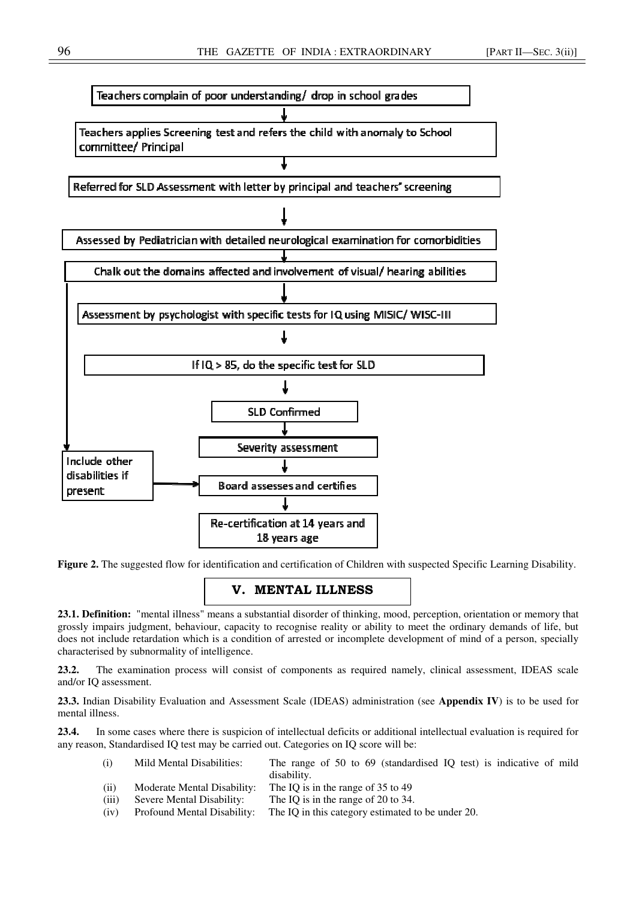Teachers complain of poor understanding/ drop in school grades

↓

Teachers applies Screening test and refers the child with anomaly to School committee/ Principal

↓

Referred for SLD Assessment with letter by principal and teachers' screening

↓

Assessed by Pediatrician with detailed neurological examination for comorbidities

↓

Chalk out the domains affected and involvement of visual/ hearing abilities

↓

Assessment by psychologist with specific tests for IQ using MISIC/ WISC-III

↓

If IQ > 85, do the specific test for SLD

↓

SLD Confirmed

↓

Severity assessment

↓

Board assesses and certifies ← Include other disabilities if present

↓

Re-certification at 14 years and 18 years age

**Figure 2.** The suggested flow for identification and certification of Children with suspected Specific Learning Disability.

## V. MENTAL ILLNESS

**23.1. Definition:** "mental illness" means a substantial disorder of thinking, mood, perception, orientation or memory that grossly impairs judgment, behaviour, capacity to recognise reality or ability to meet the ordinary demands of life, but does not include retardation which is a condition of arrested or incomplete development of mind of a person, specially characterised by subnormality of intelligence.

**23.2.** The examination process will consist of components as required namely, clinical assessment, IDEAS scale and/or IQ assessment.

**23.3.** Indian Disability Evaluation and Assessment Scale (IDEAS) administration (see **Appendix IV**) is to be used for mental illness.

**23.4.** In some cases where there is suspicion of intellectual deficits or additional intellectual evaluation is required for any reason, Standardised IQ test may be carried out. Categories on IQ score will be:

(i) Mild Mental Disabilities: The range of 50 to 69 (standardised IQ test) is indicative of mild disability.

(ii) Moderate Mental Disability: The IQ is in the range of 35 to 49

(iii) Severe Mental Disability: The IQ is in the range of 20 to 34.

(iv) Profound Mental Disability: The IQ in this category estimated to be under 20.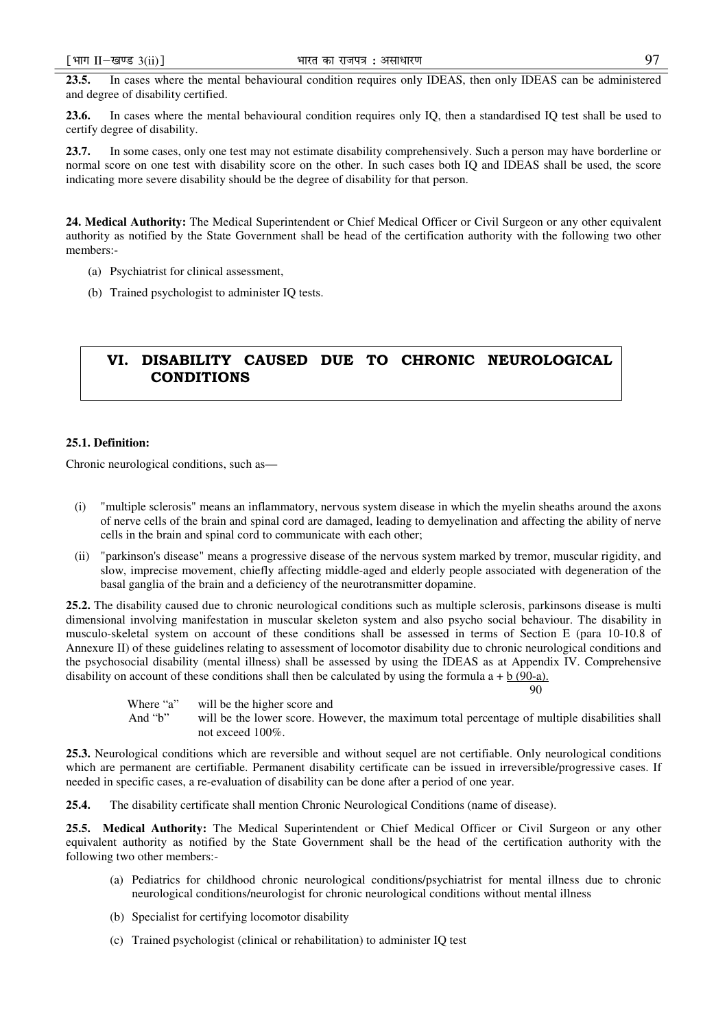**23.5.** In cases where the mental behavioural condition requires only IDEAS, then only IDEAS can be administered and degree of disability certified.

**23.6.** In cases where the mental behavioural condition requires only IQ, then a standardised IQ test shall be used to certify degree of disability.

**23.7.** In some cases, only one test may not estimate disability comprehensively. Such a person may have borderline or normal score on one test with disability score on the other. In such cases both IQ and IDEAS shall be used, the score indicating more severe disability should be the degree of disability for that person.

**24. Medical Authority:** The Medical Superintendent or Chief Medical Officer or Civil Surgeon or any other equivalent authority as notified by the State Government shall be head of the certification authority with the following two other members:-

(a) Psychiatrist for clinical assessment,

(b) Trained psychologist to administer IQ tests.

## VI. DISABILITY CAUSED DUE TO CHRONIC NEUROLOGICAL CONDITIONS

**25.1. Definition:**

Chronic neurological conditions, such as—

(i) "multiple sclerosis" means an inflammatory, nervous system disease in which the myelin sheaths around the axons of nerve cells of the brain and spinal cord are damaged, leading to demyelination and affecting the ability of nerve cells in the brain and spinal cord to communicate with each other;

(ii) "parkinson's disease" means a progressive disease of the nervous system marked by tremor, muscular rigidity, and slow, imprecise movement, chiefly affecting middle-aged and elderly people associated with degeneration of the basal ganglia of the brain and a deficiency of the neurotransmitter dopamine.

**25.2.** The disability caused due to chronic neurological conditions such as multiple sclerosis, parkinsons disease is multi dimensional involving manifestation in muscular skeleton system and also psycho social behaviour. The disability in musculo-skeletal system on account of these conditions shall be assessed in terms of Section E (para 10-10.8 of Annexure II) of these guidelines relating to assessment of locomotor disability due to chronic neurological conditions and the psychosocial disability (mental illness) shall be assessed by using the IDEAS as at Appendix IV. Comprehensive disability on account of these conditions shall then be calculated by using the formula $a + \frac{b(90-a)}{90}$.

Where "a" will be the higher score and
And "b" will be the lower score. However, the maximum total percentage of multiple disabilities shall not exceed 100%.

**25.3.** Neurological conditions which are reversible and without sequel are not certifiable. Only neurological conditions which are permanent are certifiable. Permanent disability certificate can be issued in irreversible/progressive cases. If needed in specific cases, a re-evaluation of disability can be done after a period of one year.

**25.4.** The disability certificate shall mention Chronic Neurological Conditions (name of disease).

**25.5. Medical Authority:** The Medical Superintendent or Chief Medical Officer or Civil Surgeon or any other equivalent authority as notified by the State Government shall be the head of the certification authority with the following two other members:-

(a) Pediatrics for childhood chronic neurological conditions/psychiatrist for mental illness due to chronic neurological conditions/neurologist for chronic neurological conditions without mental illness

(b) Specialist for certifying locomotor disability

(c) Trained psychologist (clinical or rehabilitation) to administer IQ test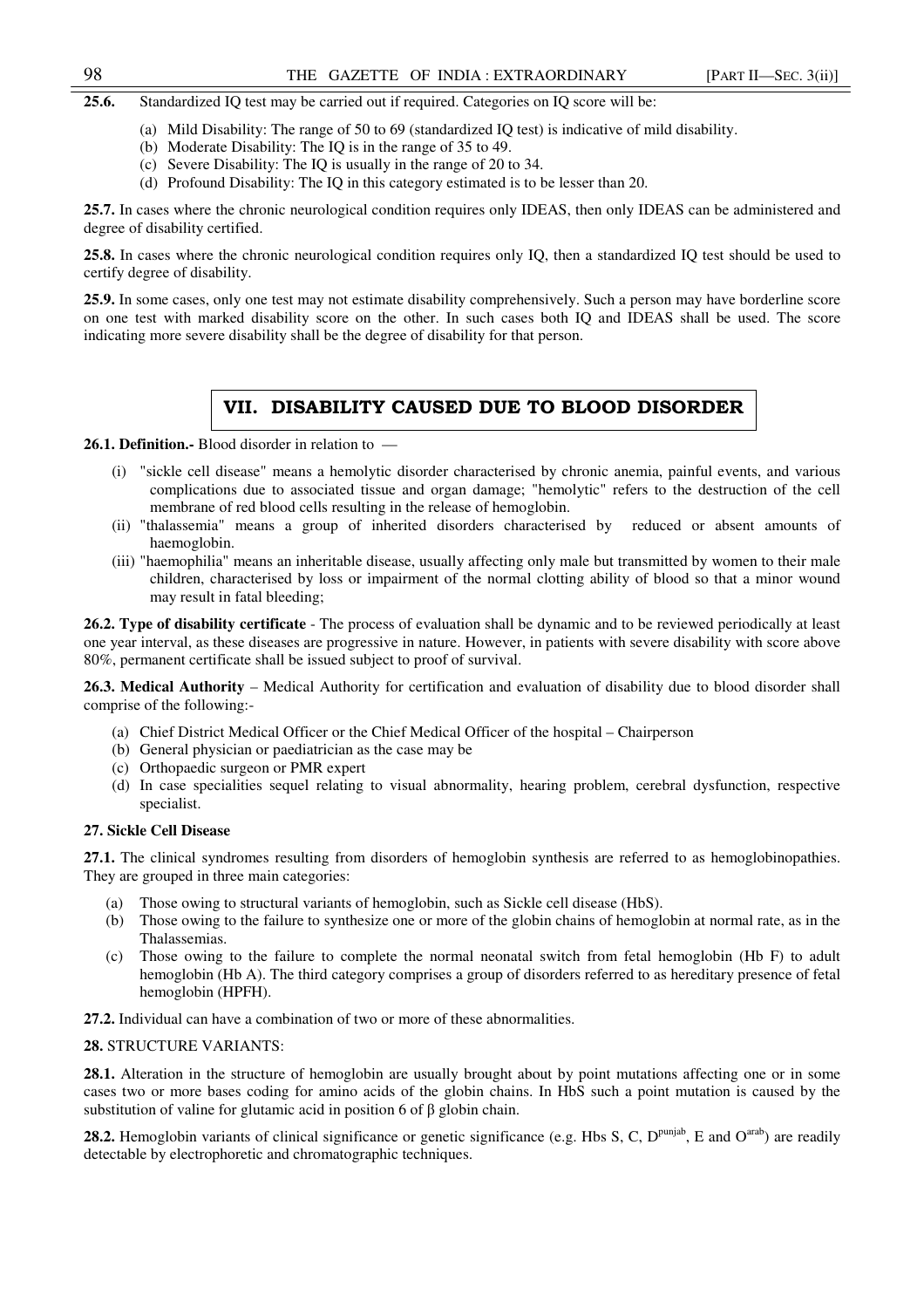**25.6.** Standardized IQ test may be carried out if required. Categories on IQ score will be:

(a) Mild Disability: The range of 50 to 69 (standardized IQ test) is indicative of mild disability.
(b) Moderate Disability: The IQ is in the range of 35 to 49.
(c) Severe Disability: The IQ is usually in the range of 20 to 34.
(d) Profound Disability: The IQ in this category estimated is to be lesser than 20.

**25.7.** In cases where the chronic neurological condition requires only IDEAS, then only IDEAS can be administered and degree of disability certified.

**25.8.** In cases where the chronic neurological condition requires only IQ, then a standardized IQ test should be used to certify degree of disability.

**25.9.** In some cases, only one test may not estimate disability comprehensively. Such a person may have borderline score on one test with marked disability score on the other. In such cases both IQ and IDEAS shall be used. The score indicating more severe disability shall be the degree of disability for that person.

## VII. DISABILITY CAUSED DUE TO BLOOD DISORDER

**26.1. Definition.-** Blood disorder in relation to —

(i) "sickle cell disease" means a hemolytic disorder characterised by chronic anemia, painful events, and various complications due to associated tissue and organ damage; "hemolytic" refers to the destruction of the cell membrane of red blood cells resulting in the release of hemoglobin.
(ii) "thalassemia" means a group of inherited disorders characterised by reduced or absent amounts of haemoglobin.
(iii) "haemophilia" means an inheritable disease, usually affecting only male but transmitted by women to their male children, characterised by loss or impairment of the normal clotting ability of blood so that a minor wound may result in fatal bleeding;

**26.2. Type of disability certificate** - The process of evaluation shall be dynamic and to be reviewed periodically at least one year interval, as these diseases are progressive in nature. However, in patients with severe disability with score above 80%, permanent certificate shall be issued subject to proof of survival.

**26.3. Medical Authority** – Medical Authority for certification and evaluation of disability due to blood disorder shall comprise of the following:-

(a) Chief District Medical Officer or the Chief Medical Officer of the hospital – Chairperson
(b) General physician or paediatrician as the case may be
(c) Orthopaedic surgeon or PMR expert
(d) In case specialities sequel relating to visual abnormality, hearing problem, cerebral dysfunction, respective specialist.

**27. Sickle Cell Disease**

**27.1.** The clinical syndromes resulting from disorders of hemoglobin synthesis are referred to as hemoglobinopathies. They are grouped in three main categories:

(a) Those owing to structural variants of hemoglobin, such as Sickle cell disease (HbS).
(b) Those owing to the failure to synthesize one or more of the globin chains of hemoglobin at normal rate, as in the Thalassemias.
(c) Those owing to the failure to complete the normal neonatal switch from fetal hemoglobin (Hb F) to adult hemoglobin (Hb A). The third category comprises a group of disorders referred to as hereditary presence of fetal hemoglobin (HPFH).

**27.2.** Individual can have a combination of two or more of these abnormalities.

**28.** STRUCTURE VARIANTS:

**28.1.** Alteration in the structure of hemoglobin are usually brought about by point mutations affecting one or in some cases two or more bases coding for amino acids of the globin chains. In HbS such a point mutation is caused by the substitution of valine for glutamic acid in position 6 of β globin chain.

**28.2.** Hemoglobin variants of clinical significance or genetic significance (e.g. Hbs S, C, $D^{punjab}$, E and $O^{arab}$) are readily detectable by electrophoretic and chromatographic techniques.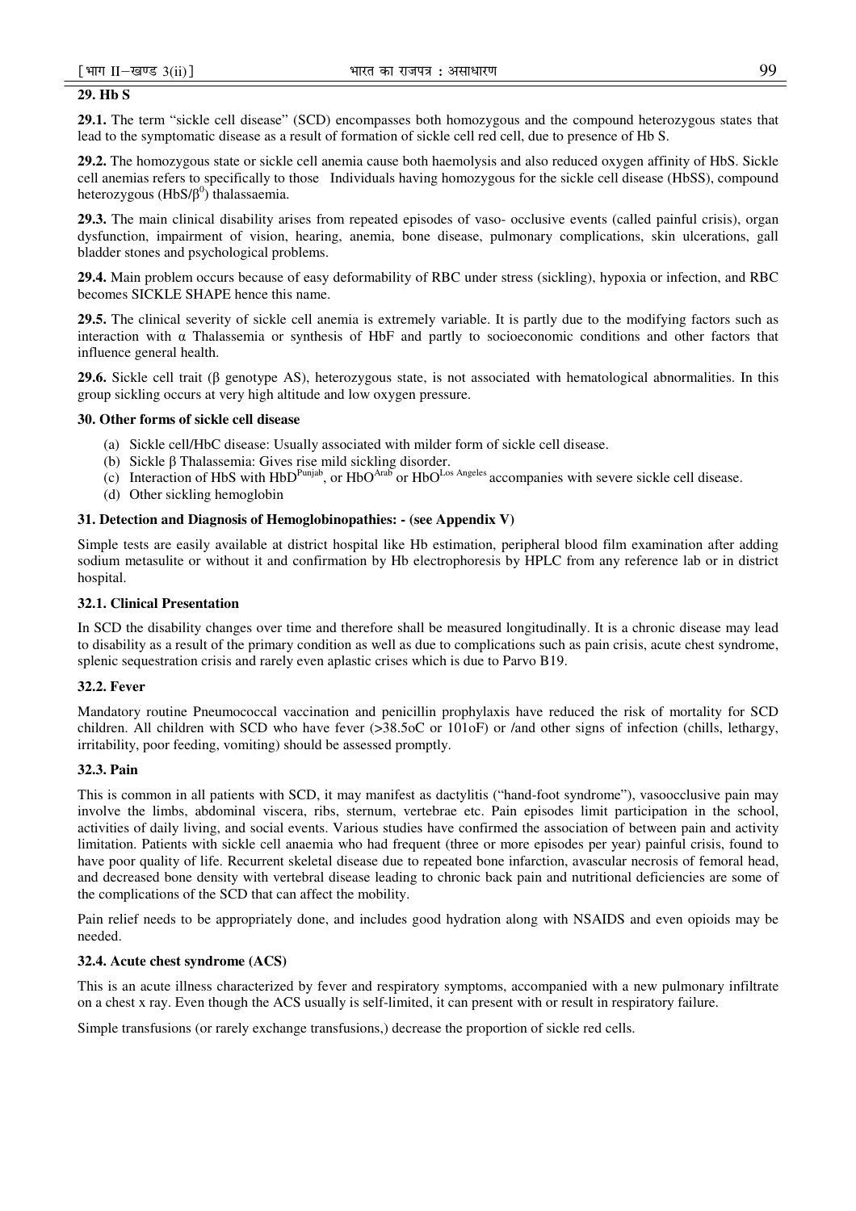## 29. Hb S

**29.1.** The term "sickle cell disease" (SCD) encompasses both homozygous and the compound heterozygous states that lead to the symptomatic disease as a result of formation of sickle cell red cell, due to presence of Hb S.

**29.2.** The homozygous state or sickle cell anemia cause both haemolysis and also reduced oxygen affinity of HbS. Sickle cell anemias refers to specifically to those Individuals having homozygous for the sickle cell disease (HbSS), compound heterozygous (HbS/$\beta^0$) thalassaemia.

**29.3.** The main clinical disability arises from repeated episodes of vaso- occlusive events (called painful crisis), organ dysfunction, impairment of vision, hearing, anemia, bone disease, pulmonary complications, skin ulcerations, gall bladder stones and psychological problems.

**29.4.** Main problem occurs because of easy deformability of RBC under stress (sickling), hypoxia or infection, and RBC becomes SICKLE SHAPE hence this name.

**29.5.** The clinical severity of sickle cell anemia is extremely variable. It is partly due to the modifying factors such as interaction with α Thalassemia or synthesis of HbF and partly to socioeconomic conditions and other factors that influence general health.

**29.6.** Sickle cell trait (β genotype AS), heterozygous state, is not associated with hematological abnormalities. In this group sickling occurs at very high altitude and low oxygen pressure.

## 30. Other forms of sickle cell disease

(a) Sickle cell/HbC disease: Usually associated with milder form of sickle cell disease.
(b) Sickle β Thalassemia: Gives rise mild sickling disorder.
(c) Interaction of HbS with $HbD^{Punjab}$, or $HbO^{Arab}$ or $HbO^{Los\ Angeles}$ accompanies with severe sickle cell disease.
(d) Other sickling hemoglobin

## 31. Detection and Diagnosis of Hemoglobinopathies: - (see Appendix V)

Simple tests are easily available at district hospital like Hb estimation, peripheral blood film examination after adding sodium metasulite or without it and confirmation by Hb electrophoresis by HPLC from any reference lab or in district hospital.

### 32.1. Clinical Presentation

In SCD the disability changes over time and therefore shall be measured longitudinally. It is a chronic disease may lead to disability as a result of the primary condition as well as due to complications such as pain crisis, acute chest syndrome, splenic sequestration crisis and rarely even aplastic crises which is due to Parvo B19.

### 32.2. Fever

Mandatory routine Pneumococcal vaccination and penicillin prophylaxis have reduced the risk of mortality for SCD children. All children with SCD who have fever (>38.5oC or 101oF) or /and other signs of infection (chills, lethargy, irritability, poor feeding, vomiting) should be assessed promptly.

### 32.3. Pain

This is common in all patients with SCD, it may manifest as dactylitis ("hand-foot syndrome"), vasoocclusive pain may involve the limbs, abdominal viscera, ribs, sternum, vertebrae etc. Pain episodes limit participation in the school, activities of daily living, and social events. Various studies have confirmed the association of between pain and activity limitation. Patients with sickle cell anaemia who had frequent (three or more episodes per year) painful crisis, found to have poor quality of life. Recurrent skeletal disease due to repeated bone infarction, avascular necrosis of femoral head, and decreased bone density with vertebral disease leading to chronic back pain and nutritional deficiencies are some of the complications of the SCD that can affect the mobility.

Pain relief needs to be appropriately done, and includes good hydration along with NSAIDS and even opioids may be needed.

### 32.4. Acute chest syndrome (ACS)

This is an acute illness characterized by fever and respiratory symptoms, accompanied with a new pulmonary infiltrate on a chest x ray. Even though the ACS usually is self-limited, it can present with or result in respiratory failure.

Simple transfusions (or rarely exchange transfusions,) decrease the proportion of sickle red cells.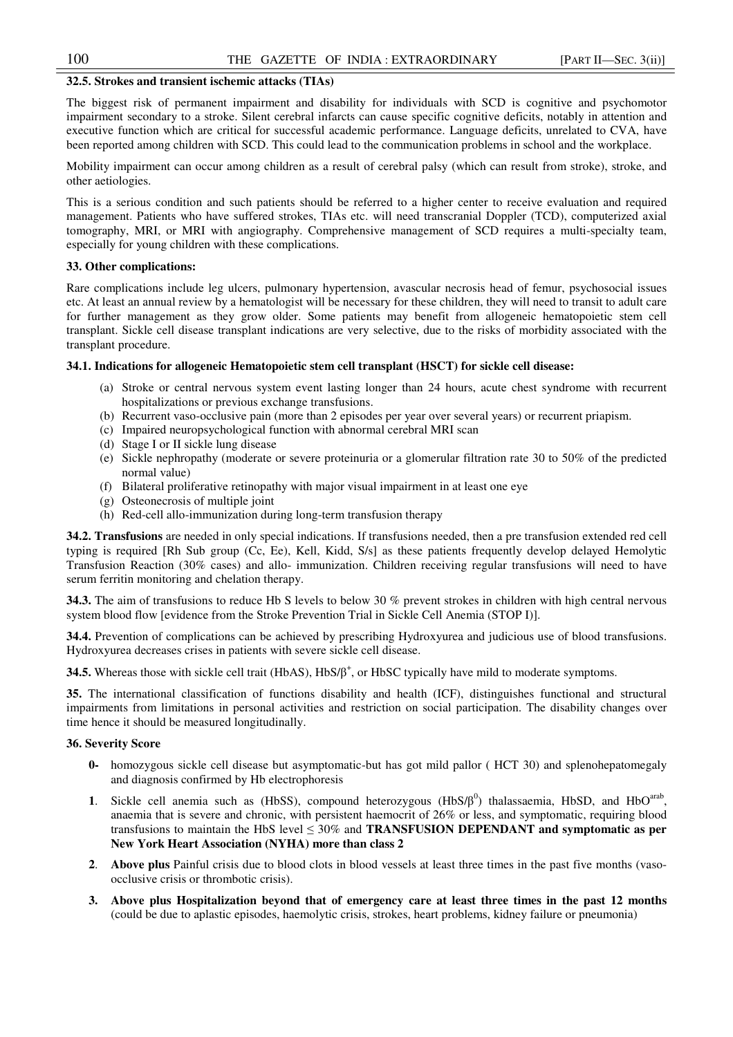**32.5. Strokes and transient ischemic attacks (TIAs)**

The biggest risk of permanent impairment and disability for individuals with SCD is cognitive and psychomotor impairment secondary to a stroke. Silent cerebral infarcts can cause specific cognitive deficits, notably in attention and executive function which are critical for successful academic performance. Language deficits, unrelated to CVA, have been reported among children with SCD. This could lead to the communication problems in school and the workplace.

Mobility impairment can occur among children as a result of cerebral palsy (which can result from stroke), stroke, and other aetiologies.

This is a serious condition and such patients should be referred to a higher center to receive evaluation and required management. Patients who have suffered strokes, TIAs etc. will need transcranial Doppler (TCD), computerized axial tomography, MRI, or MRI with angiography. Comprehensive management of SCD requires a multi-specialty team, especially for young children with these complications.

**33. Other complications:**

Rare complications include leg ulcers, pulmonary hypertension, avascular necrosis head of femur, psychosocial issues etc. At least an annual review by a hematologist will be necessary for these children, they will need to transit to adult care for further management as they grow older. Some patients may benefit from allogeneic hematopoietic stem cell transplant. Sickle cell disease transplant indications are very selective, due to the risks of morbidity associated with the transplant procedure.

**34.1. Indications for allogeneic Hematopoietic stem cell transplant (HSCT) for sickle cell disease:**

(a) Stroke or central nervous system event lasting longer than 24 hours, acute chest syndrome with recurrent hospitalizations or previous exchange transfusions.
(b) Recurrent vaso-occlusive pain (more than 2 episodes per year over several years) or recurrent priapism.
(c) Impaired neuropsychological function with abnormal cerebral MRI scan
(d) Stage I or II sickle lung disease
(e) Sickle nephropathy (moderate or severe proteinuria or a glomerular filtration rate 30 to 50% of the predicted normal value)
(f) Bilateral proliferative retinopathy with major visual impairment in at least one eye
(g) Osteonecrosis of multiple joint
(h) Red-cell allo-immunization during long-term transfusion therapy

**34.2. Transfusions** are needed in only special indications. If transfusions needed, then a pre transfusion extended red cell typing is required [Rh Sub group (Cc, Ee), Kell, Kidd, S/s] as these patients frequently develop delayed Hemolytic Transfusion Reaction (30% cases) and allo- immunization. Children receiving regular transfusions will need to have serum ferritin monitoring and chelation therapy.

**34.3.** The aim of transfusions to reduce Hb S levels to below 30 % prevent strokes in children with high central nervous system blood flow [evidence from the Stroke Prevention Trial in Sickle Cell Anemia (STOP I)].

**34.4.** Prevention of complications can be achieved by prescribing Hydroxyurea and judicious use of blood transfusions. Hydroxyurea decreases crises in patients with severe sickle cell disease.

**34.5.** Whereas those with sickle cell trait (HbAS), HbS/$\beta^+$, or HbSC typically have mild to moderate symptoms.

**35.** The international classification of functions disability and health (ICF), distinguishes functional and structural impairments from limitations in personal activities and restriction on social participation. The disability changes over time hence it should be measured longitudinally.

**36. Severity Score**

**0-** homozygous sickle cell disease but asymptomatic-but has got mild pallor ( HCT 30) and splenohepatomegaly and diagnosis confirmed by Hb electrophoresis

**1**. Sickle cell anemia such as (HbSS), compound heterozygous (HbS/$\beta^0$) thalassaemia, HbSD, and HbO$^{arab}$, anaemia that is severe and chronic, with persistent haemocrit of 26% or less, and symptomatic, requiring blood transfusions to maintain the HbS level ≤ 30% and **TRANSFUSION DEPENDANT and symptomatic as per New York Heart Association (NYHA) more than class 2**

**2**. **Above plus** Painful crisis due to blood clots in blood vessels at least three times in the past five months (vaso-occlusive crisis or thrombotic crisis).

**3. Above plus Hospitalization beyond that of emergency care at least three times in the past 12 months** (could be due to aplastic episodes, haemolytic crisis, strokes, heart problems, kidney failure or pneumonia)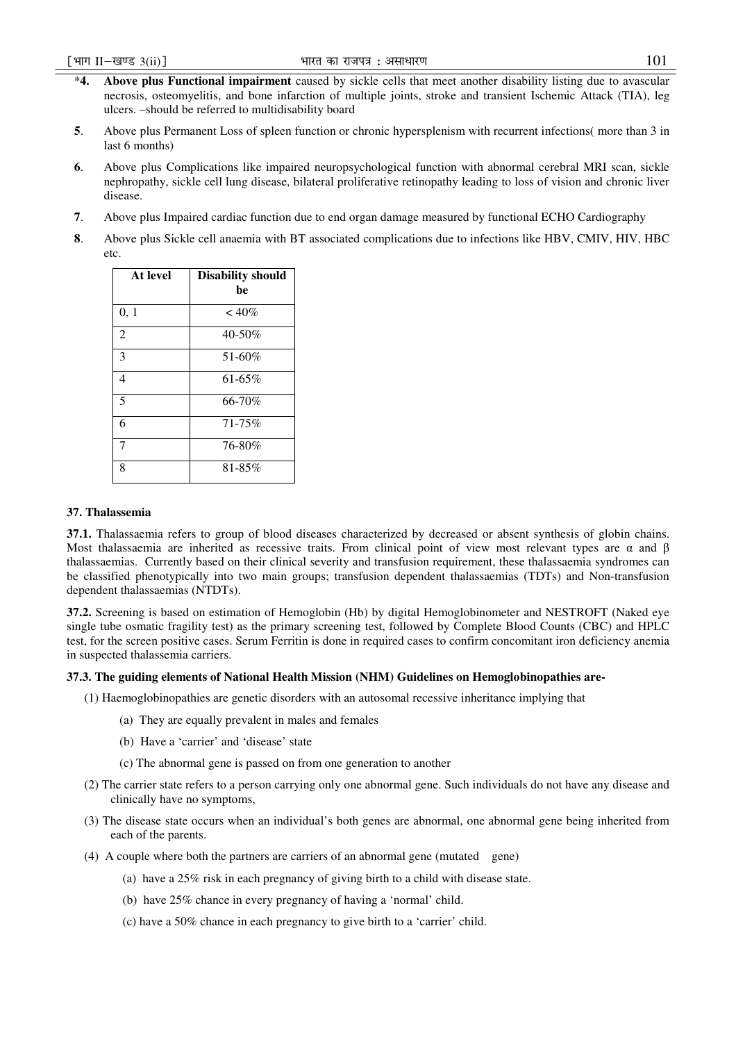*4. **Above plus Functional impairment** caused by sickle cells that meet another disability listing due to avascular necrosis, osteomyelitis, and bone infarction of multiple joints, stroke and transient Ischemic Attack (TIA), leg ulcers. –should be referred to multidisability board

**5**. Above plus Permanent Loss of spleen function or chronic hypersplenism with recurrent infections( more than 3 in last 6 months)

**6**. Above plus Complications like impaired neuropsychological function with abnormal cerebral MRI scan, sickle nephropathy, sickle cell lung disease, bilateral proliferative retinopathy leading to loss of vision and chronic liver disease.

**7**. Above plus Impaired cardiac function due to end organ damage measured by functional ECHO Cardiography

**8**. Above plus Sickle cell anaemia with BT associated complications due to infections like HBV, CMIV, HIV, HBC etc.

| At level | Disability should be |
|---|---|
| 0, 1 | < 40% |
| 2 | 40-50% |
| 3 | 51-60% |
| 4 | 61-65% |
| 5 | 66-70% |
| 6 | 71-75% |
| 7 | 76-80% |
| 8 | 81-85% |

### 37. Thalassemia

**37.1.** Thalassaemia refers to group of blood diseases characterized by decreased or absent synthesis of globin chains. Most thalassaemia are inherited as recessive traits. From clinical point of view most relevant types are α and β thalassaemias. Currently based on their clinical severity and transfusion requirement, these thalassaemia syndromes can be classified phenotypically into two main groups; transfusion dependent thalassaemias (TDTs) and Non-transfusion dependent thalassaemias (NTDTs).

**37.2.** Screening is based on estimation of Hemoglobin (Hb) by digital Hemoglobinometer and NESTROFT (Naked eye single tube osmatic fragility test) as the primary screening test, followed by Complete Blood Counts (CBC) and HPLC test, for the screen positive cases. Serum Ferritin is done in required cases to confirm concomitant iron deficiency anemia in suspected thalassemia carriers.

**37.3. The guiding elements of National Health Mission (NHM) Guidelines on Hemoglobinopathies are-**

(1) Haemoglobinopathies are genetic disorders with an autosomal recessive inheritance implying that

- (a) They are equally prevalent in males and females
- (b) Have a 'carrier' and 'disease' state
- (c) The abnormal gene is passed on from one generation to another

(2) The carrier state refers to a person carrying only one abnormal gene. Such individuals do not have any disease and clinically have no symptoms,

(3) The disease state occurs when an individual's both genes are abnormal, one abnormal gene being inherited from each of the parents.

(4) A couple where both the partners are carriers of an abnormal gene (mutated gene)

- (a) have a 25% risk in each pregnancy of giving birth to a child with disease state.
- (b) have 25% chance in every pregnancy of having a 'normal' child.
- (c) have a 50% chance in each pregnancy to give birth to a 'carrier' child.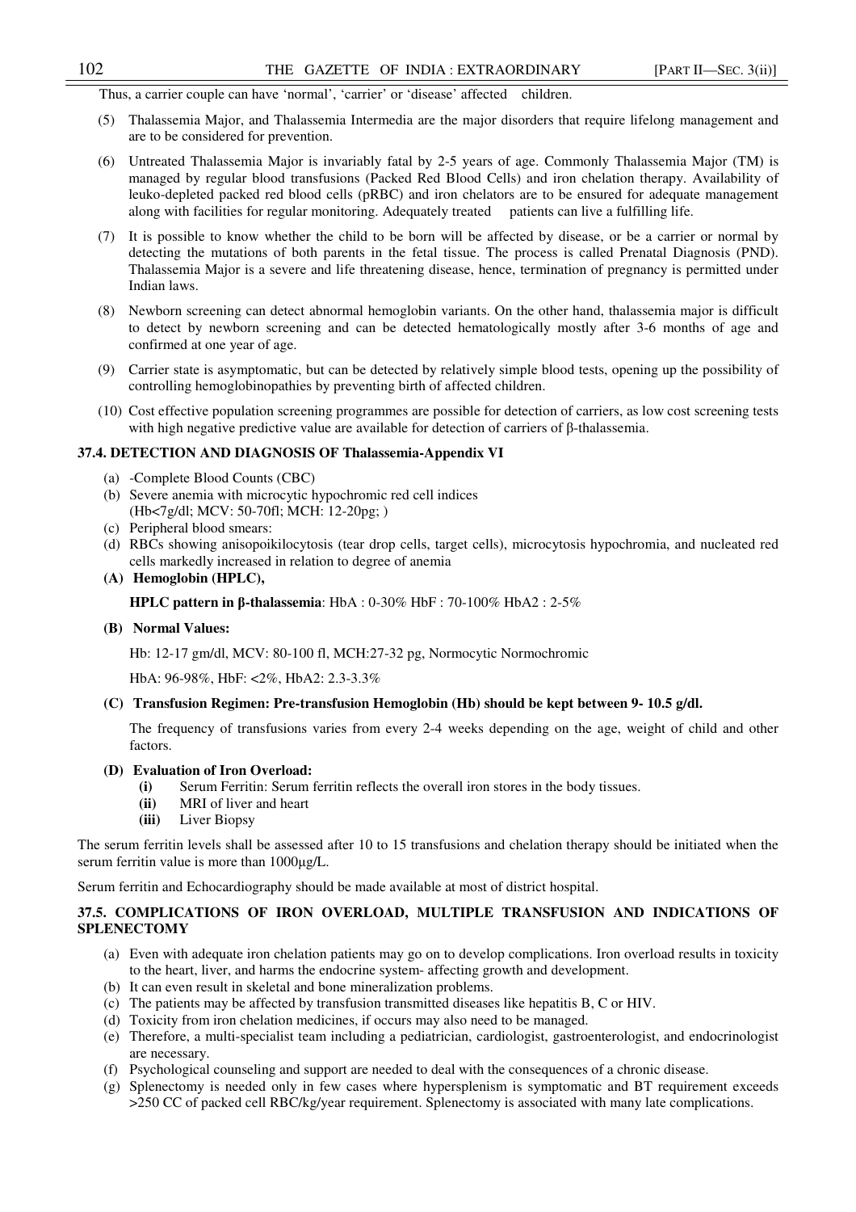Thus, a carrier couple can have 'normal', 'carrier' or 'disease' affected children.

(5) Thalassemia Major, and Thalassemia Intermedia are the major disorders that require lifelong management and are to be considered for prevention.

(6) Untreated Thalassemia Major is invariably fatal by 2-5 years of age. Commonly Thalassemia Major (TM) is managed by regular blood transfusions (Packed Red Blood Cells) and iron chelation therapy. Availability of leuko-depleted packed red blood cells (pRBC) and iron chelators are to be ensured for adequate management along with facilities for regular monitoring. Adequately treated patients can live a fulfilling life.

(7) It is possible to know whether the child to be born will be affected by disease, or be a carrier or normal by detecting the mutations of both parents in the fetal tissue. The process is called Prenatal Diagnosis (PND). Thalassemia Major is a severe and life threatening disease, hence, termination of pregnancy is permitted under Indian laws.

(8) Newborn screening can detect abnormal hemoglobin variants. On the other hand, thalassemia major is difficult to detect by newborn screening and can be detected hematologically mostly after 3-6 months of age and confirmed at one year of age.

(9) Carrier state is asymptomatic, but can be detected by relatively simple blood tests, opening up the possibility of controlling hemoglobinopathies by preventing birth of affected children.

(10) Cost effective population screening programmes are possible for detection of carriers, as low cost screening tests with high negative predictive value are available for detection of carriers of β-thalassemia.

**37.4. DETECTION AND DIAGNOSIS OF Thalassemia-Appendix VI**

(a) -Complete Blood Counts (CBC)

(b) Severe anemia with microcytic hypochromic red cell indices (Hb<7g/dl; MCV: 50-70fl; MCH: 12-20pg; )

(c) Peripheral blood smears:

(d) RBCs showing anisopoikilocytosis (tear drop cells, target cells), microcytosis hypochromia, and nucleated red cells markedly increased in relation to degree of anemia

**(A) Hemoglobin (HPLC),**

**HPLC pattern in β-thalassemia**: HbA : 0-30% HbF : 70-100% HbA2 : 2-5%

**(B) Normal Values:**

Hb: 12-17 gm/dl, MCV: 80-100 fl, MCH:27-32 pg, Normocytic Normochromic

HbA: 96-98%, HbF: <2%, HbA2: 2.3-3.3%

**(C) Transfusion Regimen: Pre-transfusion Hemoglobin (Hb) should be kept between 9- 10.5 g/dl.**

The frequency of transfusions varies from every 2-4 weeks depending on the age, weight of child and other factors.

**(D) Evaluation of Iron Overload:**

**(i)** Serum Ferritin: Serum ferritin reflects the overall iron stores in the body tissues.

**(ii)** MRI of liver and heart

**(iii)** Liver Biopsy

The serum ferritin levels shall be assessed after 10 to 15 transfusions and chelation therapy should be initiated when the serum ferritin value is more than 1000µg/L.

Serum ferritin and Echocardiography should be made available at most of district hospital.

**37.5. COMPLICATIONS OF IRON OVERLOAD, MULTIPLE TRANSFUSION AND INDICATIONS OF SPLENECTOMY**

(a) Even with adequate iron chelation patients may go on to develop complications. Iron overload results in toxicity to the heart, liver, and harms the endocrine system- affecting growth and development.

(b) It can even result in skeletal and bone mineralization problems.

(c) The patients may be affected by transfusion transmitted diseases like hepatitis B, C or HIV.

(d) Toxicity from iron chelation medicines, if occurs may also need to be managed.

(e) Therefore, a multi-specialist team including a pediatrician, cardiologist, gastroenterologist, and endocrinologist are necessary.

(f) Psychological counseling and support are needed to deal with the consequences of a chronic disease.

(g) Splenectomy is needed only in few cases where hypersplenism is symptomatic and BT requirement exceeds >250 CC of packed cell RBC/kg/year requirement. Splenectomy is associated with many late complications.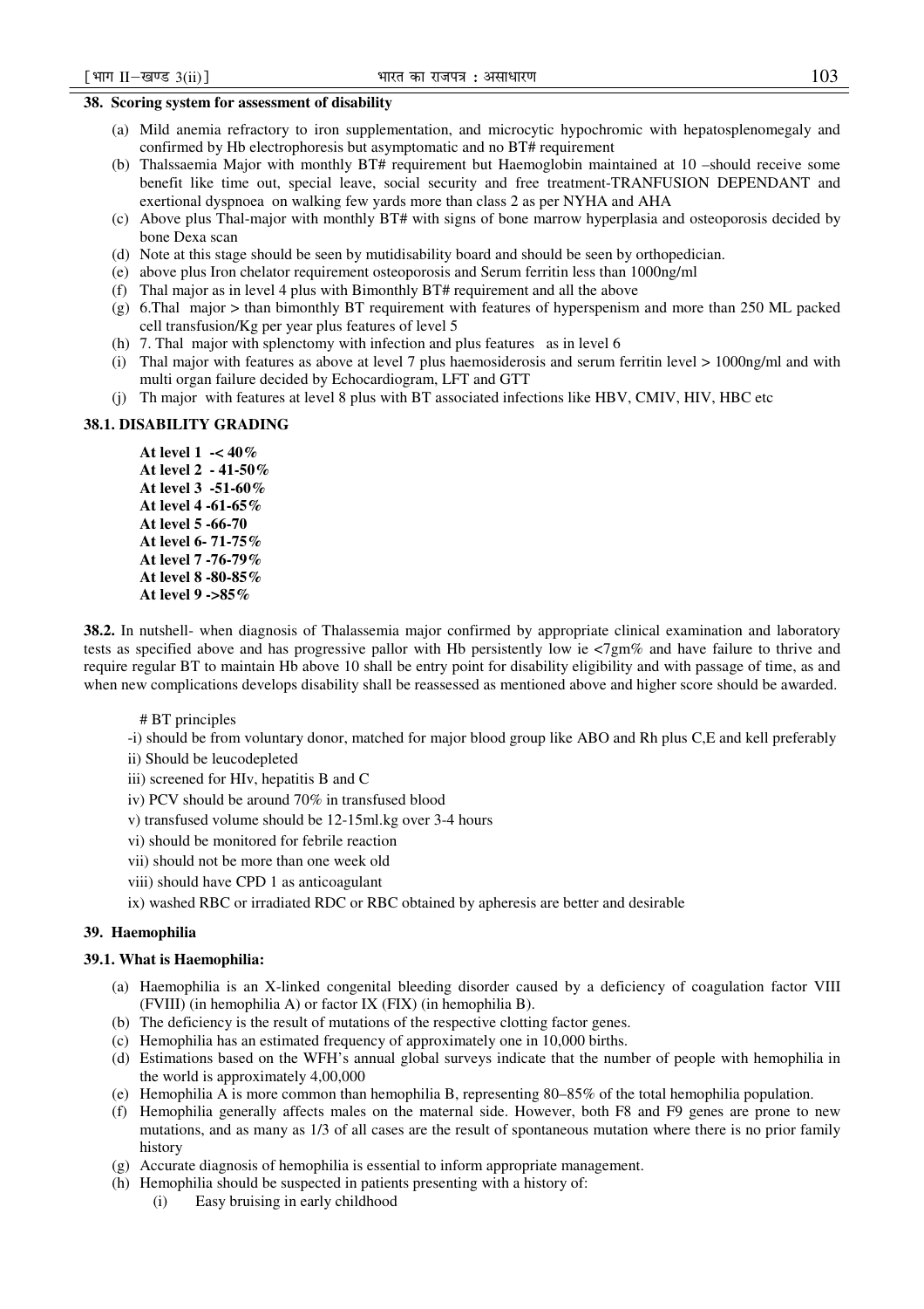**38. Scoring system for assessment of disability**

(a) Mild anemia refractory to iron supplementation, and microcytic hypochromic with hepatosplenomegaly and confirmed by Hb electrophoresis but asymptomatic and no BT# requirement

(b) Thalssaemia Major with monthly BT# requirement but Haemoglobin maintained at 10 –should receive some benefit like time out, special leave, social security and free treatment-TRANFUSION DEPENDANT and exertional dyspnoea on walking few yards more than class 2 as per NYHA and AHA

(c) Above plus Thal-major with monthly BT# with signs of bone marrow hyperplasia and osteoporosis decided by bone Dexa scan

(d) Note at this stage should be seen by mutidisability board and should be seen by orthopedician.

(e) above plus Iron chelator requirement osteoporosis and Serum ferritin less than 1000ng/ml

(f) Thal major as in level 4 plus with Bimonthly BT# requirement and all the above

(g) 6.Thal major > than bimonthly BT requirement with features of hyperspenism and more than 250 ML packed cell transfusion/Kg per year plus features of level 5

(h) 7. Thal major with splenctomy with infection and plus features as in level 6

(i) Thal major with features as above at level 7 plus haemosiderosis and serum ferritin level > 1000ng/ml and with multi organ failure decided by Echocardiogram, LFT and GTT

(j) Th major with features at level 8 plus with BT associated infections like HBV, CMIV, HIV, HBC etc

**38.1. DISABILITY GRADING**

**At level 1 -< 40%**
**At level 2 - 41-50%**
**At level 3 -51-60%**
**At level 4 -61-65%**
**At level 5 -66-70**
**At level 6- 71-75%**
**At level 7 -76-79%**
**At level 8 -80-85%**
**At level 9 ->85%**

**38.2.** In nutshell- when diagnosis of Thalassemia major confirmed by appropriate clinical examination and laboratory tests as specified above and has progressive pallor with Hb persistently low ie <7gm% and have failure to thrive and require regular BT to maintain Hb above 10 shall be entry point for disability eligibility and with passage of time, as and when new complications develops disability shall be reassessed as mentioned above and higher score should be awarded.

# BT principles

-i) should be from voluntary donor, matched for major blood group like ABO and Rh plus C,E and kell preferably

ii) Should be leucodepleted

iii) screened for HIv, hepatitis B and C

iv) PCV should be around 70% in transfused blood

v) transfused volume should be 12-15ml.kg over 3-4 hours

vi) should be monitored for febrile reaction

vii) should not be more than one week old

viii) should have CPD 1 as anticoagulant

ix) washed RBC or irradiated RDC or RBC obtained by apheresis are better and desirable

**39. Haemophilia**

**39.1. What is Haemophilia:**

(a) Haemophilia is an X-linked congenital bleeding disorder caused by a deficiency of coagulation factor VIII (FVIII) (in hemophilia A) or factor IX (FIX) (in hemophilia B).

(b) The deficiency is the result of mutations of the respective clotting factor genes.

(c) Hemophilia has an estimated frequency of approximately one in 10,000 births.

(d) Estimations based on the WFH's annual global surveys indicate that the number of people with hemophilia in the world is approximately 4,00,000

(e) Hemophilia A is more common than hemophilia B, representing 80–85% of the total hemophilia population.

(f) Hemophilia generally affects males on the maternal side. However, both F8 and F9 genes are prone to new mutations, and as many as 1/3 of all cases are the result of spontaneous mutation where there is no prior family history

(g) Accurate diagnosis of hemophilia is essential to inform appropriate management.

(h) Hemophilia should be suspected in patients presenting with a history of:

(i) Easy bruising in early childhood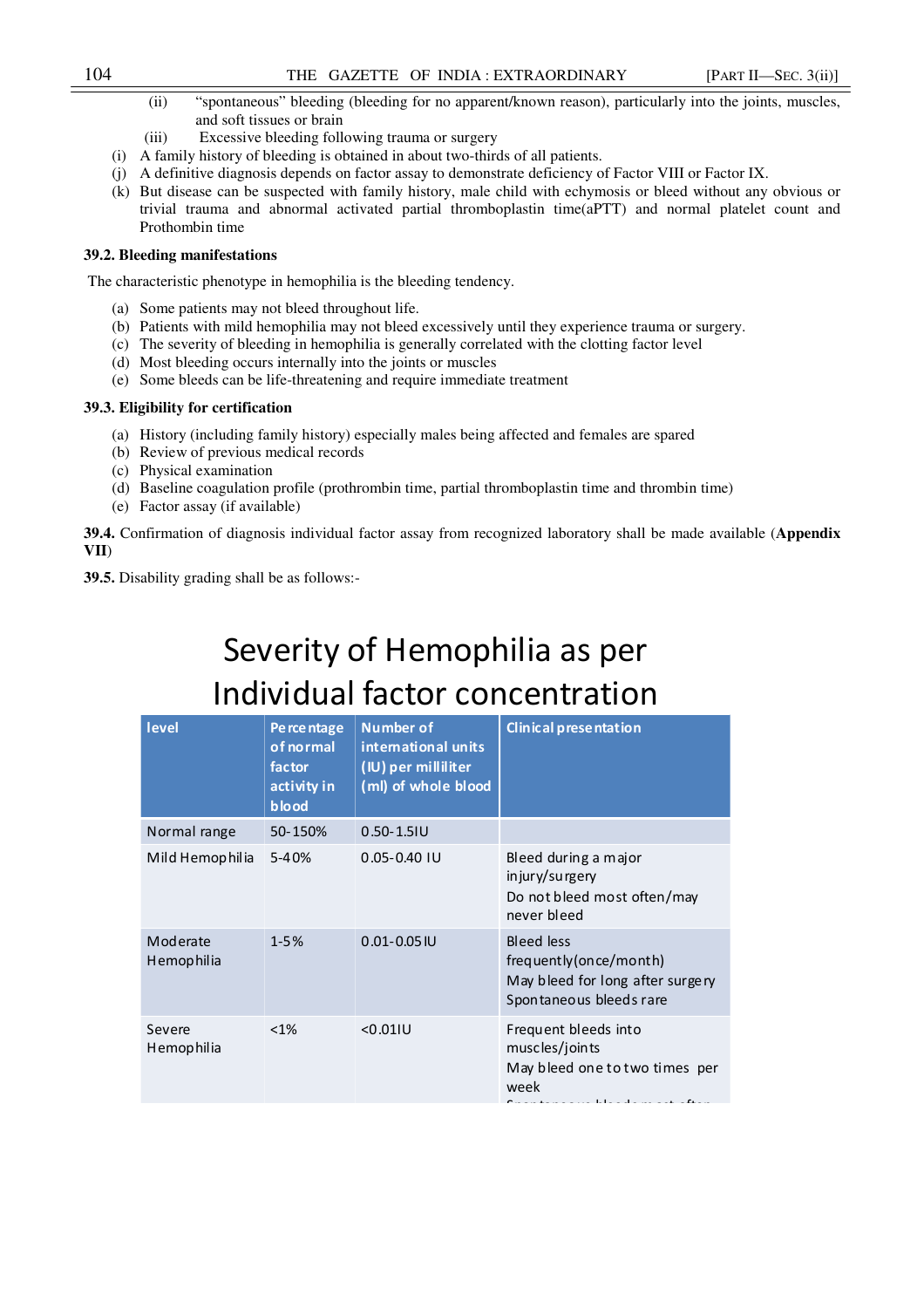(ii) "spontaneous" bleeding (bleeding for no apparent/known reason), particularly into the joints, muscles, and soft tissues or brain

(iii) Excessive bleeding following trauma or surgery

(i) A family history of bleeding is obtained in about two-thirds of all patients.

(j) A definitive diagnosis depends on factor assay to demonstrate deficiency of Factor VIII or Factor IX.

(k) But disease can be suspected with family history, male child with echymosis or bleed without any obvious or trivial trauma and abnormal activated partial thromboplastin time(aPTT) and normal platelet count and Prothombin time

**39.2. Bleeding manifestations**

The characteristic phenotype in hemophilia is the bleeding tendency.

(a) Some patients may not bleed throughout life.

(b) Patients with mild hemophilia may not bleed excessively until they experience trauma or surgery.

(c) The severity of bleeding in hemophilia is generally correlated with the clotting factor level

(d) Most bleeding occurs internally into the joints or muscles

(e) Some bleeds can be life-threatening and require immediate treatment

**39.3. Eligibility for certification**

(a) History (including family history) especially males being affected and females are spared

(b) Review of previous medical records

(c) Physical examination

(d) Baseline coagulation profile (prothrombin time, partial thromboplastin time and thrombin time)

(e) Factor assay (if available)

**39.4.** Confirmation of diagnosis individual factor assay from recognized laboratory shall be made available (**Appendix VII**)

**39.5.** Disability grading shall be as follows:-

## Severity of Hemophilia as per Individual factor concentration

| level | Percentage of normal factor activity in blood | Number of international units (IU) per milliliter (ml) of whole blood | Clinical presentation |
|---|---|---|---|
| Normal range | 50-150% | 0.50-1.5IU | |
| Mild Hemophilia | 5-40% | 0.05-0.40 IU | Bleed during a major injury/surgery<br>Do not bleed most often/may never bleed |
| Moderate Hemophilia | 1-5% | 0.01-0.05 IU | Bleed less frequently(once/month)<br>May bleed for long after surgery<br>Spontaneous bleeds rare |
| Severe Hemophilia | <1% | <0.01IU | Frequent bleeds into muscles/joints<br>May bleed one to two times per week |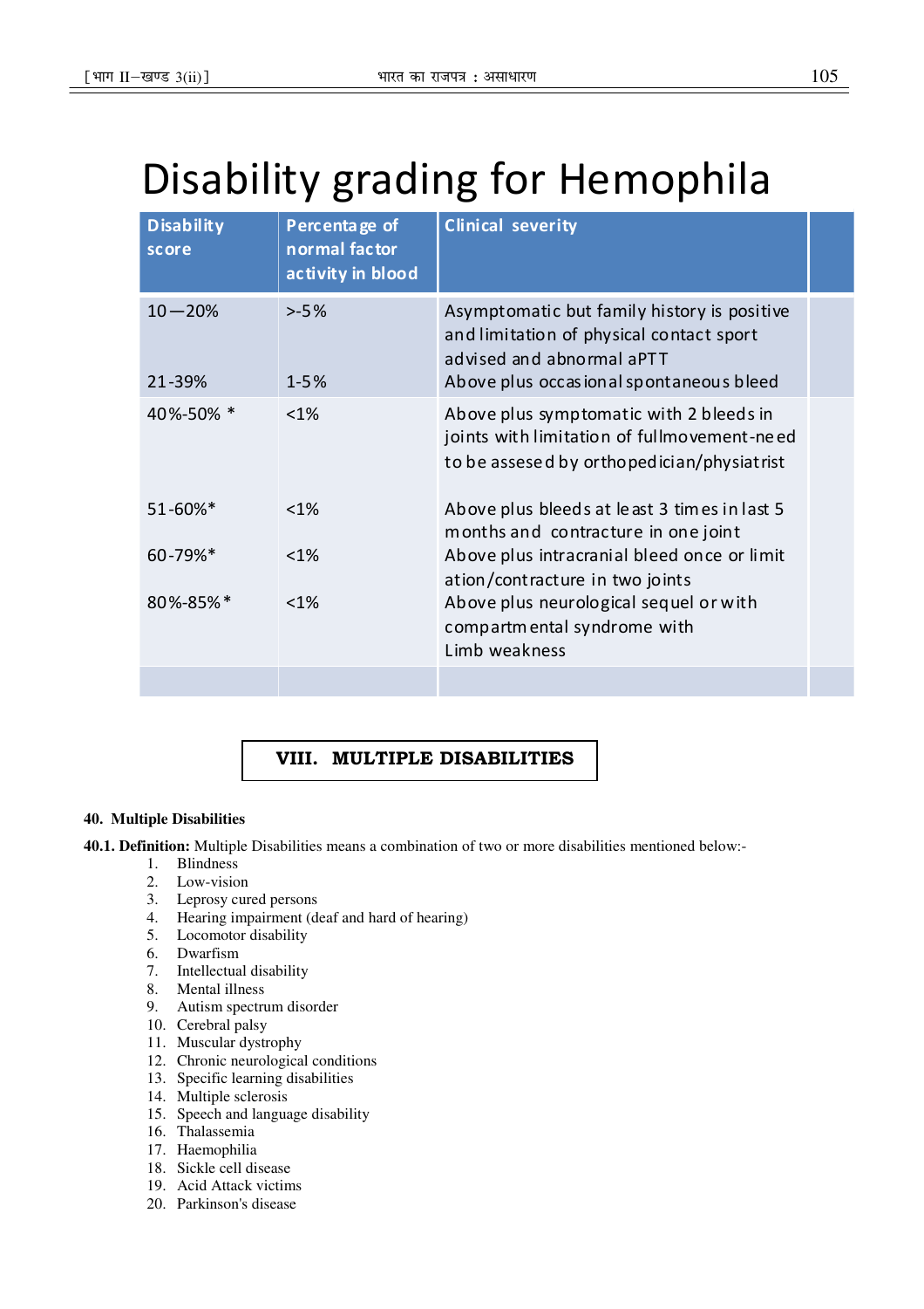# Disability grading for Hemophila

| Disability score | Percentage of normal factor activity in blood | Clinical severity | |
|---|---|---|---|
| 10—20% | >-5% | Asymptomatic but family history is positive and limitation of physical contact sport advised and abnormal aPTT | |
| 21-39% | 1-5% | Above plus occasional spontaneous bleed | |
| 40%-50% * | <1% | Above plus symptomatic with 2 bleeds in joints with limitation of fullmovement-need to be assesed by orthopedician/physiatrist | |
| 51-60%* | <1% | Above plus bleeds at least 3 times in last 5 months and contracture in one joint | |
| 60-79%* | <1% | Above plus intracranial bleed once or limitation/contracture in two joints | |
| 80%-85%* | <1% | Above plus neurological sequel or with compartmental syndrome with Limb weakness | |
| | | | |

## VIII. MULTIPLE DISABILITIES

**40. Multiple Disabilities**

**40.1. Definition:** Multiple Disabilities means a combination of two or more disabilities mentioned below:-

1. Blindness
2. Low-vision
3. Leprosy cured persons
4. Hearing impairment (deaf and hard of hearing)
5. Locomotor disability
6. Dwarfism
7. Intellectual disability
8. Mental illness
9. Autism spectrum disorder
10. Cerebral palsy
11. Muscular dystrophy
12. Chronic neurological conditions
13. Specific learning disabilities
14. Multiple sclerosis
15. Speech and language disability
16. Thalassemia
17. Haemophilia
18. Sickle cell disease
19. Acid Attack victims
20. Parkinson's disease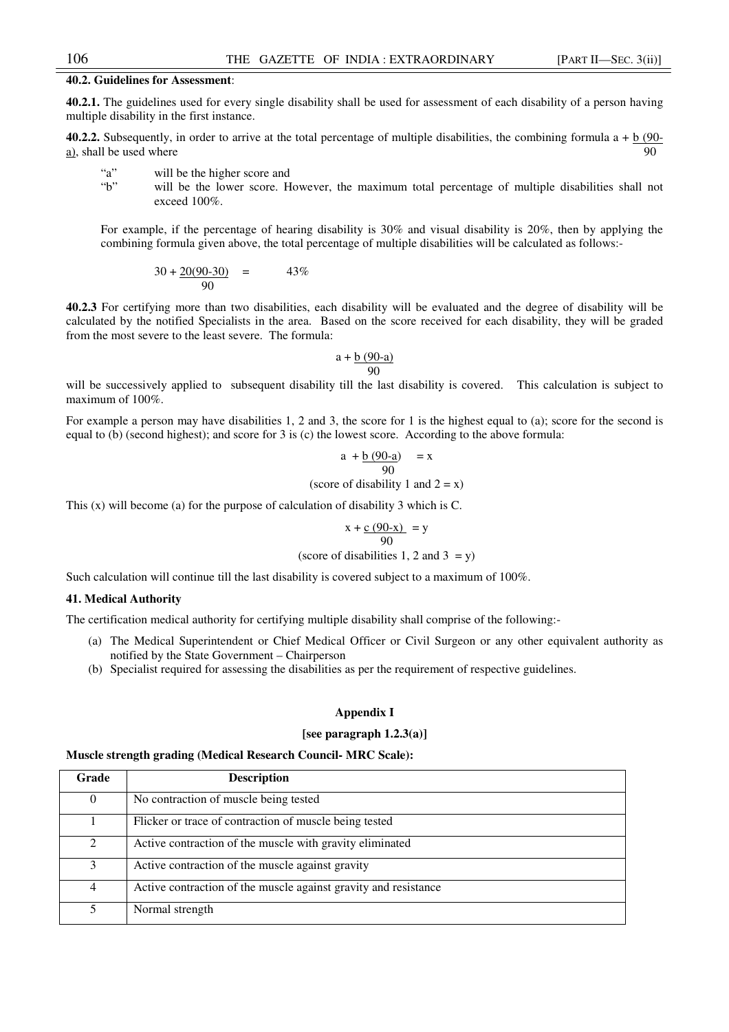**40.2. Guidelines for Assessment**:

**40.2.1.** The guidelines used for every single disability shall be used for assessment of each disability of a person having multiple disability in the first instance.

**40.2.2.** Subsequently, in order to arrive at the total percentage of multiple disabilities, the combining formula $a + \frac{b\,(90-a)}{90}$, shall be used where

"a" will be the higher score and

"b" will be the lower score. However, the maximum total percentage of multiple disabilities shall not exceed 100%.

For example, if the percentage of hearing disability is 30% and visual disability is 20%, then by applying the combining formula given above, the total percentage of multiple disabilities will be calculated as follows:-

$$30 + \frac{20(90-30)}{90} = 43\%$$

**40.2.3** For certifying more than two disabilities, each disability will be evaluated and the degree of disability will be calculated by the notified Specialists in the area. Based on the score received for each disability, they will be graded from the most severe to the least severe. The formula:

$$a + \frac{b\,(90-a)}{90}$$

will be successively applied to subsequent disability till the last disability is covered. This calculation is subject to maximum of 100%.

For example a person may have disabilities 1, 2 and 3, the score for 1 is the highest equal to (a); score for the second is equal to (b) (second highest); and score for 3 is (c) the lowest score. According to the above formula:

$$a + \frac{b\,(90-a)}{90} = x$$

(score of disability 1 and 2 = x)

This (x) will become (a) for the purpose of calculation of disability 3 which is C.

$$x + \frac{c\,(90-x)}{90} = y$$

(score of disabilities 1, 2 and 3 = y)

Such calculation will continue till the last disability is covered subject to a maximum of 100%.

## 41. Medical Authority

The certification medical authority for certifying multiple disability shall comprise of the following:-

(a) The Medical Superintendent or Chief Medical Officer or Civil Surgeon or any other equivalent authority as notified by the State Government – Chairperson

(b) Specialist required for assessing the disabilities as per the requirement of respective guidelines.

## Appendix I

**[see paragraph 1.2.3(a)]**

**Muscle strength grading (Medical Research Council- MRC Scale):**

| Grade | Description |
|---|---|
| 0 | No contraction of muscle being tested |
| 1 | Flicker or trace of contraction of muscle being tested |
| 2 | Active contraction of the muscle with gravity eliminated |
| 3 | Active contraction of the muscle against gravity |
| 4 | Active contraction of the muscle against gravity and resistance |
| 5 | Normal strength |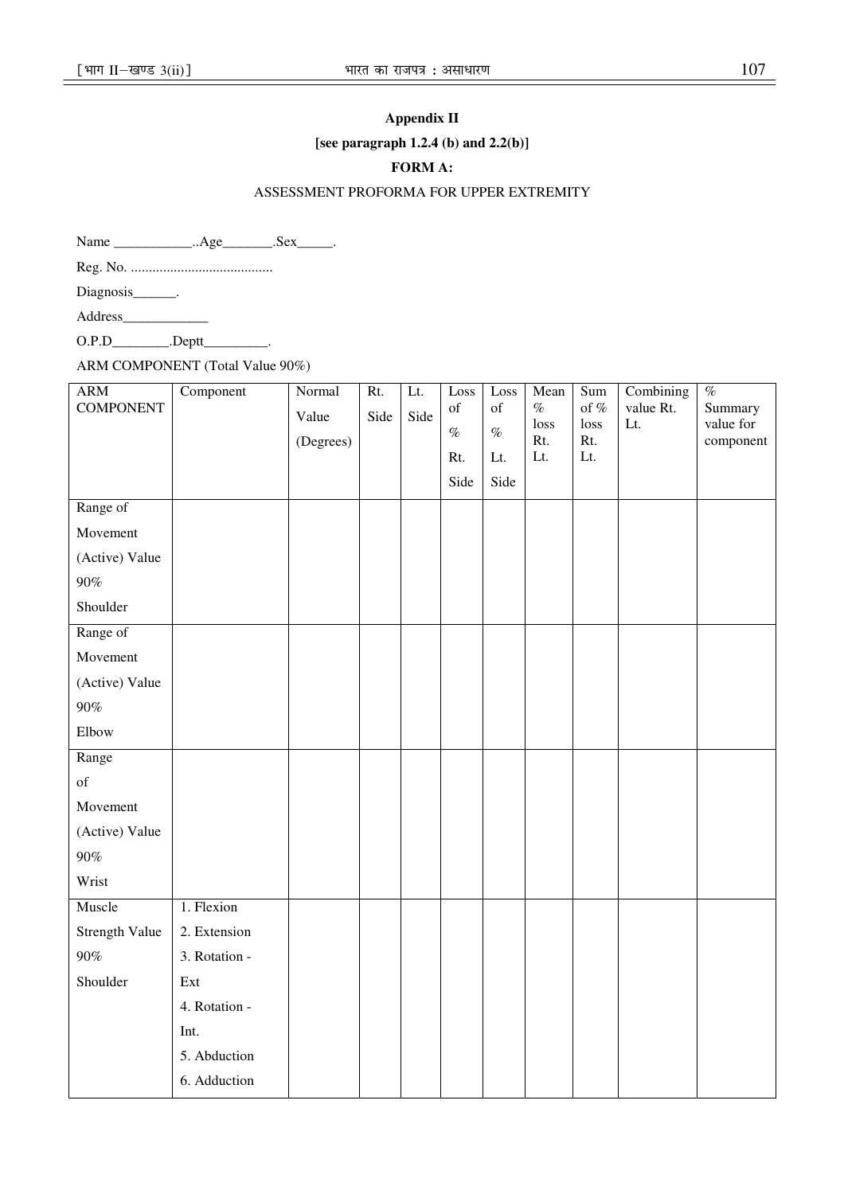**Appendix II**

**[see paragraph 1.2.4 (b) and 2.2(b)]**

**FORM A:**

ASSESSMENT PROFORMA FOR UPPER EXTREMITY

Name ___________..Age_______.Sex_____.

Reg. No. ........................................

Diagnosis______.

Address____________

O.P.D________.Deptt_________.

ARM COMPONENT (Total Value 90%)

| ARM COMPONENT | Component | Normal Value (Degrees) | Rt. Side | Lt. Side | Loss of % Rt. Side | Loss of % Lt. Side | Mean % loss Rt. Lt. | Sum of % loss Rt. Lt. | Combining value Rt. Lt. | % Summary value for component |
|---|---|---|---|---|---|---|---|---|---|---|
| Range of Movement (Active) Value 90% Shoulder | | | | | | | | | | |
| Range of Movement (Active) Value 90% Elbow | | | | | | | | | | |
| Range of Movement (Active) Value 90% Wrist | | | | | | | | | | |
| Muscle Strength Value 90% Shoulder | 1. Flexion<br>2. Extension<br>3. Rotation - Ext<br>4. Rotation - Int.<br>5. Abduction<br>6. Adduction | | | | | | | | | |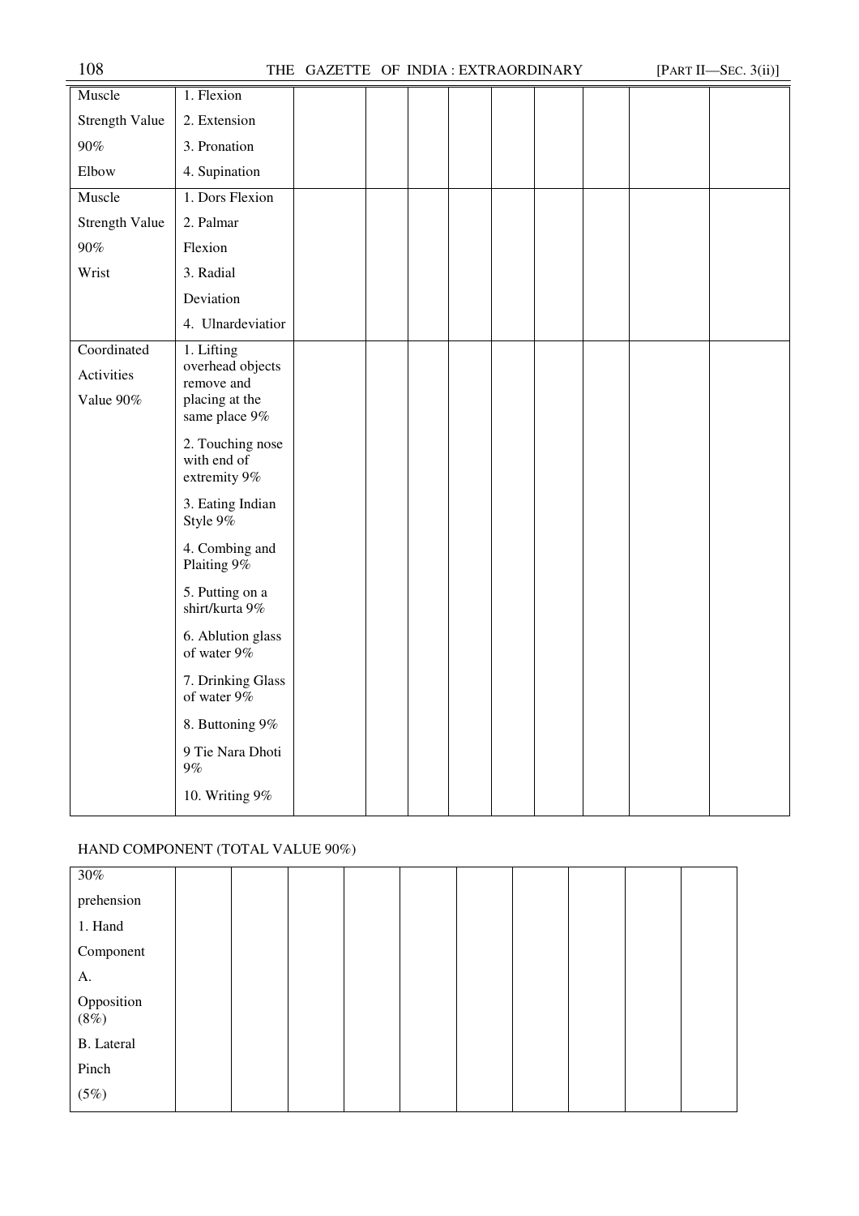| | | | | | | | | | | |
|---|---|---|---|---|---|---|---|---|---|---|
| Muscle Strength Value 90% Elbow | 1. Flexion<br>2. Extension<br>3. Pronation<br>4. Supination | | | | | | | | | |
| Muscle Strength Value 90% Wrist | 1. Dors Flexion<br>2. Palmar Flexion<br>3. Radial Deviation<br>4. Ulnardeviatior | | | | | | | | | |
| Coordinated Activities Value 90% | 1. Lifting overhead objects remove and placing at the same place 9%<br>2. Touching nose with end of extremity 9%<br>3. Eating Indian Style 9%<br>4. Combing and Plaiting 9%<br>5. Putting on a shirt/kurta 9%<br>6. Ablution glass of water 9%<br>7. Drinking Glass of water 9%<br>8. Buttoning 9%<br>9 Tie Nara Dhoti 9%<br>10. Writing 9% | | | | | | | | | |

HAND COMPONENT (TOTAL VALUE 90%)

| | | | | | | | | | | |
|---|---|---|---|---|---|---|---|---|---|---|
| 30% prehension<br>1. Hand Component<br>A. Opposition (8%)<br>B. Lateral Pinch (5%) | | | | | | | | | | |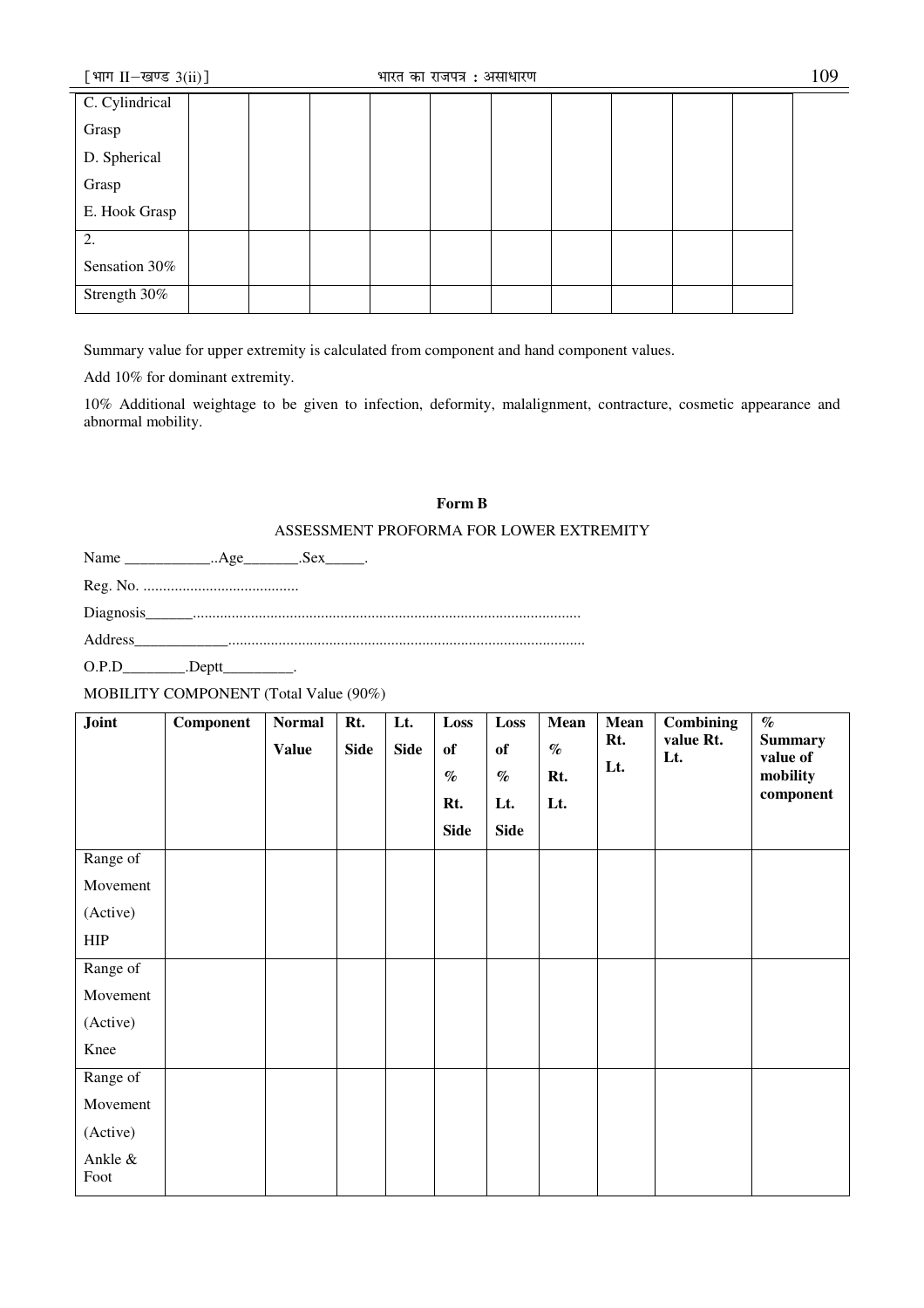| C. Cylindrical Grasp D. Spherical Grasp E. Hook Grasp | | | | | | | | | | |
|---|---|---|---|---|---|---|---|---|---|---|
| 2. Sensation 30% | | | | | | | | | | |
| Strength 30% | | | | | | | | | | |

Summary value for upper extremity is calculated from component and hand component values.

Add 10% for dominant extremity.

10% Additional weightage to be given to infection, deformity, malalignment, contracture, cosmetic appearance and abnormal mobility.

**Form B**

ASSESSMENT PROFORMA FOR LOWER EXTREMITY

Name ___________..Age_______.Sex_____.

Reg. No. ........................................

Diagnosis______..................................................................................................

Address____________...........................................................................................

O.P.D________.Deptt_________.

MOBILITY COMPONENT (Total Value (90%)

| Joint | Component | Normal Value | Rt. Side | Lt. Side | Loss of % Rt. Side | Loss of % Lt. Side | Mean % Rt. Lt. | Mean Rt. Lt. | Combining value Rt. Lt. | % Summary value of mobility component |
|---|---|---|---|---|---|---|---|---|---|---|
| Range of Movement (Active) HIP | | | | | | | | | | |
| Range of Movement (Active) Knee | | | | | | | | | | |
| Range of Movement (Active) Ankle & Foot | | | | | | | | | | |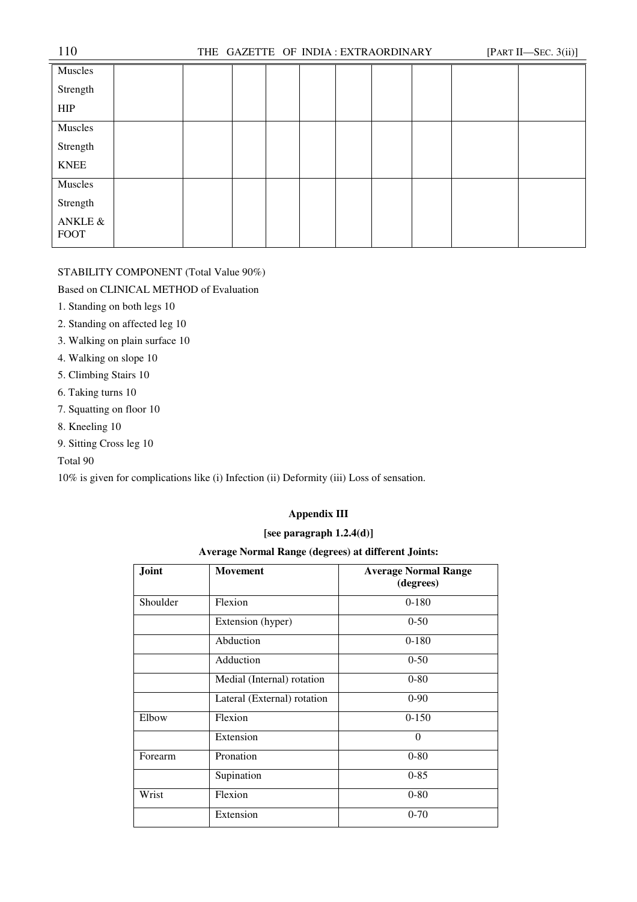| | | | | | | | | | |
|---|---|---|---|---|---|---|---|---|---|
| Muscles Strength HIP | | | | | | | | | |
| Muscles Strength KNEE | | | | | | | | | |
| Muscles Strength ANKLE & FOOT | | | | | | | | | |

STABILITY COMPONENT (Total Value 90%)

Based on CLINICAL METHOD of Evaluation

1. Standing on both legs 10
2. Standing on affected leg 10
3. Walking on plain surface 10
4. Walking on slope 10
5. Climbing Stairs 10
6. Taking turns 10
7. Squatting on floor 10
8. Kneeling 10
9. Sitting Cross leg 10

Total 90

10% is given for complications like (i) Infection (ii) Deformity (iii) Loss of sensation.

### Appendix III

**[see paragraph 1.2.4(d)]**

**Average Normal Range (degrees) at different Joints:**

| Joint | Movement | Average Normal Range (degrees) |
|---|---|---|
| Shoulder | Flexion | 0-180 |
| | Extension (hyper) | 0-50 |
| | Abduction | 0-180 |
| | Adduction | 0-50 |
| | Medial (Internal) rotation | 0-80 |
| | Lateral (External) rotation | 0-90 |
| Elbow | Flexion | 0-150 |
| | Extension | 0 |
| Forearm | Pronation | 0-80 |
| | Supination | 0-85 |
| Wrist | Flexion | 0-80 |
| | Extension | 0-70 |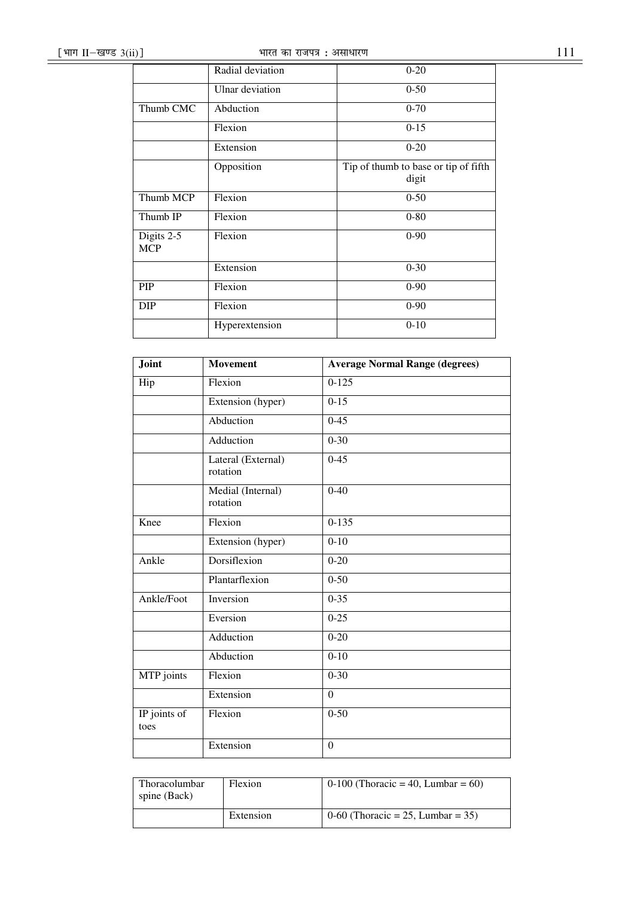| | | |
|---|---|---|
| | Radial deviation | 0-20 |
| | Ulnar deviation | 0-50 |
| Thumb CMC | Abduction | 0-70 |
| | Flexion | 0-15 |
| | Extension | 0-20 |
| | Opposition | Tip of thumb to base or tip of fifth digit |
| Thumb MCP | Flexion | 0-50 |
| Thumb IP | Flexion | 0-80 |
| Digits 2-5 MCP | Flexion | 0-90 |
| | Extension | 0-30 |
| PIP | Flexion | 0-90 |
| DIP | Flexion | 0-90 |
| | Hyperextension | 0-10 |

| **Joint** | **Movement** | **Average Normal Range (degrees)** |
|---|---|---|
| Hip | Flexion | 0-125 |
| | Extension (hyper) | 0-15 |
| | Abduction | 0-45 |
| | Adduction | 0-30 |
| | Lateral (External) rotation | 0-45 |
| | Medial (Internal) rotation | 0-40 |
| Knee | Flexion | 0-135 |
| | Extension (hyper) | 0-10 |
| Ankle | Dorsiflexion | 0-20 |
| | Plantarflexion | 0-50 |
| Ankle/Foot | Inversion | 0-35 |
| | Eversion | 0-25 |
| | Adduction | 0-20 |
| | Abduction | 0-10 |
| MTP joints | Flexion | 0-30 |
| | Extension | 0 |
| IP joints of toes | Flexion | 0-50 |
| | Extension | 0 |

| | | |
|---|---|---|
| Thoracolumbar spine (Back) | Flexion | 0-100 (Thoracic = 40, Lumbar = 60) |
| | Extension | 0-60 (Thoracic = 25, Lumbar = 35) |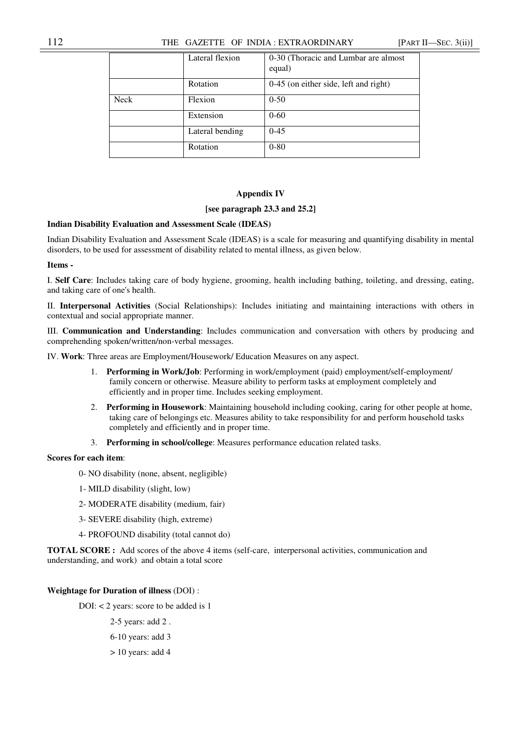|  | Lateral flexion | 0-30 (Thoracic and Lumbar are almost equal) |
| --- | --- | --- |
|  | Rotation | 0-45 (on either side, left and right) |
| Neck | Flexion | 0-50 |
|  | Extension | 0-60 |
|  | Lateral bending | 0-45 |
|  | Rotation | 0-80 |

## Appendix IV

**[see paragraph 23.3 and 25.2]**

**Indian Disability Evaluation and Assessment Scale (IDEAS)**

Indian Disability Evaluation and Assessment Scale (IDEAS) is a scale for measuring and quantifying disability in mental disorders, to be used for assessment of disability related to mental illness, as given below.

**Items -**

I. **Self Care**: Includes taking care of body hygiene, grooming, health including bathing, toileting, and dressing, eating, and taking care of one's health.

II. **Interpersonal Activities** (Social Relationships): Includes initiating and maintaining interactions with others in contextual and social appropriate manner.

III. **Communication and Understanding**: Includes communication and conversation with others by producing and comprehending spoken/written/non-verbal messages.

IV. **Work**: Three areas are Employment/Housework/ Education Measures on any aspect.

1. **Performing in Work/Job**: Performing in work/employment (paid) employment/self-employment/ family concern or otherwise. Measure ability to perform tasks at employment completely and efficiently and in proper time. Includes seeking employment.
2. **Performing in Housework**: Maintaining household including cooking, caring for other people at home, taking care of belongings etc. Measures ability to take responsibility for and perform household tasks completely and efficiently and in proper time.
3. **Performing in school/college**: Measures performance education related tasks.

**Scores for each item**:

0- NO disability (none, absent, negligible)

1- MILD disability (slight, low)

2- MODERATE disability (medium, fair)

3- SEVERE disability (high, extreme)

4- PROFOUND disability (total cannot do)

**TOTAL SCORE :** Add scores of the above 4 items (self-care, interpersonal activities, communication and understanding, and work) and obtain a total score

**Weightage for Duration of illness** (DOI) :

DOI: < 2 years: score to be added is 1

2-5 years: add 2 .

6-10 years: add 3

> 10 years: add 4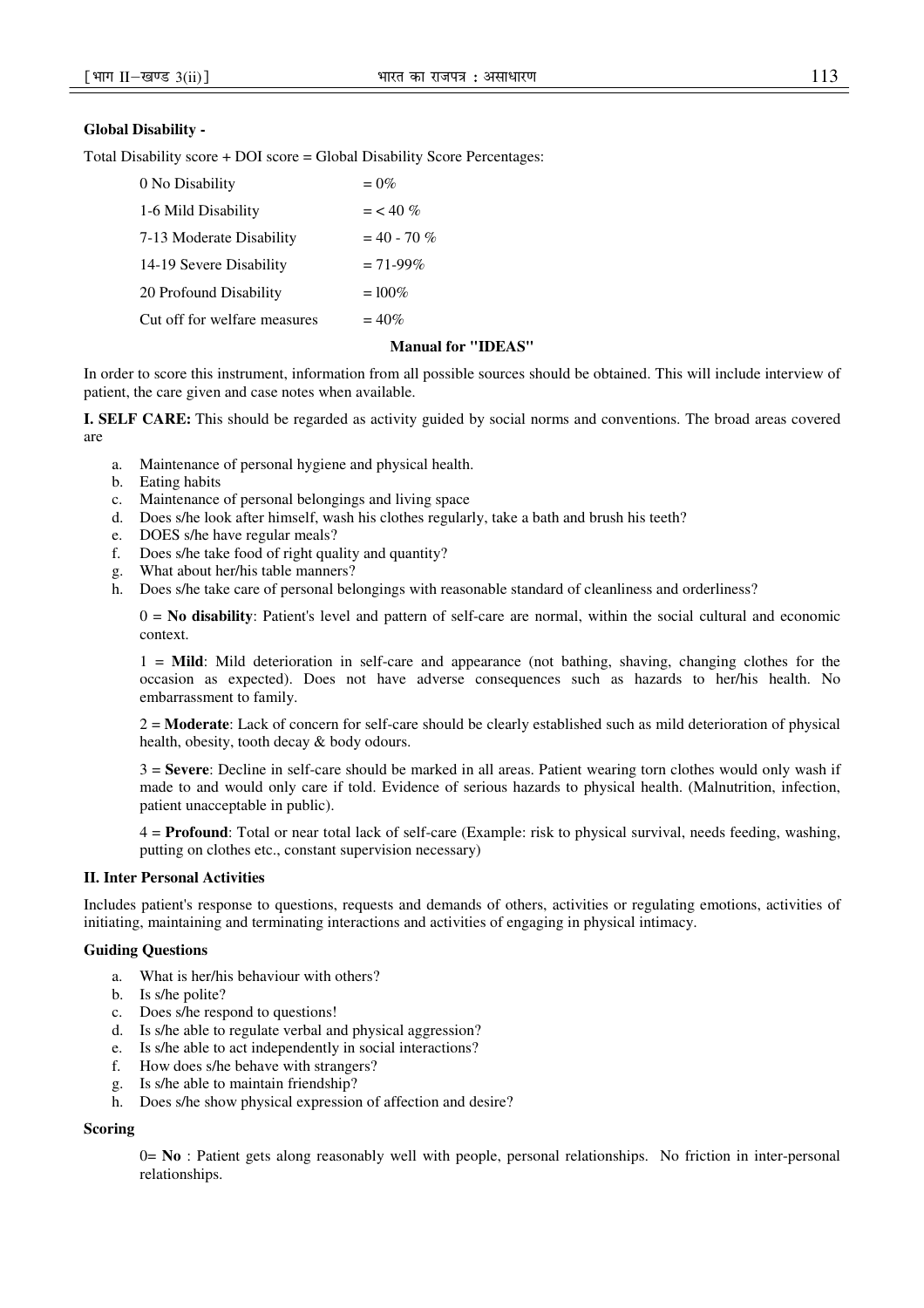**Global Disability -**

Total Disability score + DOI score = Global Disability Score Percentages:

| | |
|---|---|
| 0 No Disability | = 0% |
| 1-6 Mild Disability | = < 40 % |
| 7-13 Moderate Disability | = 40 - 70 % |
| 14-19 Severe Disability | = 71-99% |
| 20 Profound Disability | = l00% |
| Cut off for welfare measures | = 40% |

**Manual for "IDEAS"**

In order to score this instrument, information from all possible sources should be obtained. This will include interview of patient, the care given and case notes when available.

**I. SELF CARE:** This should be regarded as activity guided by social norms and conventions. The broad areas covered are

a. Maintenance of personal hygiene and physical health.
b. Eating habits
c. Maintenance of personal belongings and living space
d. Does s/he look after himself, wash his clothes regularly, take a bath and brush his teeth?
e. DOES s/he have regular meals?
f. Does s/he take food of right quality and quantity?
g. What about her/his table manners?
h. Does s/he take care of personal belongings with reasonable standard of cleanliness and orderliness?

0 = **No disability**: Patient's level and pattern of self-care are normal, within the social cultural and economic context.

1 = **Mild**: Mild deterioration in self-care and appearance (not bathing, shaving, changing clothes for the occasion as expected). Does not have adverse consequences such as hazards to her/his health. No embarrassment to family.

2 = **Moderate**: Lack of concern for self-care should be clearly established such as mild deterioration of physical health, obesity, tooth decay & body odours.

3 = **Severe**: Decline in self-care should be marked in all areas. Patient wearing torn clothes would only wash if made to and would only care if told. Evidence of serious hazards to physical health. (Malnutrition, infection, patient unacceptable in public).

4 = **Profound**: Total or near total lack of self-care (Example: risk to physical survival, needs feeding, washing, putting on clothes etc., constant supervision necessary)

**II. Inter Personal Activities**

Includes patient's response to questions, requests and demands of others, activities or regulating emotions, activities of initiating, maintaining and terminating interactions and activities of engaging in physical intimacy.

**Guiding Questions**

a. What is her/his behaviour with others?
b. Is s/he polite?
c. Does s/he respond to questions!
d. Is s/he able to regulate verbal and physical aggression?
e. Is s/he able to act independently in social interactions?
f. How does s/he behave with strangers?
g. Is s/he able to maintain friendship?
h. Does s/he show physical expression of affection and desire?

**Scoring**

0= **No** : Patient gets along reasonably well with people, personal relationships. No friction in inter-personal relationships.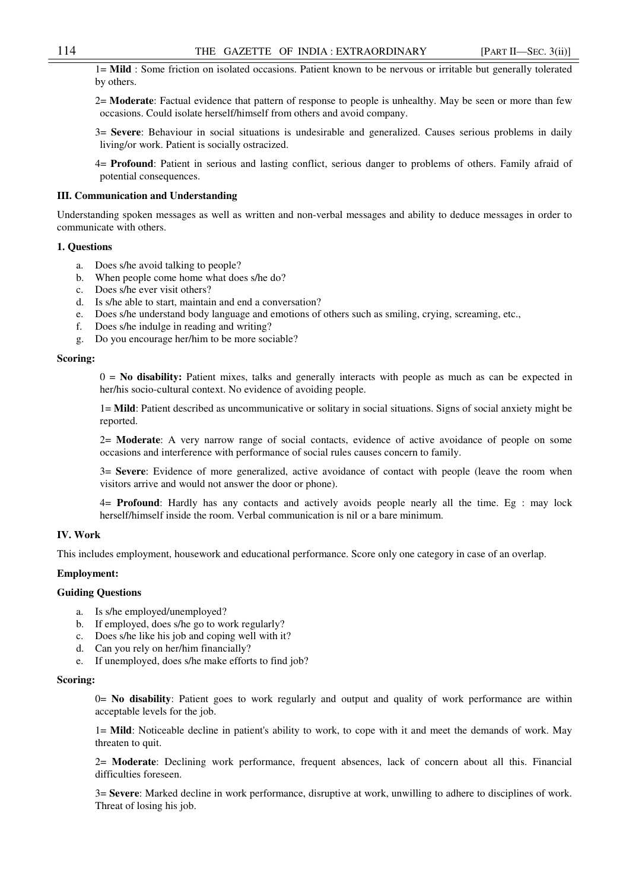1= **Mild** : Some friction on isolated occasions. Patient known to be nervous or irritable but generally tolerated by others.

2= **Moderate**: Factual evidence that pattern of response to people is unhealthy. May be seen or more than few occasions. Could isolate herself/himself from others and avoid company.

3= **Severe**: Behaviour in social situations is undesirable and generalized. Causes serious problems in daily living/or work. Patient is socially ostracized.

4= **Profound**: Patient in serious and lasting conflict, serious danger to problems of others. Family afraid of potential consequences.

**III. Communication and Understanding**

Understanding spoken messages as well as written and non-verbal messages and ability to deduce messages in order to communicate with others.

**1. Questions**

a. Does s/he avoid talking to people?
b. When people come home what does s/he do?
c. Does s/he ever visit others?
d. Is s/he able to start, maintain and end a conversation?
e. Does s/he understand body language and emotions of others such as smiling, crying, screaming, etc.,
f. Does s/he indulge in reading and writing?
g. Do you encourage her/him to be more sociable?

**Scoring:**

0 = **No disability:** Patient mixes, talks and generally interacts with people as much as can be expected in her/his socio-cultural context. No evidence of avoiding people.

1= **Mild**: Patient described as uncommunicative or solitary in social situations. Signs of social anxiety might be reported.

2= **Moderate**: A very narrow range of social contacts, evidence of active avoidance of people on some occasions and interference with performance of social rules causes concern to family.

3= **Severe**: Evidence of more generalized, active avoidance of contact with people (leave the room when visitors arrive and would not answer the door or phone).

4= **Profound**: Hardly has any contacts and actively avoids people nearly all the time. Eg : may lock herself/himself inside the room. Verbal communication is nil or a bare minimum.

**IV. Work**

This includes employment, housework and educational performance. Score only one category in case of an overlap.

**Employment:**

**Guiding Questions**

a. Is s/he employed/unemployed?
b. If employed, does s/he go to work regularly?
c. Does s/he like his job and coping well with it?
d. Can you rely on her/him financially?
e. If unemployed, does s/he make efforts to find job?

**Scoring:**

0= **No disability**: Patient goes to work regularly and output and quality of work performance are within acceptable levels for the job.

1= **Mild**: Noticeable decline in patient's ability to work, to cope with it and meet the demands of work. May threaten to quit.

2= **Moderate**: Declining work performance, frequent absences, lack of concern about all this. Financial difficulties foreseen.

3= **Severe**: Marked decline in work performance, disruptive at work, unwilling to adhere to disciplines of work. Threat of losing his job.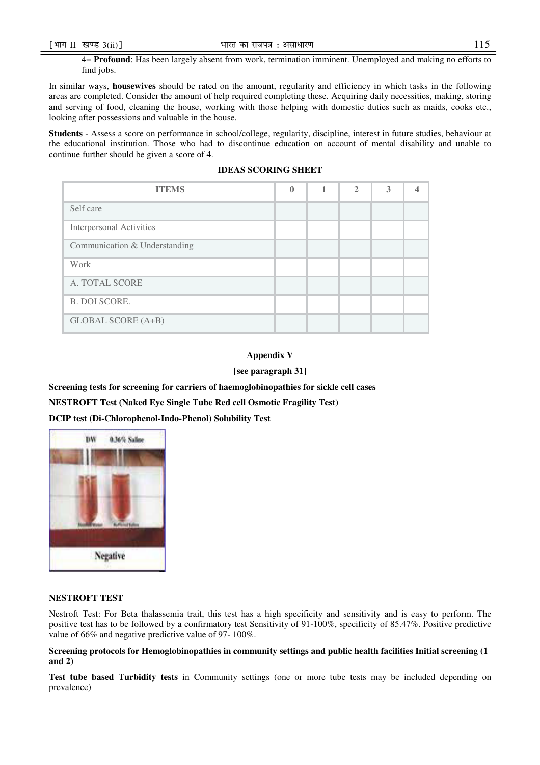4= **Profound**: Has been largely absent from work, termination imminent. Unemployed and making no efforts to find jobs.

In similar ways, **housewives** should be rated on the amount, regularity and efficiency in which tasks in the following areas are completed. Consider the amount of help required completing these. Acquiring daily necessities, making, storing and serving of food, cleaning the house, working with those helping with domestic duties such as maids, cooks etc., looking after possessions and valuable in the house.

**Students** - Assess a score on performance in school/college, regularity, discipline, interest in future studies, behaviour at the educational institution. Those who had to discontinue education on account of mental disability and unable to continue further should be given a score of 4.

**IDEAS SCORING SHEET**

| ITEMS | 0 | 1 | 2 | 3 | 4 |
|---|---|---|---|---|---|
| Self care | | | | | |
| Interpersonal Activities | | | | | |
| Communication & Understanding | | | | | |
| Work | | | | | |
| A. TOTAL SCORE | | | | | |
| B. DOI SCORE. | | | | | |
| GLOBAL SCORE (A+B) | | | | | |

**Appendix V**

**[see paragraph 31]**

**Screening tests for screening for carriers of haemoglobinopathies for sickle cell cases**

**NESTROFT Test (Naked Eye Single Tube Red cell Osmotic Fragility Test)**

**DCIP test (Di-Chlorophenol-Indo-Phenol) Solubility Test**

DW 0.36% Saline

Negative

**NESTROFT TEST**

Nestroft Test: For Beta thalassemia trait, this test has a high specificity and sensitivity and is easy to perform. The positive test has to be followed by a confirmatory test Sensitivity of 91-100%, specificity of 85.47%. Positive predictive value of 66% and negative predictive value of 97- 100%.

**Screening protocols for Hemoglobinopathies in community settings and public health facilities Initial screening (1 and 2)**

**Test tube based Turbidity tests** in Community settings (one or more tube tests may be included depending on prevalence)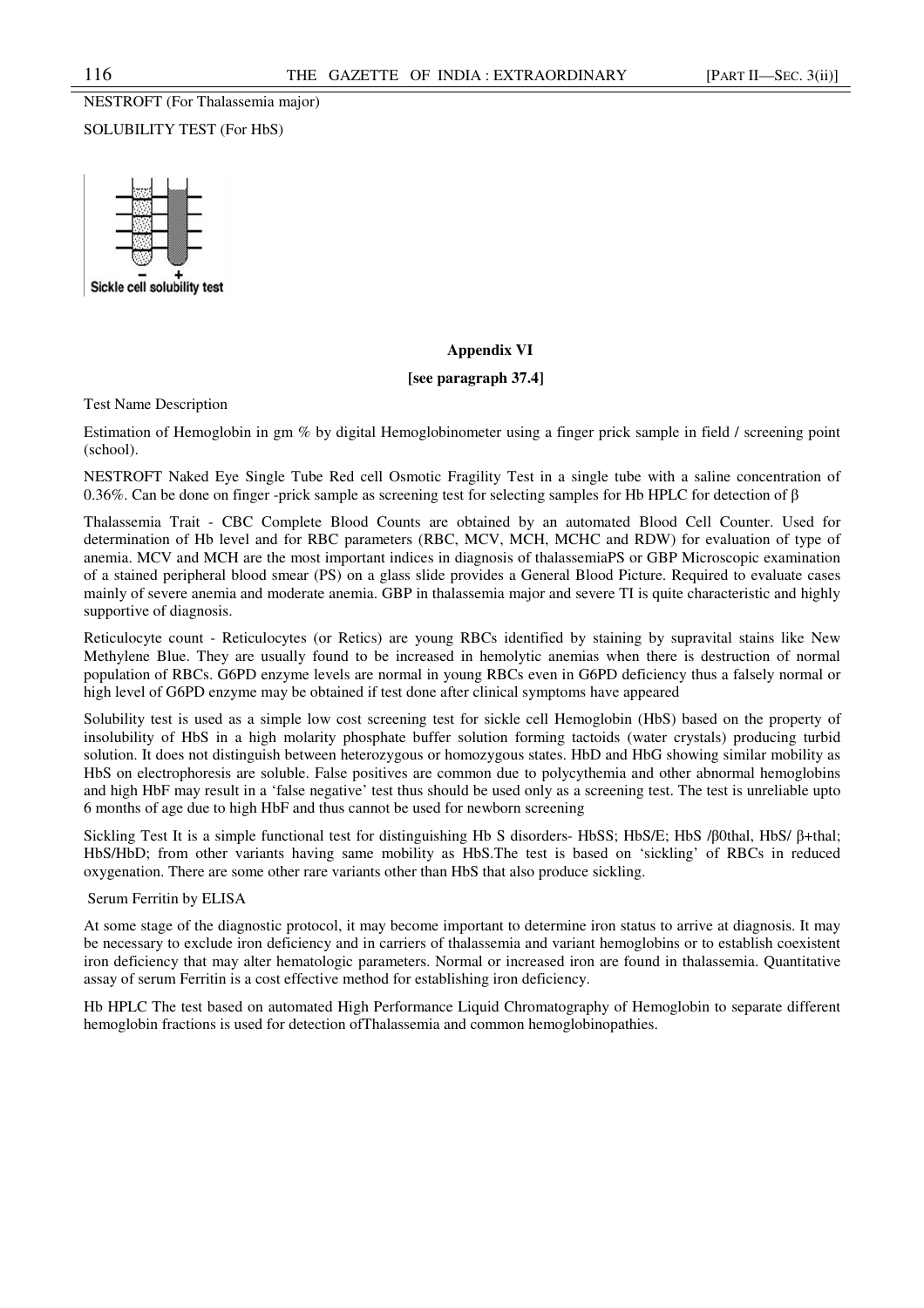NESTROFT (For Thalassemia major)

SOLUBILITY TEST (For HbS)

Sickle cell solubility test

**Appendix VI**

**[see paragraph 37.4]**

Test Name Description

Estimation of Hemoglobin in gm % by digital Hemoglobinometer using a finger prick sample in field / screening point (school).

NESTROFT Naked Eye Single Tube Red cell Osmotic Fragility Test in a single tube with a saline concentration of 0.36%. Can be done on finger -prick sample as screening test for selecting samples for Hb HPLC for detection of β

Thalassemia Trait - CBC Complete Blood Counts are obtained by an automated Blood Cell Counter. Used for determination of Hb level and for RBC parameters (RBC, MCV, MCH, MCHC and RDW) for evaluation of type of anemia. MCV and MCH are the most important indices in diagnosis of thalassemiaPS or GBP Microscopic examination of a stained peripheral blood smear (PS) on a glass slide provides a General Blood Picture. Required to evaluate cases mainly of severe anemia and moderate anemia. GBP in thalassemia major and severe TI is quite characteristic and highly supportive of diagnosis.

Reticulocyte count - Reticulocytes (or Retics) are young RBCs identified by staining by supravital stains like New Methylene Blue. They are usually found to be increased in hemolytic anemias when there is destruction of normal population of RBCs. G6PD enzyme levels are normal in young RBCs even in G6PD deficiency thus a falsely normal or high level of G6PD enzyme may be obtained if test done after clinical symptoms have appeared

Solubility test is used as a simple low cost screening test for sickle cell Hemoglobin (HbS) based on the property of insolubility of HbS in a high molarity phosphate buffer solution forming tactoids (water crystals) producing turbid solution. It does not distinguish between heterozygous or homozygous states. HbD and HbG showing similar mobility as HbS on electrophoresis are soluble. False positives are common due to polycythemia and other abnormal hemoglobins and high HbF may result in a 'false negative' test thus should be used only as a screening test. The test is unreliable upto 6 months of age due to high HbF and thus cannot be used for newborn screening

Sickling Test It is a simple functional test for distinguishing Hb S disorders- HbSS; HbS/E; HbS /β0thal, HbS/ β+thal; HbS/HbD; from other variants having same mobility as HbS.The test is based on 'sickling' of RBCs in reduced oxygenation. There are some other rare variants other than HbS that also produce sickling.

Serum Ferritin by ELISA

At some stage of the diagnostic protocol, it may become important to determine iron status to arrive at diagnosis. It may be necessary to exclude iron deficiency and in carriers of thalassemia and variant hemoglobins or to establish coexistent iron deficiency that may alter hematologic parameters. Normal or increased iron are found in thalassemia. Quantitative assay of serum Ferritin is a cost effective method for establishing iron deficiency.

Hb HPLC The test based on automated High Performance Liquid Chromatography of Hemoglobin to separate different hemoglobin fractions is used for detection ofThalassemia and common hemoglobinopathies.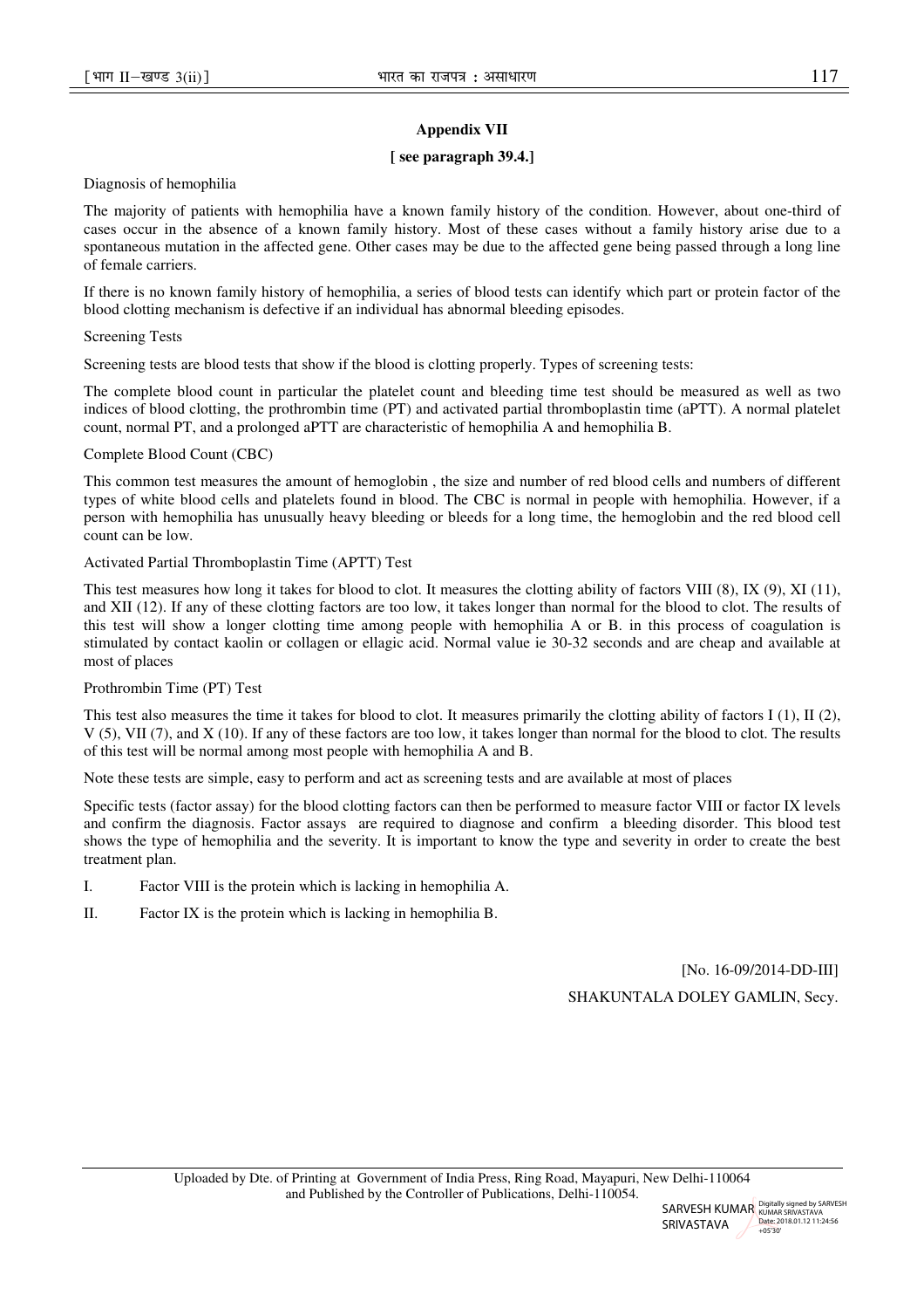## Appendix VII

**[ see paragraph 39.4.]**

Diagnosis of hemophilia

The majority of patients with hemophilia have a known family history of the condition. However, about one-third of cases occur in the absence of a known family history. Most of these cases without a family history arise due to a spontaneous mutation in the affected gene. Other cases may be due to the affected gene being passed through a long line of female carriers.

If there is no known family history of hemophilia, a series of blood tests can identify which part or protein factor of the blood clotting mechanism is defective if an individual has abnormal bleeding episodes.

Screening Tests

Screening tests are blood tests that show if the blood is clotting properly. Types of screening tests:

The complete blood count in particular the platelet count and bleeding time test should be measured as well as two indices of blood clotting, the prothrombin time (PT) and activated partial thromboplastin time (aPTT). A normal platelet count, normal PT, and a prolonged aPTT are characteristic of hemophilia A and hemophilia B.

Complete Blood Count (CBC)

This common test measures the amount of hemoglobin , the size and number of red blood cells and numbers of different types of white blood cells and platelets found in blood. The CBC is normal in people with hemophilia. However, if a person with hemophilia has unusually heavy bleeding or bleeds for a long time, the hemoglobin and the red blood cell count can be low.

Activated Partial Thromboplastin Time (APTT) Test

This test measures how long it takes for blood to clot. It measures the clotting ability of factors VIII (8), IX (9), XI (11), and XII (12). If any of these clotting factors are too low, it takes longer than normal for the blood to clot. The results of this test will show a longer clotting time among people with hemophilia A or B. in this process of coagulation is stimulated by contact kaolin or collagen or ellagic acid. Normal value ie 30-32 seconds and are cheap and available at most of places

Prothrombin Time (PT) Test

This test also measures the time it takes for blood to clot. It measures primarily the clotting ability of factors I (1), II (2), V (5), VII (7), and X (10). If any of these factors are too low, it takes longer than normal for the blood to clot. The results of this test will be normal among most people with hemophilia A and B.

Note these tests are simple, easy to perform and act as screening tests and are available at most of places

Specific tests (factor assay) for the blood clotting factors can then be performed to measure factor VIII or factor IX levels and confirm the diagnosis. Factor assays are required to diagnose and confirm a bleeding disorder. This blood test shows the type of hemophilia and the severity. It is important to know the type and severity in order to create the best treatment plan.

I. Factor VIII is the protein which is lacking in hemophilia A.

II. Factor IX is the protein which is lacking in hemophilia B.

[No. 16-09/2014-DD-III]

SHAKUNTALA DOLEY GAMLIN, Secy.

Uploaded by Dte. of Printing at Government of India Press, Ring Road, Mayapuri, New Delhi-110064 and Published by the Controller of Publications, Delhi-110054.

SARVESH KUMAR SRIVASTAVA Digitally signed by SARVESH KUMAR SRIVASTAVA Date: 2018.01.12 11:24:56 +05'30'